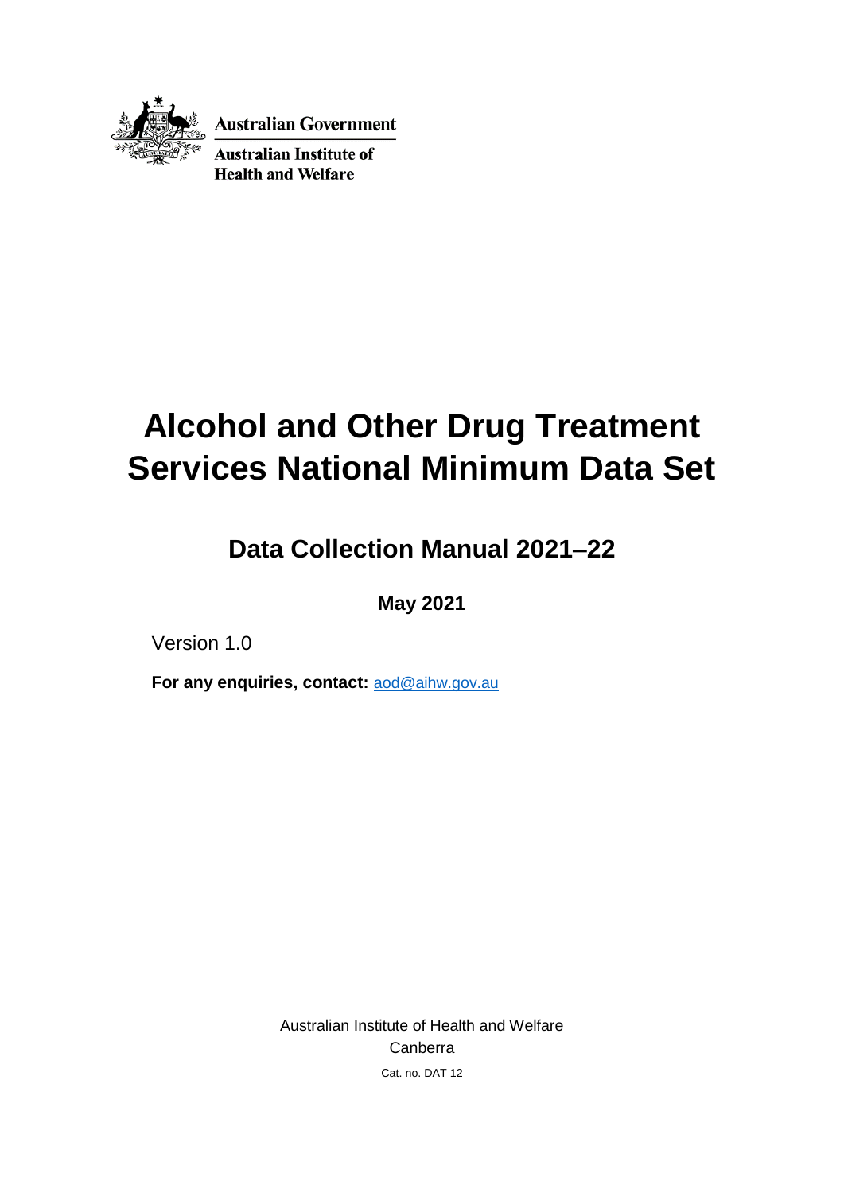Australian Government

Australian Institute of Health and Welfare

# Alcohol and Other Drug Treatment Services National Minimum Data Set

## Data Collection Manual 2021–22

**May 2021**

Version 1.0

**For any enquiries, contact:** aod@aihw.gov.au

Australian Institute of Health and Welfare

Canberra

Cat. no. DAT 12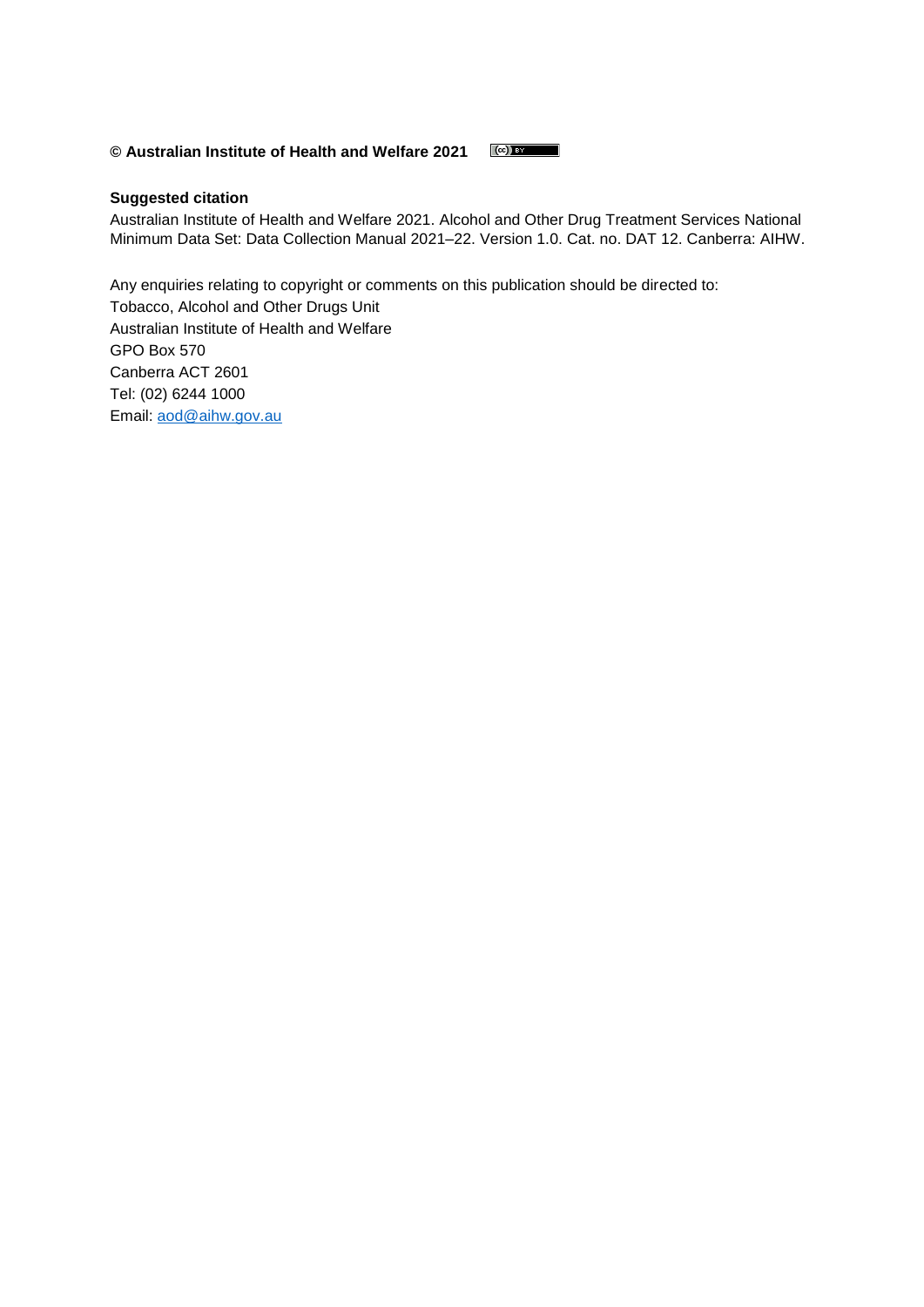**© Australian Institute of Health and Welfare 2021**

**Suggested citation**

Australian Institute of Health and Welfare 2021. Alcohol and Other Drug Treatment Services National Minimum Data Set: Data Collection Manual 2021–22. Version 1.0. Cat. no. DAT 12. Canberra: AIHW.

Any enquiries relating to copyright or comments on this publication should be directed to:
Tobacco, Alcohol and Other Drugs Unit
Australian Institute of Health and Welfare
GPO Box 570
Canberra ACT 2601
Tel: (02) 6244 1000
Email: aod@aihw.gov.au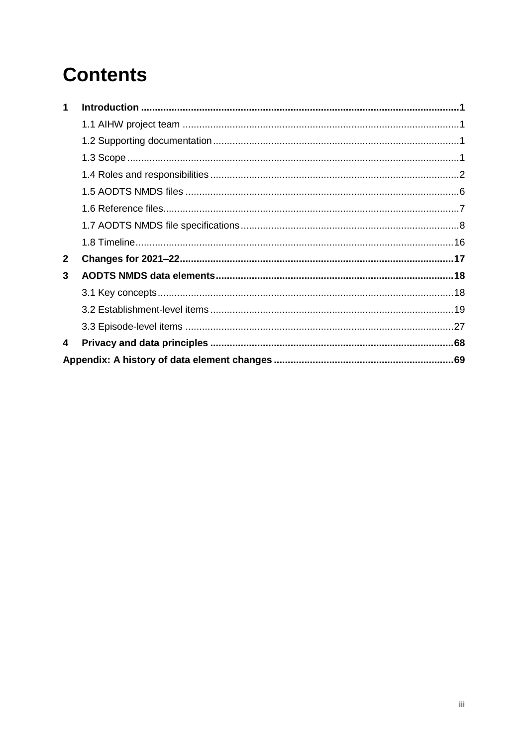# Contents

**1 Introduction ... 1**

- 1.1 AIHW project team ... 1
- 1.2 Supporting documentation ... 1
- 1.3 Scope ... 1
- 1.4 Roles and responsibilities ... 2
- 1.5 AODTS NMDS files ... 6
- 1.6 Reference files ... 7
- 1.7 AODTS NMDS file specifications ... 8
- 1.8 Timeline ... 16

**2 Changes for 2021–22 ... 17**

**3 AODTS NMDS data elements ... 18**

- 3.1 Key concepts ... 18
- 3.2 Establishment-level items ... 19
- 3.3 Episode-level items ... 27

**4 Privacy and data principles ... 68**

**Appendix: A history of data element changes ... 69**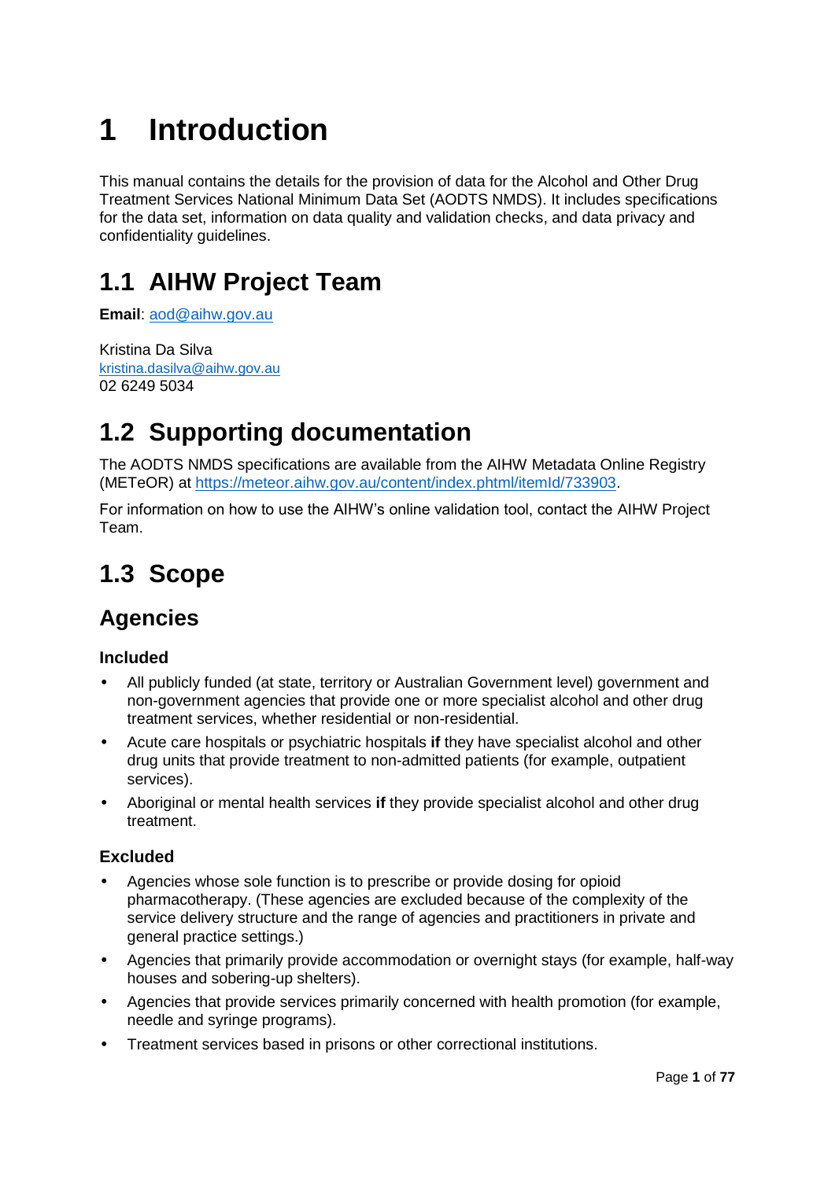# 1 Introduction

This manual contains the details for the provision of data for the Alcohol and Other Drug Treatment Services National Minimum Data Set (AODTS NMDS). It includes specifications for the data set, information on data quality and validation checks, and data privacy and confidentiality guidelines.

## 1.1 AIHW Project Team

**Email**: aod@aihw.gov.au

Kristina Da Silva
kristina.dasilva@aihw.gov.au
02 6249 5034

## 1.2 Supporting documentation

The AODTS NMDS specifications are available from the AIHW Metadata Online Registry (METeOR) at https://meteor.aihw.gov.au/content/index.phtml/itemId/733903.

For information on how to use the AIHW's online validation tool, contact the AIHW Project Team.

## 1.3 Scope

### Agencies

#### Included

- All publicly funded (at state, territory or Australian Government level) government and non-government agencies that provide one or more specialist alcohol and other drug treatment services, whether residential or non-residential.
- Acute care hospitals or psychiatric hospitals **if** they have specialist alcohol and other drug units that provide treatment to non-admitted patients (for example, outpatient services).
- Aboriginal or mental health services **if** they provide specialist alcohol and other drug treatment.

#### Excluded

- Agencies whose sole function is to prescribe or provide dosing for opioid pharmacotherapy. (These agencies are excluded because of the complexity of the service delivery structure and the range of agencies and practitioners in private and general practice settings.)
- Agencies that primarily provide accommodation or overnight stays (for example, half-way houses and sobering-up shelters).
- Agencies that provide services primarily concerned with health promotion (for example, needle and syringe programs).
- Treatment services based in prisons or other correctional institutions.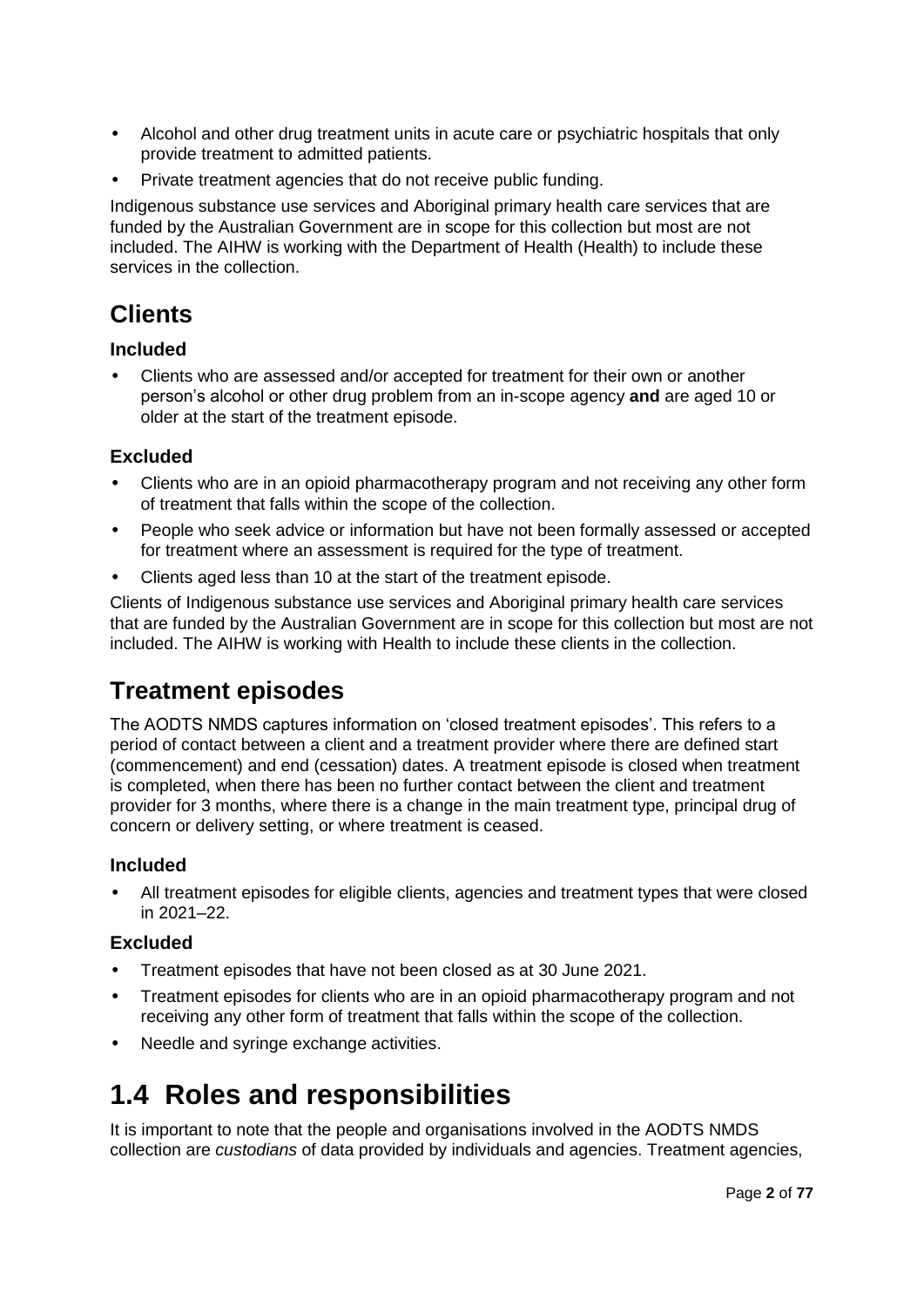- Alcohol and other drug treatment units in acute care or psychiatric hospitals that only provide treatment to admitted patients.
- Private treatment agencies that do not receive public funding.

Indigenous substance use services and Aboriginal primary health care services that are funded by the Australian Government are in scope for this collection but most are not included. The AIHW is working with the Department of Health (Health) to include these services in the collection.

## Clients

### Included

- Clients who are assessed and/or accepted for treatment for their own or another person's alcohol or other drug problem from an in-scope agency **and** are aged 10 or older at the start of the treatment episode.

### Excluded

- Clients who are in an opioid pharmacotherapy program and not receiving any other form of treatment that falls within the scope of the collection.
- People who seek advice or information but have not been formally assessed or accepted for treatment where an assessment is required for the type of treatment.
- Clients aged less than 10 at the start of the treatment episode.

Clients of Indigenous substance use services and Aboriginal primary health care services that are funded by the Australian Government are in scope for this collection but most are not included. The AIHW is working with Health to include these clients in the collection.

## Treatment episodes

The AODTS NMDS captures information on 'closed treatment episodes'. This refers to a period of contact between a client and a treatment provider where there are defined start (commencement) and end (cessation) dates. A treatment episode is closed when treatment is completed, when there has been no further contact between the client and treatment provider for 3 months, where there is a change in the main treatment type, principal drug of concern or delivery setting, or where treatment is ceased.

### Included

- All treatment episodes for eligible clients, agencies and treatment types that were closed in 2021–22.

### Excluded

- Treatment episodes that have not been closed as at 30 June 2021.
- Treatment episodes for clients who are in an opioid pharmacotherapy program and not receiving any other form of treatment that falls within the scope of the collection.
- Needle and syringe exchange activities.

# 1.4 Roles and responsibilities

It is important to note that the people and organisations involved in the AODTS NMDS collection are *custodians* of data provided by individuals and agencies. Treatment agencies,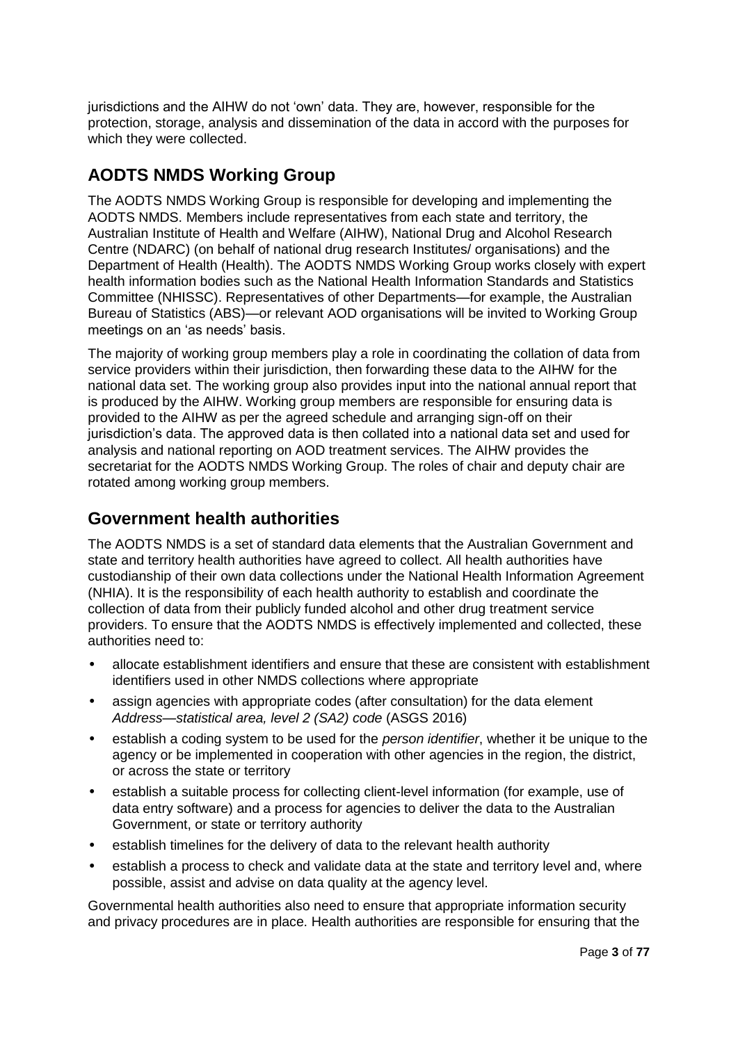jurisdictions and the AIHW do not 'own' data. They are, however, responsible for the protection, storage, analysis and dissemination of the data in accord with the purposes for which they were collected.

## AODTS NMDS Working Group

The AODTS NMDS Working Group is responsible for developing and implementing the AODTS NMDS. Members include representatives from each state and territory, the Australian Institute of Health and Welfare (AIHW), National Drug and Alcohol Research Centre (NDARC) (on behalf of national drug research Institutes/ organisations) and the Department of Health (Health). The AODTS NMDS Working Group works closely with expert health information bodies such as the National Health Information Standards and Statistics Committee (NHISSC). Representatives of other Departments—for example, the Australian Bureau of Statistics (ABS)—or relevant AOD organisations will be invited to Working Group meetings on an 'as needs' basis.

The majority of working group members play a role in coordinating the collation of data from service providers within their jurisdiction, then forwarding these data to the AIHW for the national data set. The working group also provides input into the national annual report that is produced by the AIHW. Working group members are responsible for ensuring data is provided to the AIHW as per the agreed schedule and arranging sign-off on their jurisdiction's data. The approved data is then collated into a national data set and used for analysis and national reporting on AOD treatment services. The AIHW provides the secretariat for the AODTS NMDS Working Group. The roles of chair and deputy chair are rotated among working group members.

## Government health authorities

The AODTS NMDS is a set of standard data elements that the Australian Government and state and territory health authorities have agreed to collect. All health authorities have custodianship of their own data collections under the National Health Information Agreement (NHIA). It is the responsibility of each health authority to establish and coordinate the collection of data from their publicly funded alcohol and other drug treatment service providers. To ensure that the AODTS NMDS is effectively implemented and collected, these authorities need to:

- allocate establishment identifiers and ensure that these are consistent with establishment identifiers used in other NMDS collections where appropriate
- assign agencies with appropriate codes (after consultation) for the data element *Address—statistical area, level 2 (SA2) code* (ASGS 2016)
- establish a coding system to be used for the *person identifier*, whether it be unique to the agency or be implemented in cooperation with other agencies in the region, the district, or across the state or territory
- establish a suitable process for collecting client-level information (for example, use of data entry software) and a process for agencies to deliver the data to the Australian Government, or state or territory authority
- establish timelines for the delivery of data to the relevant health authority
- establish a process to check and validate data at the state and territory level and, where possible, assist and advise on data quality at the agency level.

Governmental health authorities also need to ensure that appropriate information security and privacy procedures are in place. Health authorities are responsible for ensuring that the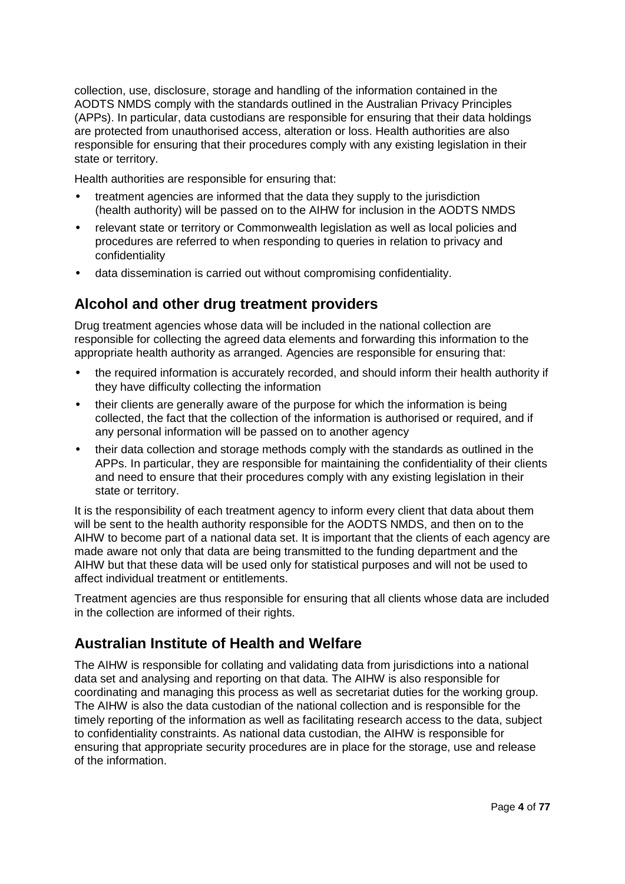collection, use, disclosure, storage and handling of the information contained in the AODTS NMDS comply with the standards outlined in the Australian Privacy Principles (APPs). In particular, data custodians are responsible for ensuring that their data holdings are protected from unauthorised access, alteration or loss. Health authorities are also responsible for ensuring that their procedures comply with any existing legislation in their state or territory.

Health authorities are responsible for ensuring that:

- treatment agencies are informed that the data they supply to the jurisdiction (health authority) will be passed on to the AIHW for inclusion in the AODTS NMDS
- relevant state or territory or Commonwealth legislation as well as local policies and procedures are referred to when responding to queries in relation to privacy and confidentiality
- data dissemination is carried out without compromising confidentiality.

## Alcohol and other drug treatment providers

Drug treatment agencies whose data will be included in the national collection are responsible for collecting the agreed data elements and forwarding this information to the appropriate health authority as arranged. Agencies are responsible for ensuring that:

- the required information is accurately recorded, and should inform their health authority if they have difficulty collecting the information
- their clients are generally aware of the purpose for which the information is being collected, the fact that the collection of the information is authorised or required, and if any personal information will be passed on to another agency
- their data collection and storage methods comply with the standards as outlined in the APPs. In particular, they are responsible for maintaining the confidentiality of their clients and need to ensure that their procedures comply with any existing legislation in their state or territory.

It is the responsibility of each treatment agency to inform every client that data about them will be sent to the health authority responsible for the AODTS NMDS, and then on to the AIHW to become part of a national data set. It is important that the clients of each agency are made aware not only that data are being transmitted to the funding department and the AIHW but that these data will be used only for statistical purposes and will not be used to affect individual treatment or entitlements.

Treatment agencies are thus responsible for ensuring that all clients whose data are included in the collection are informed of their rights.

## Australian Institute of Health and Welfare

The AIHW is responsible for collating and validating data from jurisdictions into a national data set and analysing and reporting on that data. The AIHW is also responsible for coordinating and managing this process as well as secretariat duties for the working group. The AIHW is also the data custodian of the national collection and is responsible for the timely reporting of the information as well as facilitating research access to the data, subject to confidentiality constraints. As national data custodian, the AIHW is responsible for ensuring that appropriate security procedures are in place for the storage, use and release of the information.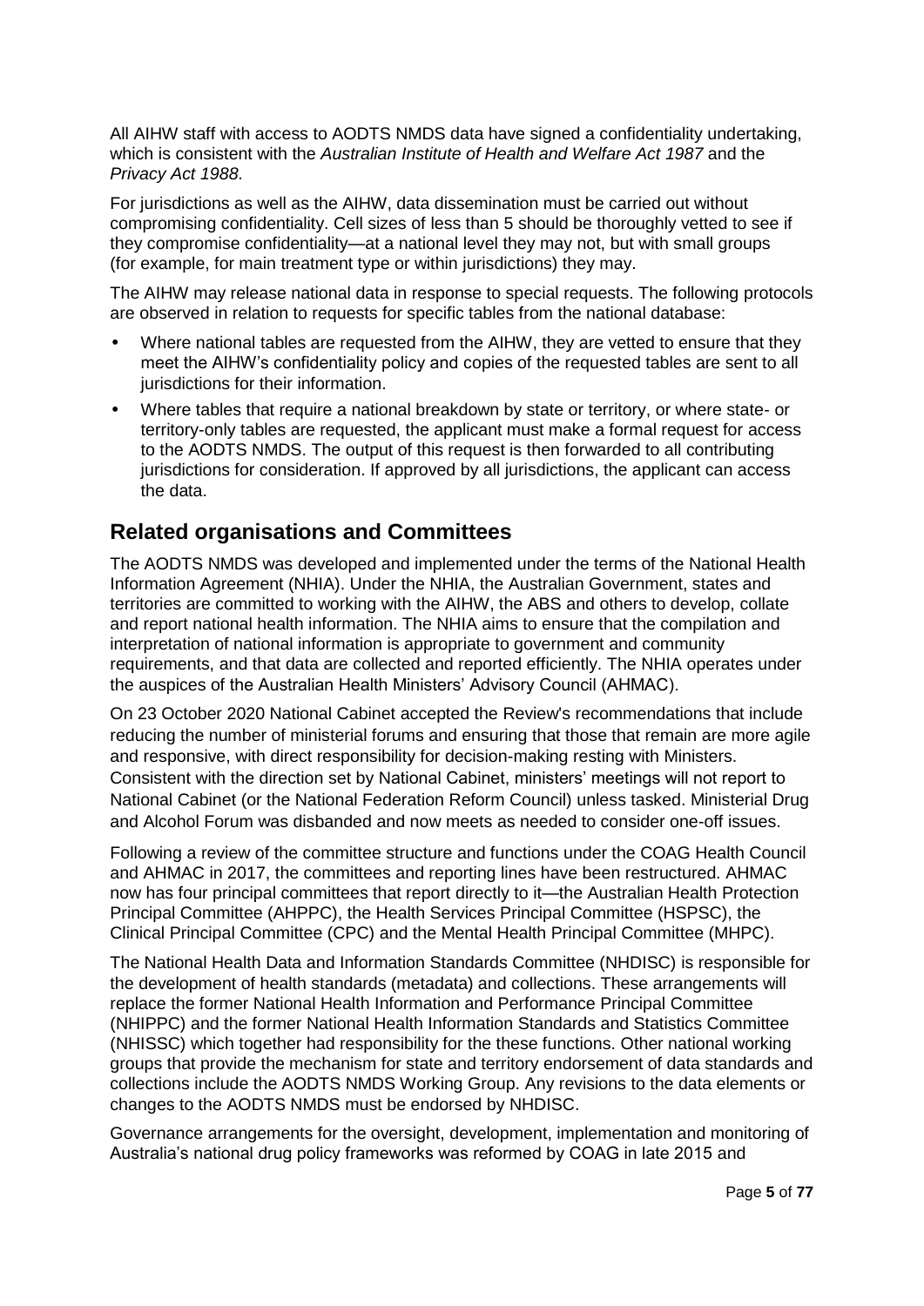All AIHW staff with access to AODTS NMDS data have signed a confidentiality undertaking, which is consistent with the *Australian Institute of Health and Welfare Act 1987* and the *Privacy Act 1988*.

For jurisdictions as well as the AIHW, data dissemination must be carried out without compromising confidentiality. Cell sizes of less than 5 should be thoroughly vetted to see if they compromise confidentiality—at a national level they may not, but with small groups (for example, for main treatment type or within jurisdictions) they may.

The AIHW may release national data in response to special requests. The following protocols are observed in relation to requests for specific tables from the national database:

- Where national tables are requested from the AIHW, they are vetted to ensure that they meet the AIHW's confidentiality policy and copies of the requested tables are sent to all jurisdictions for their information.
- Where tables that require a national breakdown by state or territory, or where state- or territory-only tables are requested, the applicant must make a formal request for access to the AODTS NMDS. The output of this request is then forwarded to all contributing jurisdictions for consideration. If approved by all jurisdictions, the applicant can access the data.

## Related organisations and Committees

The AODTS NMDS was developed and implemented under the terms of the National Health Information Agreement (NHIA). Under the NHIA, the Australian Government, states and territories are committed to working with the AIHW, the ABS and others to develop, collate and report national health information. The NHIA aims to ensure that the compilation and interpretation of national information is appropriate to government and community requirements, and that data are collected and reported efficiently. The NHIA operates under the auspices of the Australian Health Ministers' Advisory Council (AHMAC).

On 23 October 2020 National Cabinet accepted the Review's recommendations that include reducing the number of ministerial forums and ensuring that those that remain are more agile and responsive, with direct responsibility for decision-making resting with Ministers. Consistent with the direction set by National Cabinet, ministers' meetings will not report to National Cabinet (or the National Federation Reform Council) unless tasked. Ministerial Drug and Alcohol Forum was disbanded and now meets as needed to consider one-off issues.

Following a review of the committee structure and functions under the COAG Health Council and AHMAC in 2017, the committees and reporting lines have been restructured. AHMAC now has four principal committees that report directly to it—the Australian Health Protection Principal Committee (AHPPC), the Health Services Principal Committee (HSPSC), the Clinical Principal Committee (CPC) and the Mental Health Principal Committee (MHPC).

The National Health Data and Information Standards Committee (NHDISC) is responsible for the development of health standards (metadata) and collections. These arrangements will replace the former National Health Information and Performance Principal Committee (NHIPPC) and the former National Health Information Standards and Statistics Committee (NHISSC) which together had responsibility for the these functions. Other national working groups that provide the mechanism for state and territory endorsement of data standards and collections include the AODTS NMDS Working Group. Any revisions to the data elements or changes to the AODTS NMDS must be endorsed by NHDISC.

Governance arrangements for the oversight, development, implementation and monitoring of Australia's national drug policy frameworks was reformed by COAG in late 2015 and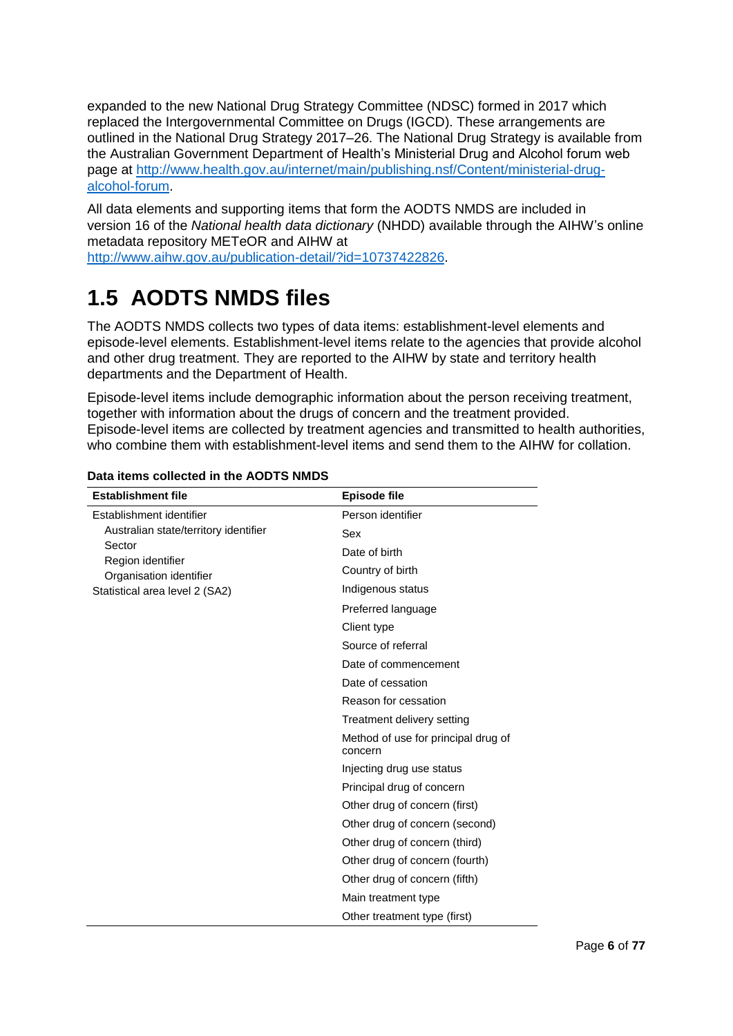expanded to the new National Drug Strategy Committee (NDSC) formed in 2017 which replaced the Intergovernmental Committee on Drugs (IGCD). These arrangements are outlined in the National Drug Strategy 2017–26. The National Drug Strategy is available from the Australian Government Department of Health's Ministerial Drug and Alcohol forum web page at [http://www.health.gov.au/internet/main/publishing.nsf/Content/ministerial-drug-alcohol-forum](http://www.health.gov.au/internet/main/publishing.nsf/Content/ministerial-drug-alcohol-forum).

All data elements and supporting items that form the AODTS NMDS are included in version 16 of the *National health data dictionary* (NHDD) available through the AIHW's online metadata repository METeOR and AIHW at [http://www.aihw.gov.au/publication-detail/?id=10737422826](http://www.aihw.gov.au/publication-detail/?id=10737422826).

## 1.5 AODTS NMDS files

The AODTS NMDS collects two types of data items: establishment-level elements and episode-level elements. Establishment-level items relate to the agencies that provide alcohol and other drug treatment. They are reported to the AIHW by state and territory health departments and the Department of Health.

Episode-level items include demographic information about the person receiving treatment, together with information about the drugs of concern and the treatment provided. Episode-level items are collected by treatment agencies and transmitted to health authorities, who combine them with establishment-level items and send them to the AIHW for collation.

**Data items collected in the AODTS NMDS**

| Establishment file | Episode file |
|---|---|
| Establishment identifier | Person identifier |
| Australian state/territory identifier | Sex |
| Sector | Date of birth |
| Region identifier | Country of birth |
| Organisation identifier | Indigenous status |
| Statistical area level 2 (SA2) | Preferred language |
| | Client type |
| | Source of referral |
| | Date of commencement |
| | Date of cessation |
| | Reason for cessation |
| | Treatment delivery setting |
| | Method of use for principal drug of concern |
| | Injecting drug use status |
| | Principal drug of concern |
| | Other drug of concern (first) |
| | Other drug of concern (second) |
| | Other drug of concern (third) |
| | Other drug of concern (fourth) |
| | Other drug of concern (fifth) |
| | Main treatment type |
| | Other treatment type (first) |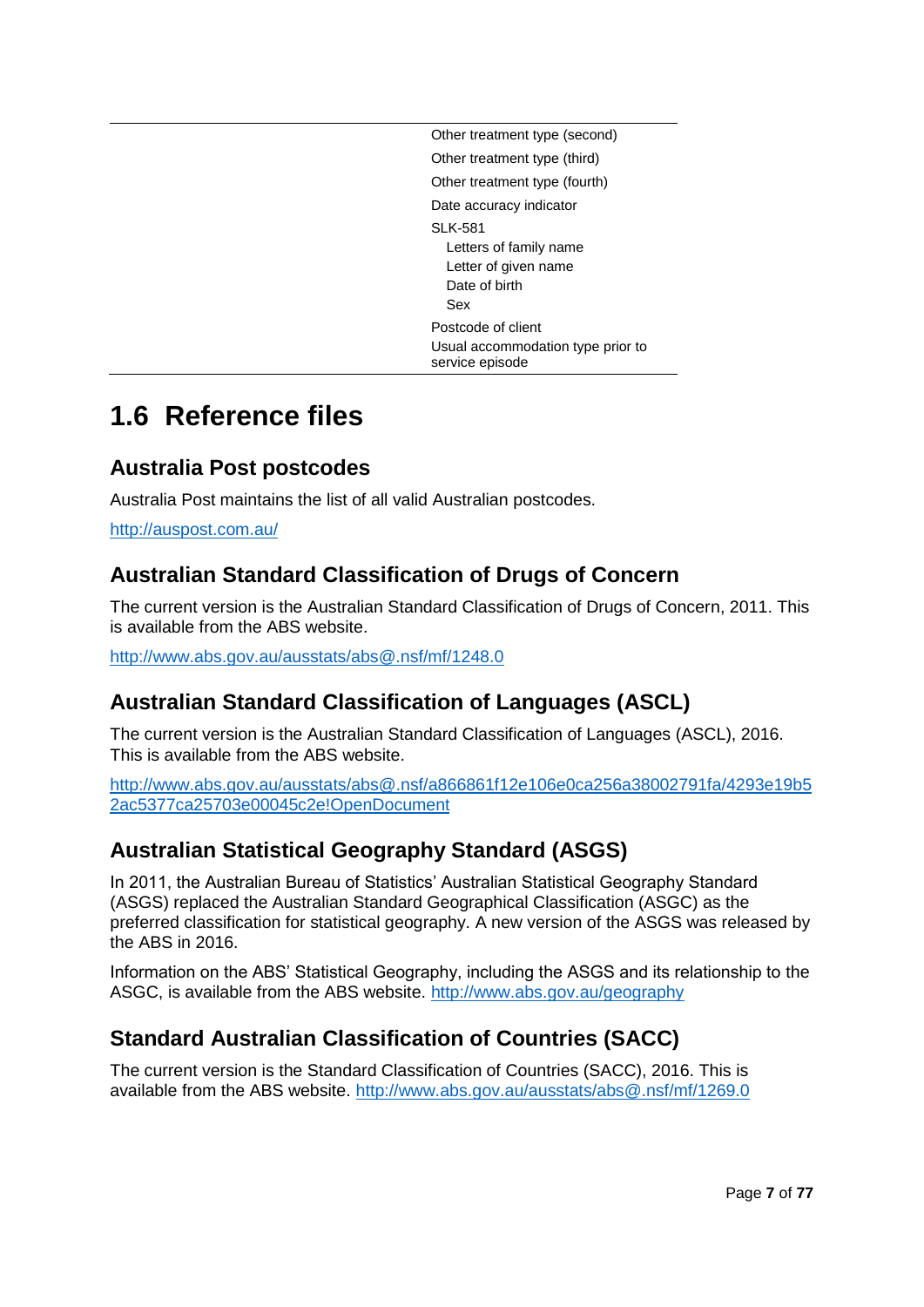| | |
|---|---|
| | Other treatment type (second) |
| | Other treatment type (third) |
| | Other treatment type (fourth) |
| | Date accuracy indicator |
| | SLK-581<br>Letters of family name<br>Letter of given name<br>Date of birth<br>Sex |
| | Postcode of client |
| | Usual accommodation type prior to service episode |

# 1.6 Reference files

## Australia Post postcodes

Australia Post maintains the list of all valid Australian postcodes.

http://auspost.com.au/

## Australian Standard Classification of Drugs of Concern

The current version is the Australian Standard Classification of Drugs of Concern, 2011. This is available from the ABS website.

http://www.abs.gov.au/ausstats/abs@.nsf/mf/1248.0

## Australian Standard Classification of Languages (ASCL)

The current version is the Australian Standard Classification of Languages (ASCL), 2016. This is available from the ABS website.

http://www.abs.gov.au/ausstats/abs@.nsf/a866861f12e106e0ca256a38002791fa/4293e19b52ac5377ca25703e00045c2e!OpenDocument

## Australian Statistical Geography Standard (ASGS)

In 2011, the Australian Bureau of Statistics' Australian Statistical Geography Standard (ASGS) replaced the Australian Standard Geographical Classification (ASGC) as the preferred classification for statistical geography. A new version of the ASGS was released by the ABS in 2016.

Information on the ABS' Statistical Geography, including the ASGS and its relationship to the ASGC, is available from the ABS website. http://www.abs.gov.au/geography

## Standard Australian Classification of Countries (SACC)

The current version is the Standard Classification of Countries (SACC), 2016. This is available from the ABS website. http://www.abs.gov.au/ausstats/abs@.nsf/mf/1269.0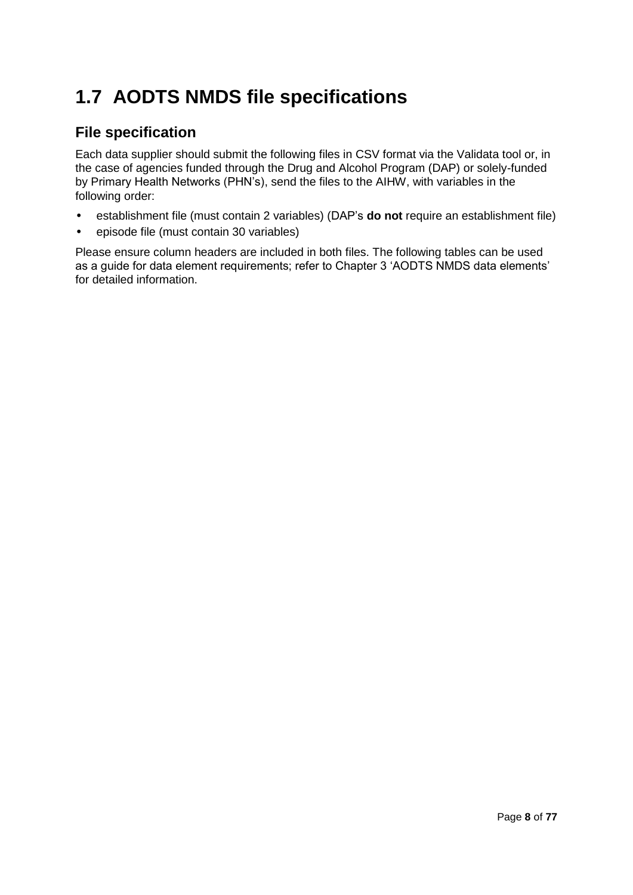# 1.7 AODTS NMDS file specifications

## File specification

Each data supplier should submit the following files in CSV format via the Validata tool or, in the case of agencies funded through the Drug and Alcohol Program (DAP) or solely-funded by Primary Health Networks (PHN's), send the files to the AIHW, with variables in the following order:

- establishment file (must contain 2 variables) (DAP's **do not** require an establishment file)
- episode file (must contain 30 variables)

Please ensure column headers are included in both files. The following tables can be used as a guide for data element requirements; refer to Chapter 3 'AODTS NMDS data elements' for detailed information.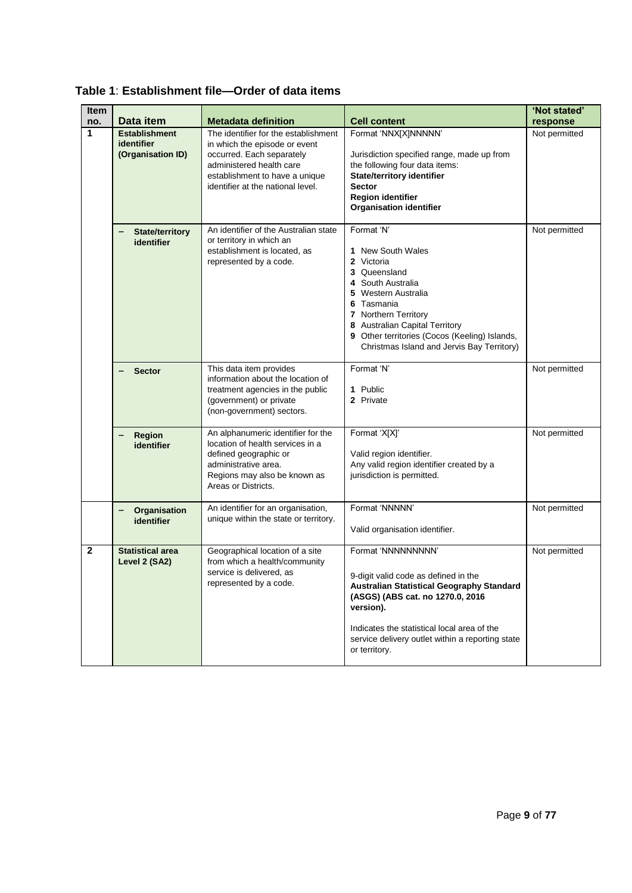**Table 1**: **Establishment file—Order of data items**

| Item no. | Data item | Metadata definition | Cell content | 'Not stated' response |
|---|---|---|---|---|
| **1** | **Establishment identifier (Organisation ID)** | The identifier for the establishment in which the episode or event occurred. Each separately administered health care establishment to have a unique identifier at the national level. | Format 'NNX[X]NNNNN'<br><br>Jurisdiction specified range, made up from the following four data items:<br>**State/territory identifier**<br>**Sector**<br>**Region identifier**<br>**Organisation identifier** | Not permitted |
| | – **State/territory identifier** | An identifier of the Australian state or territory in which an establishment is located, as represented by a code. | Format 'N'<br><br>**1** New South Wales<br>**2** Victoria<br>**3** Queensland<br>**4** South Australia<br>**5** Western Australia<br>**6** Tasmania<br>**7** Northern Territory<br>**8** Australian Capital Territory<br>**9** Other territories (Cocos (Keeling) Islands, Christmas Island and Jervis Bay Territory) | Not permitted |
| | – **Sector** | This data item provides information about the location of treatment agencies in the public (government) or private (non-government) sectors. | Format 'N'<br><br>**1** Public<br>**2** Private | Not permitted |
| | – **Region identifier** | An alphanumeric identifier for the location of health services in a defined geographic or administrative area. Regions may also be known as Areas or Districts. | Format 'X[X]'<br><br>Valid region identifier.<br>Any valid region identifier created by a jurisdiction is permitted. | Not permitted |
| | – **Organisation identifier** | An identifier for an organisation, unique within the state or territory. | Format 'NNNNN'<br><br>Valid organisation identifier. | Not permitted |
| **2** | **Statistical area Level 2 (SA2)** | Geographical location of a site from which a health/community service is delivered, as represented by a code. | Format 'NNNNNNNNN'<br><br>9-digit valid code as defined in the **Australian Statistical Geography Standard (ASGS) (ABS cat. no 1270.0, 2016 version).**<br><br>Indicates the statistical local area of the service delivery outlet within a reporting state or territory. | Not permitted |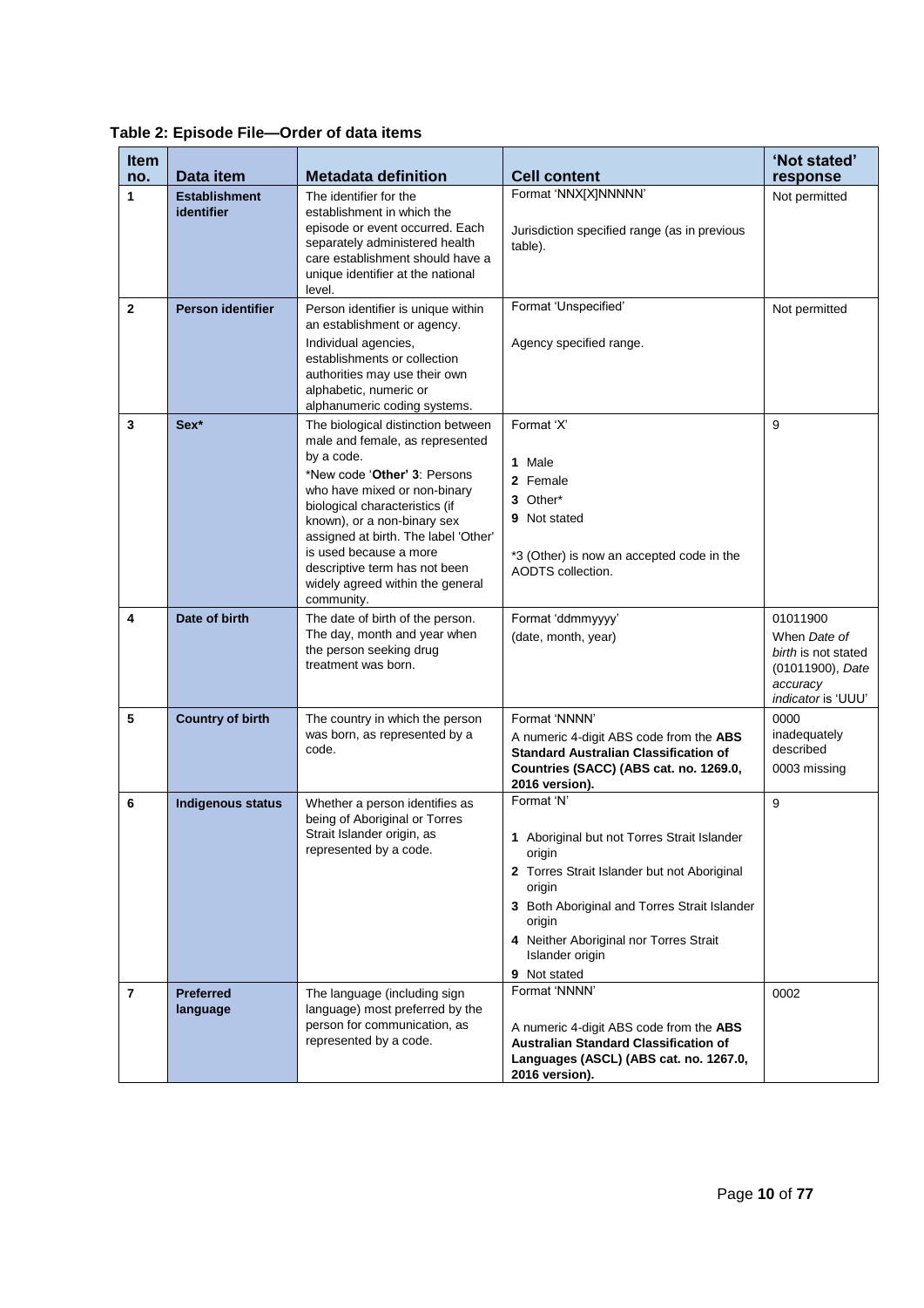**Table 2: Episode File—Order of data items**

| Item no. | Data item | Metadata definition | Cell content | 'Not stated' response |
|---|---|---|---|---|
| **1** | **Establishment identifier** | The identifier for the establishment in which the episode or event occurred. Each separately administered health care establishment should have a unique identifier at the national level. | Format 'NNX[X]NNNNN'<br><br>Jurisdiction specified range (as in previous table). | Not permitted |
| **2** | **Person identifier** | Person identifier is unique within an establishment or agency.<br>Individual agencies, establishments or collection authorities may use their own alphabetic, numeric or alphanumeric coding systems. | Format 'Unspecified'<br><br>Agency specified range. | Not permitted |
| **3** | **Sex*** | The biological distinction between male and female, as represented by a code.<br>*New code '**Other' 3**: Persons who have mixed or non-binary biological characteristics (if known), or a non-binary sex assigned at birth. The label 'Other' is used because a more descriptive term has not been widely agreed within the general community. | Format 'X'<br><br>**1** Male<br>**2** Female<br>**3** Other*<br>**9** Not stated<br><br>*3 (Other) is now an accepted code in the AODTS collection. | 9 |
| **4** | **Date of birth** | The date of birth of the person. The day, month and year when the person seeking drug treatment was born. | Format 'ddmmyyyy'<br>(date, month, year) | 01011900<br>When *Date of birth* is not stated (01011900), *Date accuracy indicator* is 'UUU' |
| **5** | **Country of birth** | The country in which the person was born, as represented by a code. | Format 'NNNN'<br>A numeric 4-digit ABS code from the **ABS Standard Australian Classification of Countries (SACC) (ABS cat. no. 1269.0, 2016 version).** | 0000 inadequately described<br>0003 missing |
| **6** | **Indigenous status** | Whether a person identifies as being of Aboriginal or Torres Strait Islander origin, as represented by a code. | Format 'N'<br><br>**1** Aboriginal but not Torres Strait Islander origin<br>**2** Torres Strait Islander but not Aboriginal origin<br>**3** Both Aboriginal and Torres Strait Islander origin<br>**4** Neither Aboriginal nor Torres Strait Islander origin<br>**9** Not stated | 9 |
| **7** | **Preferred language** | The language (including sign language) most preferred by the person for communication, as represented by a code. | Format 'NNNN'<br><br>A numeric 4-digit ABS code from the **ABS Australian Standard Classification of Languages (ASCL) (ABS cat. no. 1267.0, 2016 version).** | 0002 |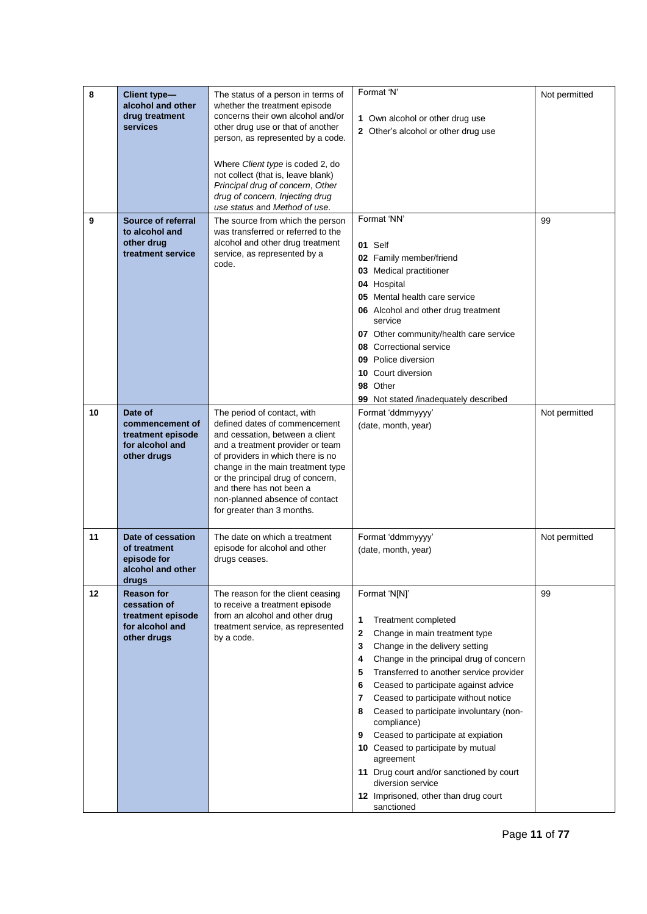| 8 | **Client type—alcohol and other drug treatment services** | The status of a person in terms of whether the treatment episode concerns their own alcohol and/or other drug use or that of another person, as represented by a code.<br><br>Where *Client type* is coded 2, do not collect (that is, leave blank) *Principal drug of concern*, *Other drug of concern*, *Injecting drug use status* and *Method of use*. | Format 'N'<br><br>**1** Own alcohol or other drug use<br>**2** Other's alcohol or other drug use | Not permitted |
|---|---|---|---|---|
| 9 | **Source of referral to alcohol and other drug treatment service** | The source from which the person was transferred or referred to the alcohol and other drug treatment service, as represented by a code. | Format 'NN'<br><br>**01** Self<br>**02** Family member/friend<br>**03** Medical practitioner<br>**04** Hospital<br>**05** Mental health care service<br>**06** Alcohol and other drug treatment service<br>**07** Other community/health care service<br>**08** Correctional service<br>**09** Police diversion<br>**10** Court diversion<br>**98** Other<br>**99** Not stated /inadequately described | 99 |
| 10 | **Date of commencement of treatment episode for alcohol and other drugs** | The period of contact, with defined dates of commencement and cessation, between a client and a treatment provider or team of providers in which there is no change in the main treatment type or the principal drug of concern, and there has not been a non-planned absence of contact for greater than 3 months. | Format 'ddmmyyyy'<br>(date, month, year) | Not permitted |
| 11 | **Date of cessation of treatment episode for alcohol and other drugs** | The date on which a treatment episode for alcohol and other drugs ceases. | Format 'ddmmyyyy'<br>(date, month, year) | Not permitted |
| 12 | **Reason for cessation of treatment episode for alcohol and other drugs** | The reason for the client ceasing to receive a treatment episode from an alcohol and other drug treatment service, as represented by a code. | Format 'N[N]'<br><br>**1** Treatment completed<br>**2** Change in main treatment type<br>**3** Change in the delivery setting<br>**4** Change in the principal drug of concern<br>**5** Transferred to another service provider<br>**6** Ceased to participate against advice<br>**7** Ceased to participate without notice<br>**8** Ceased to participate involuntary (non-compliance)<br>**9** Ceased to participate at expiation<br>**10** Ceased to participate by mutual agreement<br>**11** Drug court and/or sanctioned by court diversion service<br>**12** Imprisoned, other than drug court sanctioned | 99 |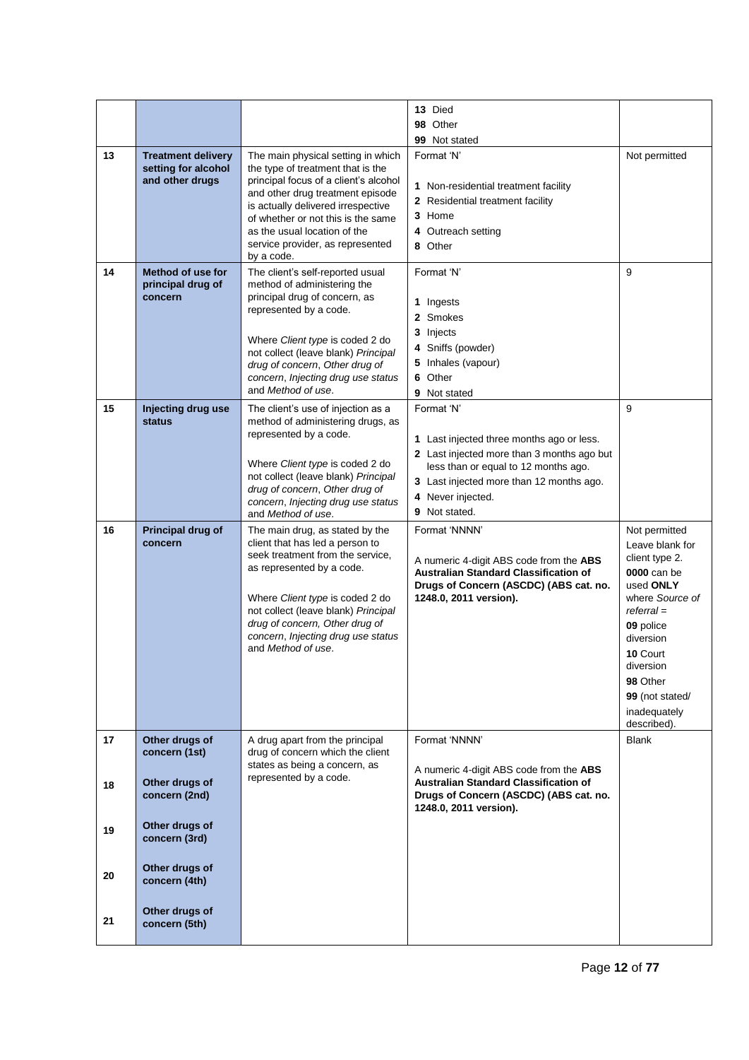| | | | | |
|---|---|---|---|---|
| | | | **13** Died<br>**98** Other<br>**99** Not stated | |
| 13 | **Treatment delivery setting for alcohol and other drugs** | The main physical setting in which the type of treatment that is the principal focus of a client's alcohol and other drug treatment episode is actually delivered irrespective of whether or not this is the same as the usual location of the service provider, as represented by a code. | Format 'N'<br><br>**1** Non-residential treatment facility<br>**2** Residential treatment facility<br>**3** Home<br>**4** Outreach setting<br>**8** Other | Not permitted |
| 14 | **Method of use for principal drug of concern** | The client's self-reported usual method of administering the principal drug of concern, as represented by a code.<br><br>Where *Client type* is coded 2 do not collect (leave blank) *Principal drug of concern*, *Other drug of concern*, *Injecting drug use status* and *Method of use*. | Format 'N'<br><br>**1** Ingests<br>**2** Smokes<br>**3** Injects<br>**4** Sniffs (powder)<br>**5** Inhales (vapour)<br>**6** Other<br>**9** Not stated | 9 |
| 15 | **Injecting drug use status** | The client's use of injection as a method of administering drugs, as represented by a code.<br><br>Where *Client type* is coded 2 do not collect (leave blank) *Principal drug of concern*, *Other drug of concern*, *Injecting drug use status* and *Method of use*. | Format 'N'<br><br>**1** Last injected three months ago or less.<br>**2** Last injected more than 3 months ago but less than or equal to 12 months ago.<br>**3** Last injected more than 12 months ago.<br>**4** Never injected.<br>**9** Not stated. | 9 |
| 16 | **Principal drug of concern** | The main drug, as stated by the client that has led a person to seek treatment from the service, as represented by a code.<br><br>Where *Client type* is coded 2 do not collect (leave blank) *Principal drug of concern*, *Other drug of concern*, *Injecting drug use status* and *Method of use*. | Format 'NNNN'<br><br>A numeric 4-digit ABS code from the **ABS Australian Standard Classification of Drugs of Concern (ASCDC) (ABS cat. no. 1248.0, 2011 version).** | Not permitted<br>Leave blank for client type 2.<br>**0000** can be used **ONLY** where *Source of referral* =<br>**09** police diversion<br>**10** Court diversion<br>**98** Other<br>**99** (not stated/ inadequately described). |
| 17<br><br>18<br><br>19<br><br>20<br><br>21 | **Other drugs of concern (1st)**<br><br>**Other drugs of concern (2nd)**<br><br>**Other drugs of concern (3rd)**<br><br>**Other drugs of concern (4th)**<br><br>**Other drugs of concern (5th)** | A drug apart from the principal drug of concern which the client states as being a concern, as represented by a code. | Format 'NNNN'<br><br>A numeric 4-digit ABS code from the **ABS Australian Standard Classification of Drugs of Concern (ASCDC) (ABS cat. no. 1248.0, 2011 version).** | Blank |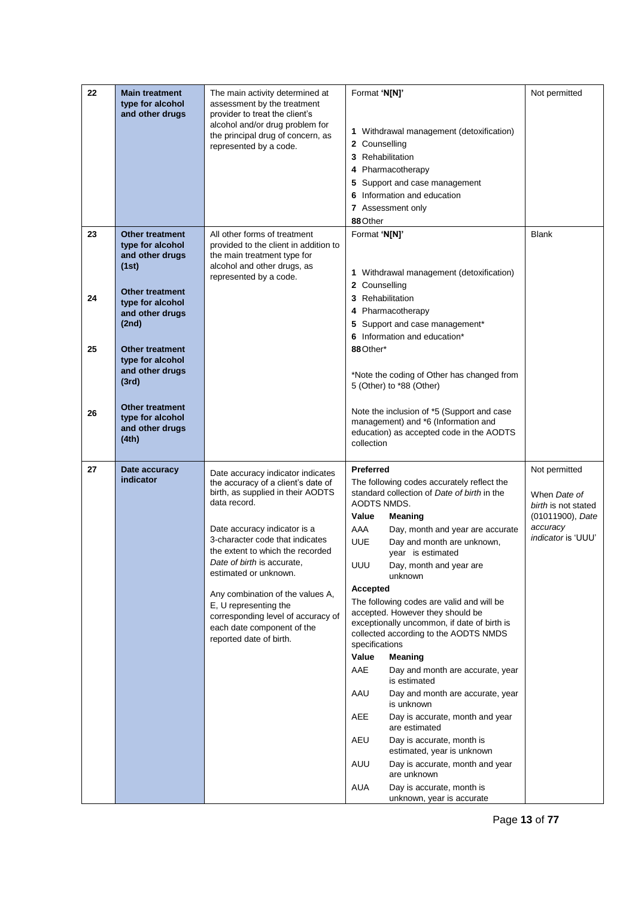| 22 | **Main treatment type for alcohol and other drugs** | The main activity determined at assessment by the treatment provider to treat the client's alcohol and/or drug problem for the principal drug of concern, as represented by a code. | Format **'N[N]'**<br><br>**1** Withdrawal management (detoxification)<br>**2** Counselling<br>**3** Rehabilitation<br>**4** Pharmacotherapy<br>**5** Support and case management<br>**6** Information and education<br>**7** Assessment only<br>**88** Other | Not permitted |
|---|---|---|---|---|
| 23<br><br>24<br><br>25<br><br>26 | **Other treatment type for alcohol and other drugs (1st)**<br><br>**Other treatment type for alcohol and other drugs (2nd)**<br><br>**Other treatment type for alcohol and other drugs (3rd)**<br><br>**Other treatment type for alcohol and other drugs (4th)** | All other forms of treatment provided to the client in addition to the main treatment type for alcohol and other drugs, as represented by a code. | Format **'N[N]'**<br><br>**1** Withdrawal management (detoxification)<br>**2** Counselling<br>**3** Rehabilitation<br>**4** Pharmacotherapy<br>**5** Support and case management*<br>**6** Information and education*<br>**88** Other*<br><br>*Note the coding of Other has changed from 5 (Other) to *88 (Other)<br><br>Note the inclusion of *5 (Support and case management) and *6 (Information and education) as accepted code in the AODTS collection | Blank |
| 27 | **Date accuracy indicator** | Date accuracy indicator indicates the accuracy of a client's date of birth, as supplied in their AODTS data record.<br><br>Date accuracy indicator is a 3-character code that indicates the extent to which the recorded *Date of birth* is accurate, estimated or unknown.<br><br>Any combination of the values A, E, U representing the corresponding level of accuracy of each date component of the reported date of birth. | **Preferred**<br>The following codes accurately reflect the standard collection of *Date of birth* in the AODTS NMDS.<br>**Value** — **Meaning**<br>AAA — Day, month and year are accurate<br>UUE — Day and month are unknown, year is estimated<br>UUU — Day, month and year are unknown<br><br>**Accepted**<br>The following codes are valid and will be accepted. However they should be exceptionally uncommon, if date of birth is collected according to the AODTS NMDS specifications<br>**Value** — **Meaning**<br>AAE — Day and month are accurate, year is estimated<br>AAU — Day and month are accurate, year is unknown<br>AEE — Day is accurate, month and year are estimated<br>AEU — Day is accurate, month is estimated, year is unknown<br>AUU — Day is accurate, month and year are unknown<br>AUA — Day is accurate, month is unknown, year is accurate | Not permitted<br><br>When *Date of birth* is not stated (01011900), *Date accuracy indicator* is 'UUU' |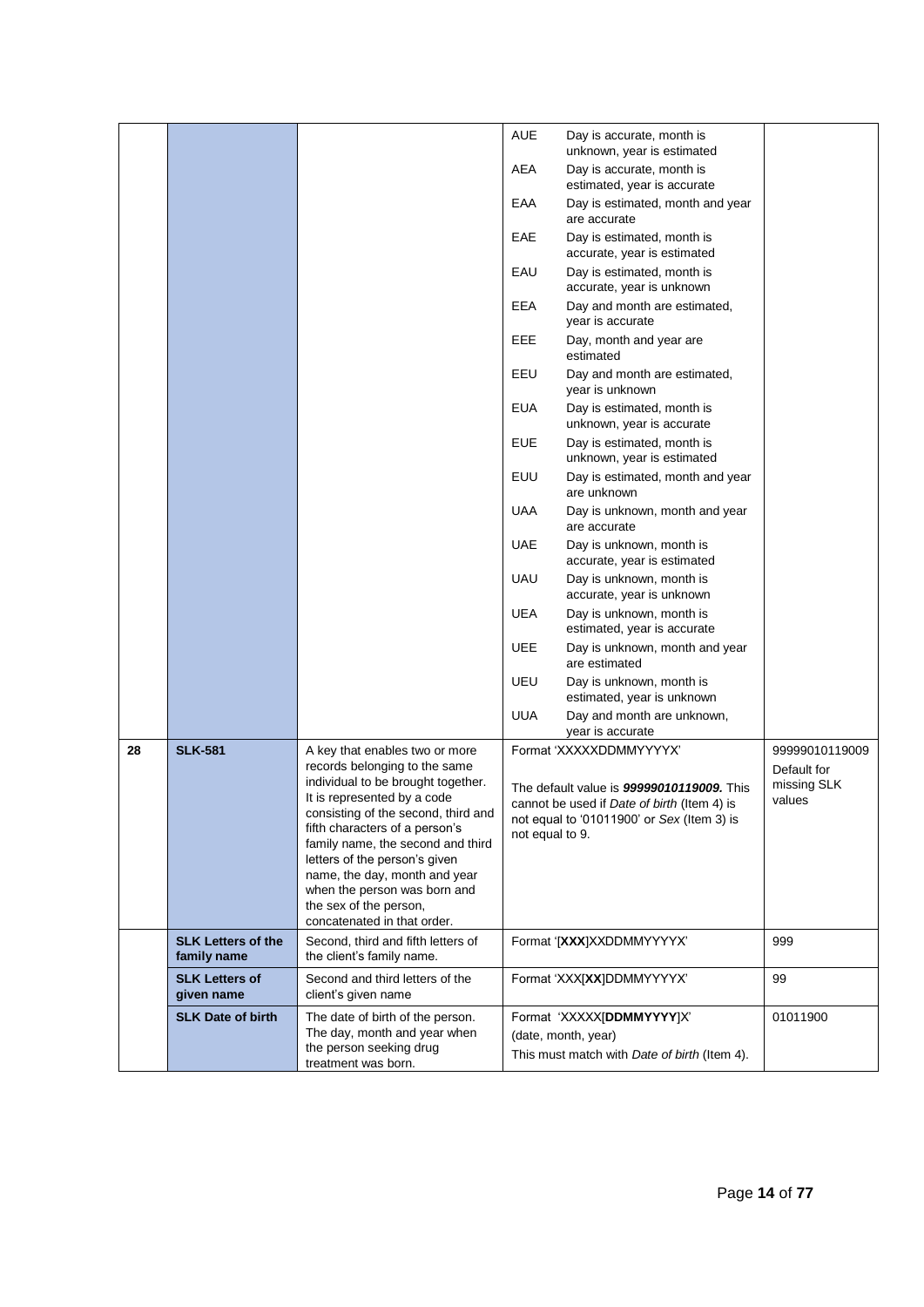| | | | | |
|---|---|---|---|---|
| | | | AUE Day is accurate, month is unknown, year is estimated<br>AEA Day is accurate, month is estimated, year is accurate<br>EAA Day is estimated, month and year are accurate<br>EAE Day is estimated, month is accurate, year is estimated<br>EAU Day is estimated, month is accurate, year is unknown<br>EEA Day and month are estimated, year is accurate<br>EEE Day, month and year are estimated<br>EEU Day and month are estimated, year is unknown<br>EUA Day is estimated, month is unknown, year is accurate<br>EUE Day is estimated, month is unknown, year is estimated<br>EUU Day is estimated, month and year are unknown<br>UAA Day is unknown, month and year are accurate<br>UAE Day is unknown, month is accurate, year is estimated<br>UAU Day is unknown, month is accurate, year is unknown<br>UEA Day is unknown, month is estimated, year is accurate<br>UEE Day is unknown, month and year are estimated<br>UEU Day is unknown, month is estimated, year is unknown<br>UUA Day and month are unknown, year is accurate | |
| 28 | **SLK-581** | A key that enables two or more records belonging to the same individual to be brought together. It is represented by a code consisting of the second, third and fifth characters of a person's family name, the second and third letters of the person's given name, the day, month and year when the person was born and the sex of the person, concatenated in that order. | Format 'XXXXXDDMMYYYYX'<br><br>The default value is ***99999010119009.*** This cannot be used if *Date of birth* (Item 4) is not equal to '01011900' or *Sex* (Item 3) is not equal to 9. | 99999010119009<br>Default for missing SLK values |
| | **SLK Letters of the family name** | Second, third and fifth letters of the client's family name. | Format '[**XXX**]XXDDMMYYYYX' | 999 |
| | **SLK Letters of given name** | Second and third letters of the client's given name | Format 'XXX[**XX**]DDMMYYYYX' | 99 |
| | **SLK Date of birth** | The date of birth of the person. The day, month and year when the person seeking drug treatment was born. | Format 'XXXXX[**DDMMYYYY**]X'<br>(date, month, year)<br>This must match with *Date of birth* (Item 4). | 01011900 |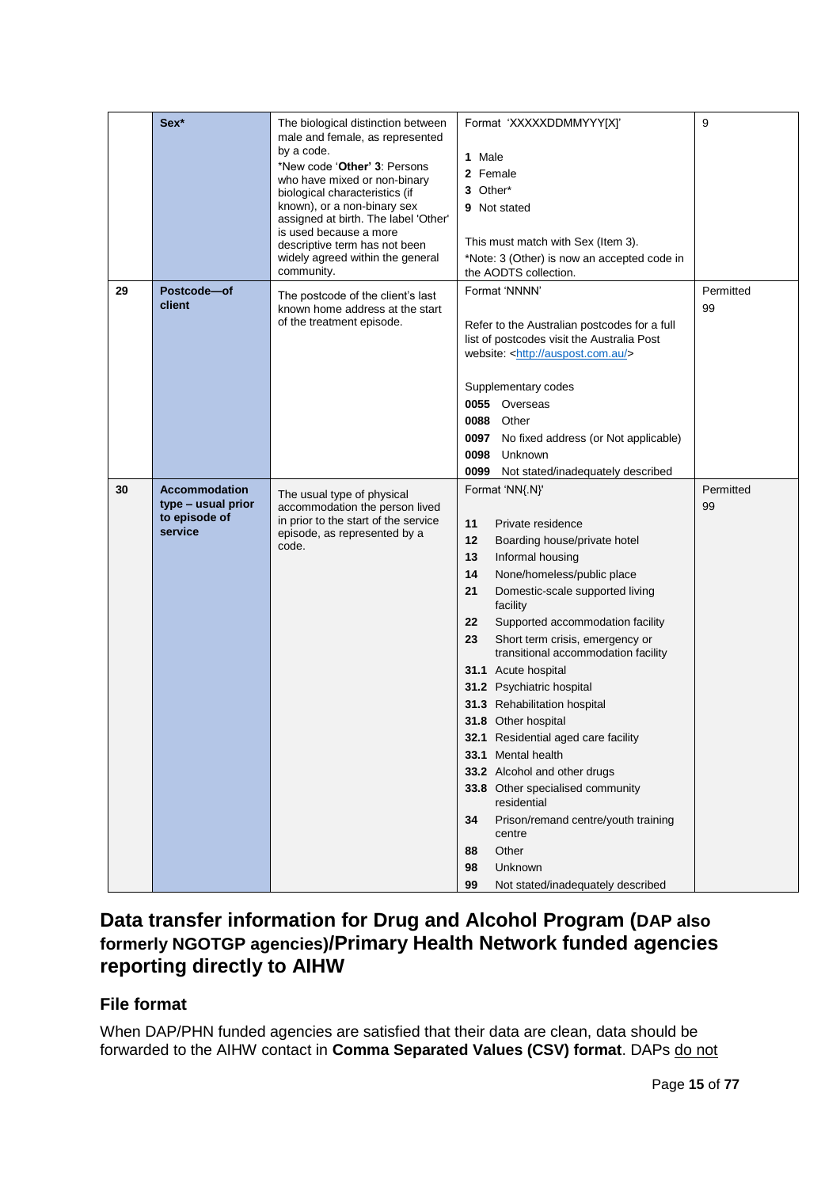|  | **Sex*** | The biological distinction between male and female, as represented by a code.<br>*New code '**Other' 3**: Persons who have mixed or non-binary biological characteristics (if known), or a non-binary sex assigned at birth. The label 'Other' is used because a more descriptive term has not been widely agreed within the general community. | Format 'XXXXXDDMMYYY[X]'<br><br>**1** Male<br>**2** Female<br>**3** Other*<br>**9** Not stated<br><br>This must match with Sex (Item 3).<br>*Note: 3 (Other) is now an accepted code in the AODTS collection. | 9 |
|---|---|---|---|---|
| 29 | **Postcode—of client** | The postcode of the client's last known home address at the start of the treatment episode. | Format 'NNNN'<br><br>Refer to the Australian postcodes for a full list of postcodes visit the Australia Post website: <http://auspost.com.au/><br><br>Supplementary codes<br>**0055** Overseas<br>**0088** Other<br>**0097** No fixed address (or Not applicable)<br>**0098** Unknown<br>**0099** Not stated/inadequately described | Permitted 99 |
| 30 | **Accommodation type – usual prior to episode of service** | The usual type of physical accommodation the person lived in prior to the start of the service episode, as represented by a code. | Format 'NN{.N}'<br><br>**11** Private residence<br>**12** Boarding house/private hotel<br>**13** Informal housing<br>**14** None/homeless/public place<br>**21** Domestic-scale supported living facility<br>**22** Supported accommodation facility<br>**23** Short term crisis, emergency or transitional accommodation facility<br>**31.1** Acute hospital<br>**31.2** Psychiatric hospital<br>**31.3** Rehabilitation hospital<br>**31.8** Other hospital<br>**32.1** Residential aged care facility<br>**33.1** Mental health<br>**33.2** Alcohol and other drugs<br>**33.8** Other specialised community residential<br>**34** Prison/remand centre/youth training centre<br>**88** Other<br>**98** Unknown<br>**99** Not stated/inadequately described | Permitted 99 |

## Data transfer information for Drug and Alcohol Program (DAP also formerly NGOTGP agencies)/Primary Health Network funded agencies reporting directly to AIHW

### File format

When DAP/PHN funded agencies are satisfied that their data are clean, data should be forwarded to the AIHW contact in **Comma Separated Values (CSV) format**. DAPs do not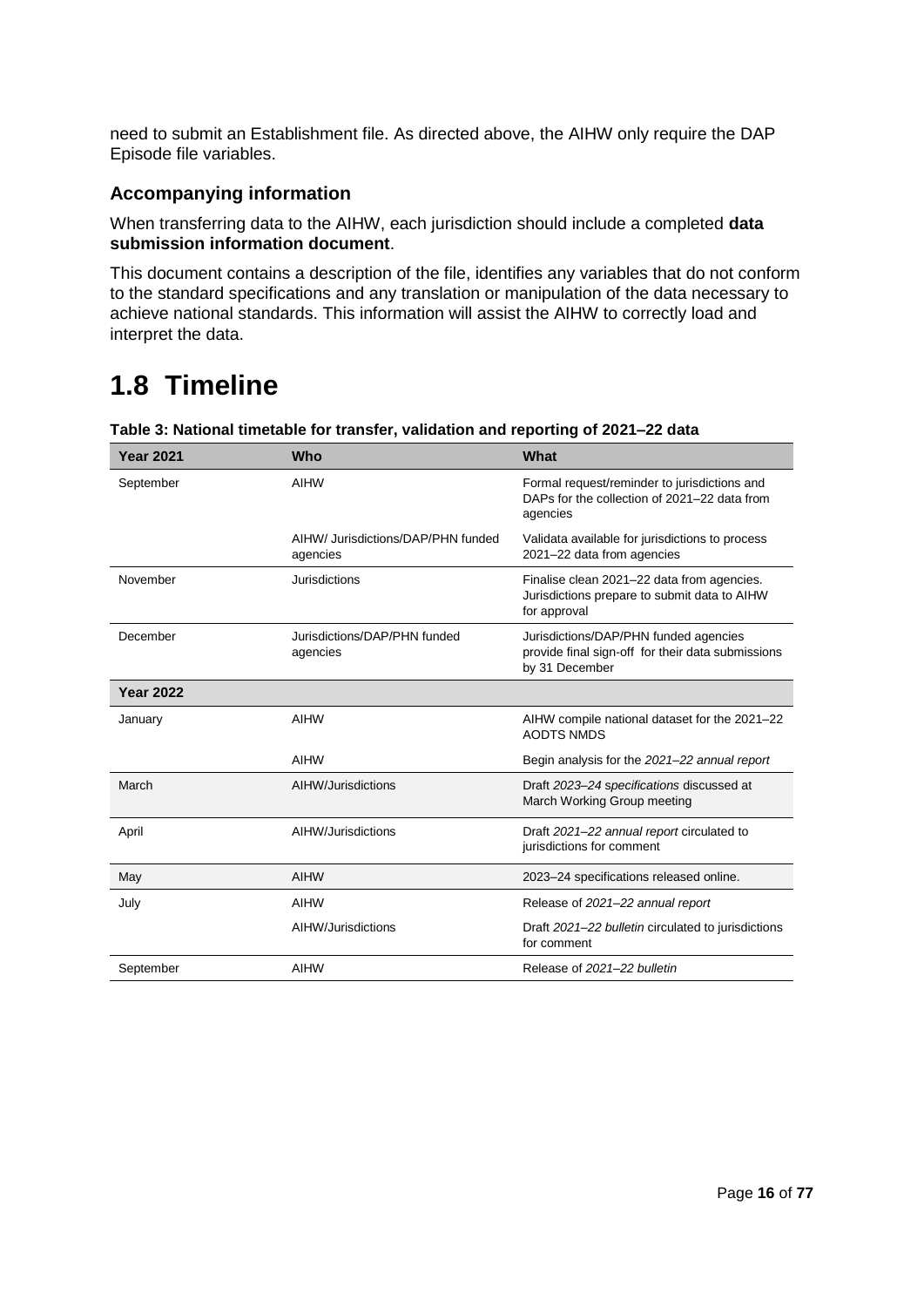need to submit an Establishment file. As directed above, the AIHW only require the DAP Episode file variables.

### Accompanying information

When transferring data to the AIHW, each jurisdiction should include a completed **data submission information document**.

This document contains a description of the file, identifies any variables that do not conform to the standard specifications and any translation or manipulation of the data necessary to achieve national standards. This information will assist the AIHW to correctly load and interpret the data.

# 1.8 Timeline

**Table 3: National timetable for transfer, validation and reporting of 2021–22 data**

| Year 2021 | Who | What |
|---|---|---|
| September | AIHW | Formal request/reminder to jurisdictions and DAPs for the collection of 2021–22 data from agencies |
| | AIHW/ Jurisdictions/DAP/PHN funded agencies | Validata available for jurisdictions to process 2021–22 data from agencies |
| November | Jurisdictions | Finalise clean 2021–22 data from agencies. Jurisdictions prepare to submit data to AIHW for approval |
| December | Jurisdictions/DAP/PHN funded agencies | Jurisdictions/DAP/PHN funded agencies provide final sign-off for their data submissions by 31 December |
| **Year 2022** | | |
| January | AIHW | AIHW compile national dataset for the 2021–22 AODTS NMDS |
| | AIHW | Begin analysis for the *2021–22 annual report* |
| March | AIHW/Jurisdictions | Draft *2023–24 specifications* discussed at March Working Group meeting |
| April | AIHW/Jurisdictions | Draft *2021–22 annual report* circulated to jurisdictions for comment |
| May | AIHW | 2023–24 specifications released online. |
| July | AIHW | Release of *2021–22 annual report* |
| | AIHW/Jurisdictions | Draft *2021–22 bulletin* circulated to jurisdictions for comment |
| September | AIHW | Release of *2021–22 bulletin* |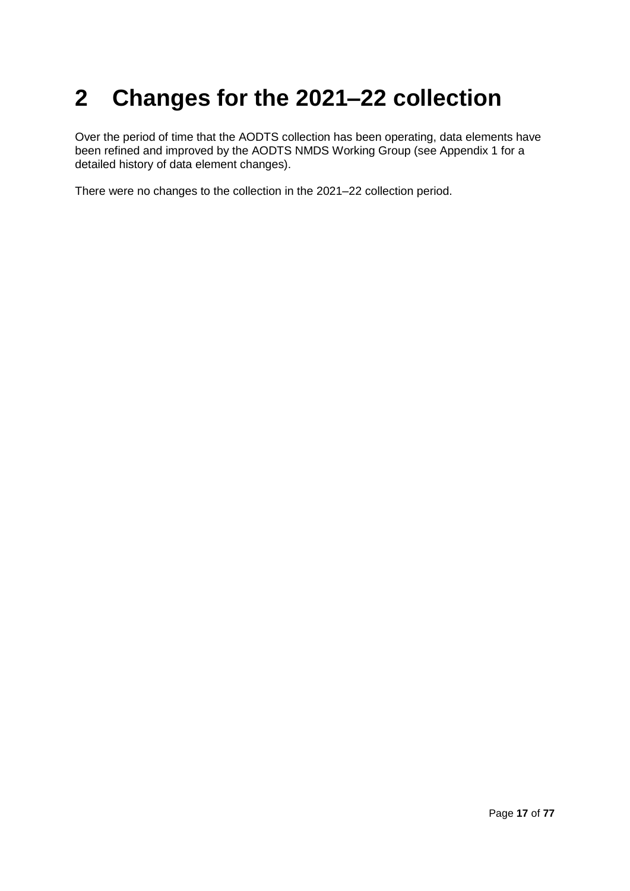# 2 Changes for the 2021–22 collection

Over the period of time that the AODTS collection has been operating, data elements have been refined and improved by the AODTS NMDS Working Group (see Appendix 1 for a detailed history of data element changes).

There were no changes to the collection in the 2021–22 collection period.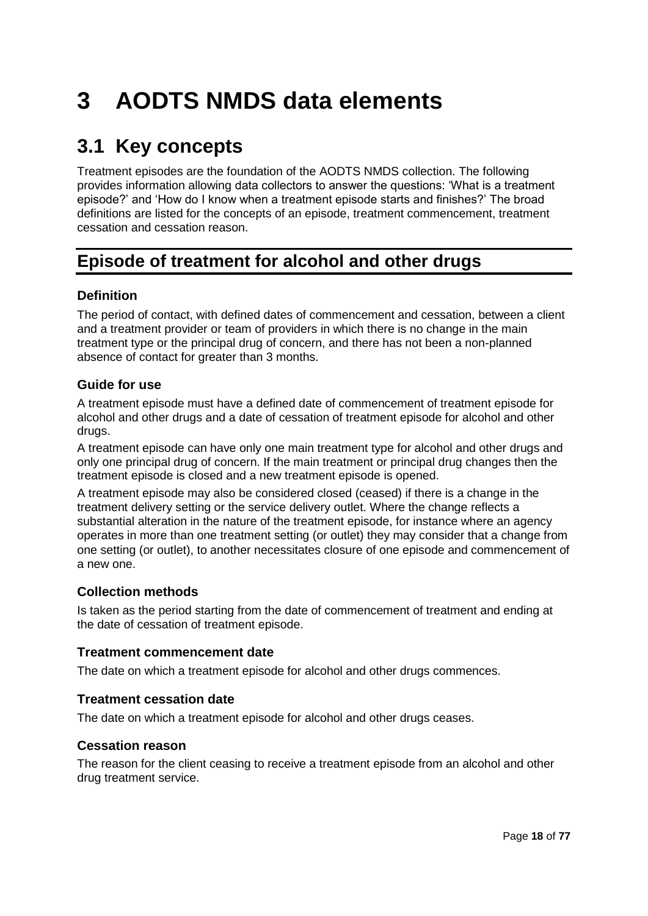# 3 AODTS NMDS data elements

## 3.1 Key concepts

Treatment episodes are the foundation of the AODTS NMDS collection. The following provides information allowing data collectors to answer the questions: 'What is a treatment episode?' and 'How do I know when a treatment episode starts and finishes?' The broad definitions are listed for the concepts of an episode, treatment commencement, treatment cessation and cessation reason.

## Episode of treatment for alcohol and other drugs

### Definition

The period of contact, with defined dates of commencement and cessation, between a client and a treatment provider or team of providers in which there is no change in the main treatment type or the principal drug of concern, and there has not been a non-planned absence of contact for greater than 3 months.

### Guide for use

A treatment episode must have a defined date of commencement of treatment episode for alcohol and other drugs and a date of cessation of treatment episode for alcohol and other drugs.

A treatment episode can have only one main treatment type for alcohol and other drugs and only one principal drug of concern. If the main treatment or principal drug changes then the treatment episode is closed and a new treatment episode is opened.

A treatment episode may also be considered closed (ceased) if there is a change in the treatment delivery setting or the service delivery outlet. Where the change reflects a substantial alteration in the nature of the treatment episode, for instance where an agency operates in more than one treatment setting (or outlet) they may consider that a change from one setting (or outlet), to another necessitates closure of one episode and commencement of a new one.

### Collection methods

Is taken as the period starting from the date of commencement of treatment and ending at the date of cessation of treatment episode.

### Treatment commencement date

The date on which a treatment episode for alcohol and other drugs commences.

### Treatment cessation date

The date on which a treatment episode for alcohol and other drugs ceases.

### Cessation reason

The reason for the client ceasing to receive a treatment episode from an alcohol and other drug treatment service.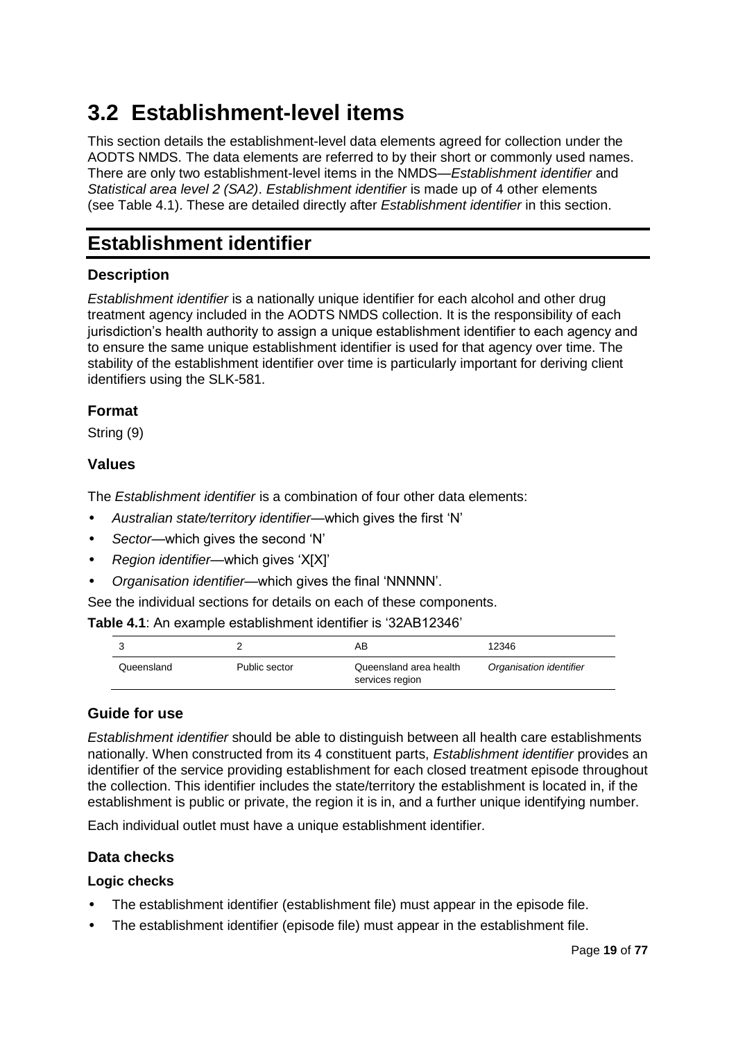# 3.2 Establishment-level items

This section details the establishment-level data elements agreed for collection under the AODTS NMDS. The data elements are referred to by their short or commonly used names. There are only two establishment-level items in the NMDS—*Establishment identifier* and *Statistical area level 2 (SA2)*. *Establishment identifier* is made up of 4 other elements (see Table 4.1). These are detailed directly after *Establishment identifier* in this section.

## Establishment identifier

### Description

*Establishment identifier* is a nationally unique identifier for each alcohol and other drug treatment agency included in the AODTS NMDS collection. It is the responsibility of each jurisdiction's health authority to assign a unique establishment identifier to each agency and to ensure the same unique establishment identifier is used for that agency over time. The stability of the establishment identifier over time is particularly important for deriving client identifiers using the SLK-581.

### Format

String (9)

### Values

The *Establishment identifier* is a combination of four other data elements:

- *Australian state/territory identifier*—which gives the first 'N'
- *Sector*—which gives the second 'N'
- *Region identifier*—which gives 'X[X]'
- *Organisation identifier*—which gives the final 'NNNNN'.

See the individual sections for details on each of these components.

**Table 4.1**: An example establishment identifier is '32AB12346'

| 3 | 2 | AB | 12346 |
|---|---|---|---|
| Queensland | Public sector | Queensland area health services region | *Organisation identifier* |

### Guide for use

*Establishment identifier* should be able to distinguish between all health care establishments nationally. When constructed from its 4 constituent parts, *Establishment identifier* provides an identifier of the service providing establishment for each closed treatment episode throughout the collection. This identifier includes the state/territory the establishment is located in, if the establishment is public or private, the region it is in, and a further unique identifying number.

Each individual outlet must have a unique establishment identifier.

### Data checks

#### Logic checks

- The establishment identifier (establishment file) must appear in the episode file.
- The establishment identifier (episode file) must appear in the establishment file.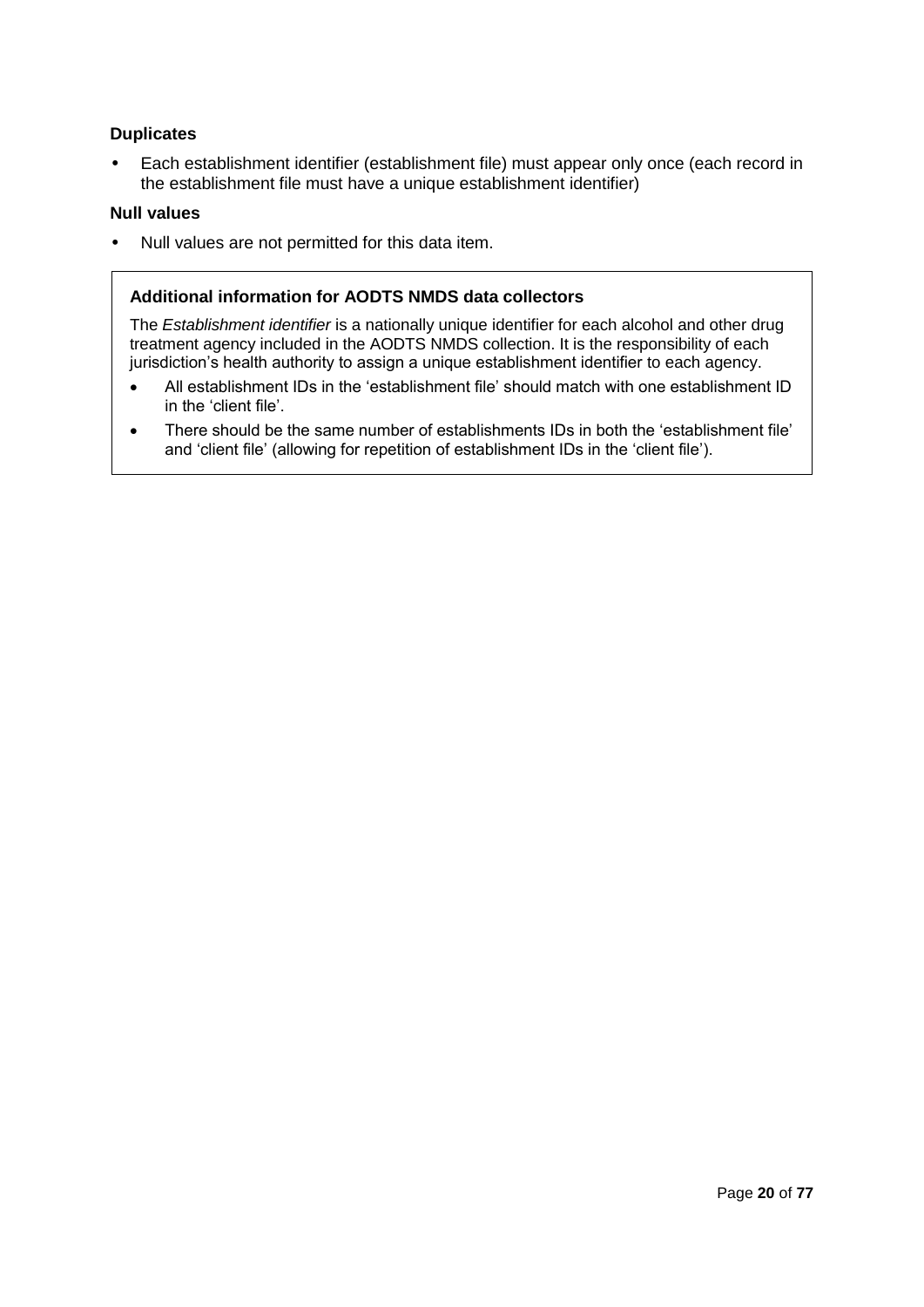**Duplicates**

- Each establishment identifier (establishment file) must appear only once (each record in the establishment file must have a unique establishment identifier)

**Null values**

- Null values are not permitted for this data item.

> **Additional information for AODTS NMDS data collectors**
>
> The *Establishment identifier* is a nationally unique identifier for each alcohol and other drug treatment agency included in the AODTS NMDS collection. It is the responsibility of each jurisdiction's health authority to assign a unique establishment identifier to each agency.
>
> - All establishment IDs in the 'establishment file' should match with one establishment ID in the 'client file'.
> - There should be the same number of establishments IDs in both the 'establishment file' and 'client file' (allowing for repetition of establishment IDs in the 'client file').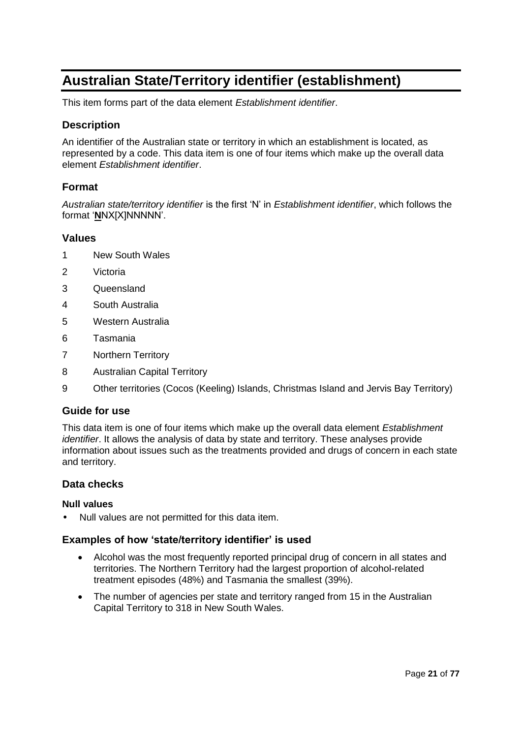# Australian State/Territory identifier (establishment)

This item forms part of the data element *Establishment identifier*.

## Description

An identifier of the Australian state or territory in which an establishment is located, as represented by a code. This data item is one of four items which make up the overall data element *Establishment identifier*.

## Format

*Australian state/territory identifier* is the first 'N' in *Establishment identifier*, which follows the format '**N**NX[X]NNNNN'.

## Values

1 New South Wales

2 Victoria

3 Queensland

4 South Australia

5 Western Australia

6 Tasmania

7 Northern Territory

8 Australian Capital Territory

9 Other territories (Cocos (Keeling) Islands, Christmas Island and Jervis Bay Territory)

## Guide for use

This data item is one of four items which make up the overall data element *Establishment identifier*. It allows the analysis of data by state and territory. These analyses provide information about issues such as the treatments provided and drugs of concern in each state and territory.

## Data checks

#### Null values

- Null values are not permitted for this data item.

## Examples of how 'state/territory identifier' is used

- Alcohol was the most frequently reported principal drug of concern in all states and territories. The Northern Territory had the largest proportion of alcohol-related treatment episodes (48%) and Tasmania the smallest (39%).
- The number of agencies per state and territory ranged from 15 in the Australian Capital Territory to 318 in New South Wales.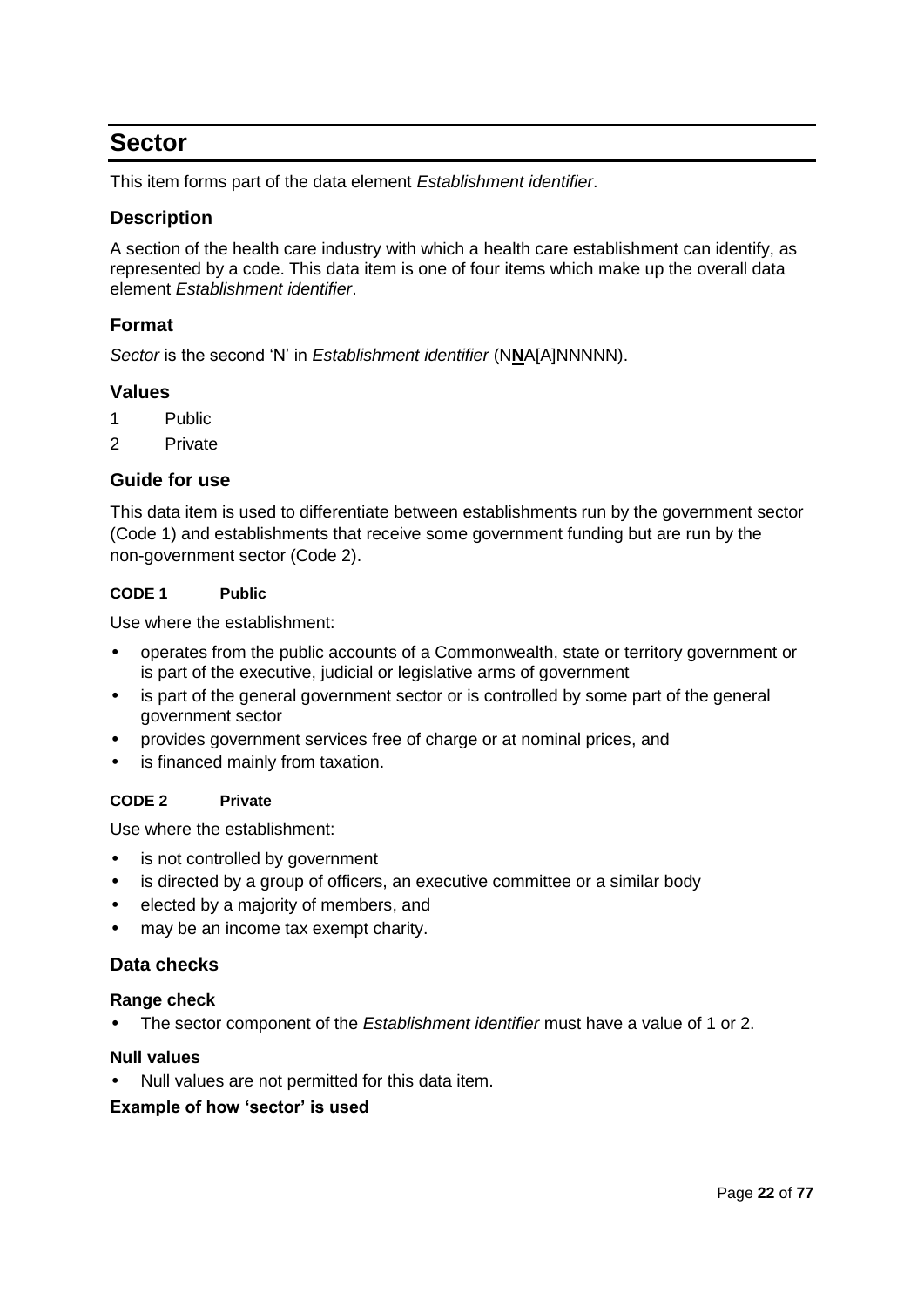# Sector

This item forms part of the data element *Establishment identifier*.

## Description

A section of the health care industry with which a health care establishment can identify, as represented by a code. This data item is one of four items which make up the overall data element *Establishment identifier*.

## Format

*Sector* is the second 'N' in *Establishment identifier* (N**N**A[A]NNNNN).

## Values

1 Public

2 Private

## Guide for use

This data item is used to differentiate between establishments run by the government sector (Code 1) and establishments that receive some government funding but are run by the non-government sector (Code 2).

#### CODE 1 Public

Use where the establishment:

- operates from the public accounts of a Commonwealth, state or territory government or is part of the executive, judicial or legislative arms of government
- is part of the general government sector or is controlled by some part of the general government sector
- provides government services free of charge or at nominal prices, and
- is financed mainly from taxation.

#### CODE 2 Private

Use where the establishment:

- is not controlled by government
- is directed by a group of officers, an executive committee or a similar body
- elected by a majority of members, and
- may be an income tax exempt charity.

## Data checks

### Range check

- The sector component of the *Establishment identifier* must have a value of 1 or 2.

### Null values

- Null values are not permitted for this data item.

### Example of how 'sector' is used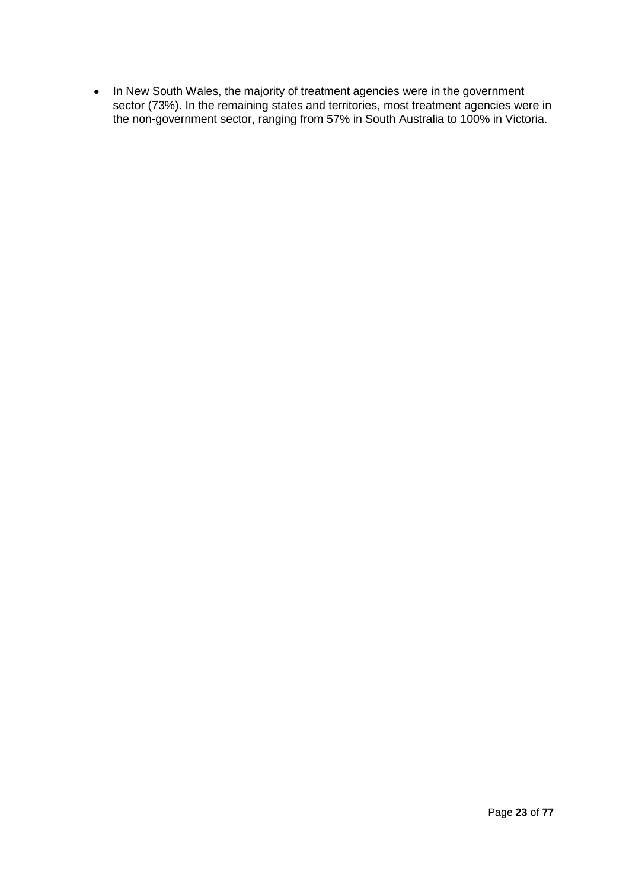- In New South Wales, the majority of treatment agencies were in the government sector (73%). In the remaining states and territories, most treatment agencies were in the non-government sector, ranging from 57% in South Australia to 100% in Victoria.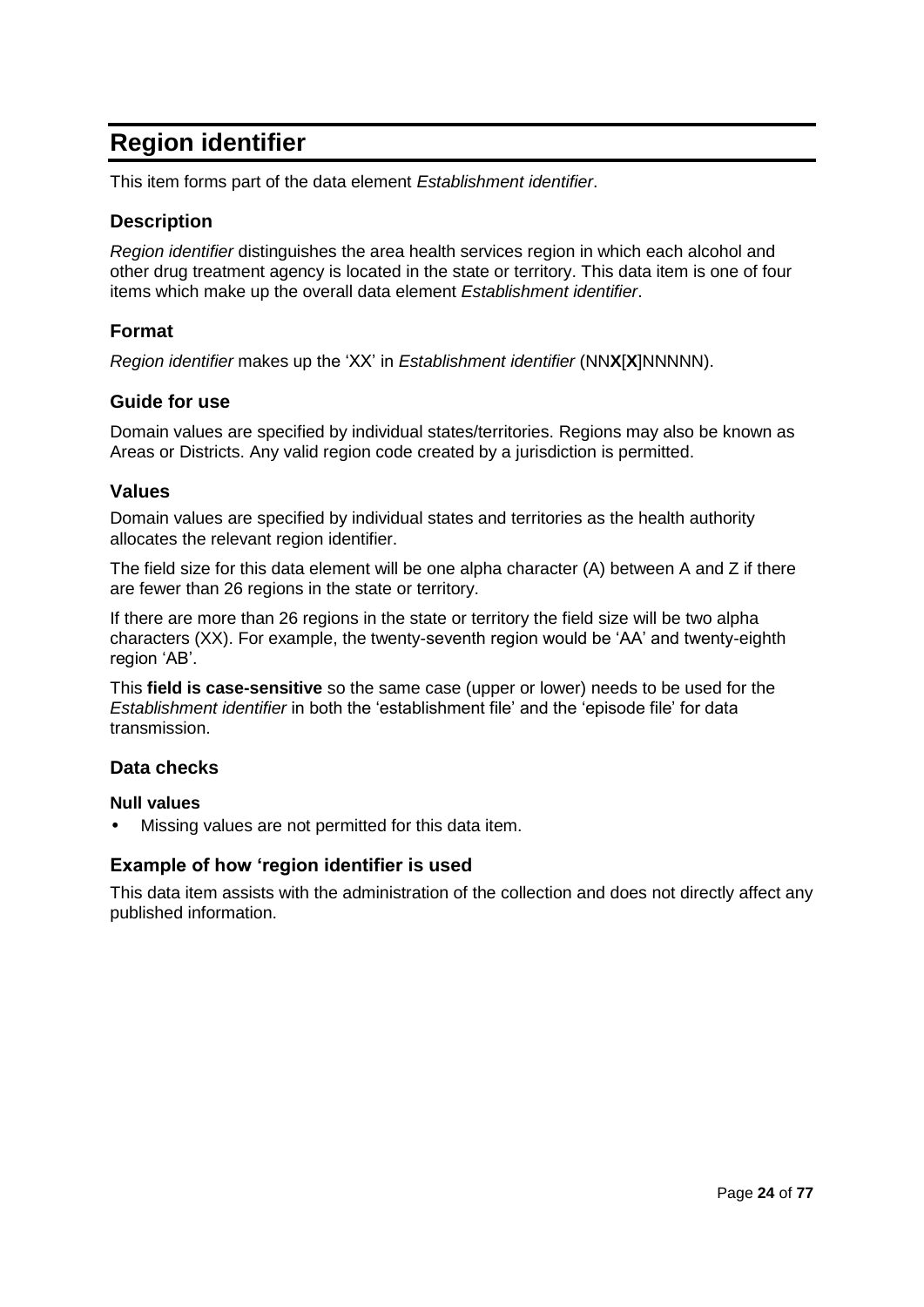# Region identifier

This item forms part of the data element *Establishment identifier*.

## Description

*Region identifier* distinguishes the area health services region in which each alcohol and other drug treatment agency is located in the state or territory. This data item is one of four items which make up the overall data element *Establishment identifier*.

## Format

*Region identifier* makes up the 'XX' in *Establishment identifier* (NN**X**[**X**]NNNNN).

## Guide for use

Domain values are specified by individual states/territories. Regions may also be known as Areas or Districts. Any valid region code created by a jurisdiction is permitted.

## Values

Domain values are specified by individual states and territories as the health authority allocates the relevant region identifier.

The field size for this data element will be one alpha character (A) between A and Z if there are fewer than 26 regions in the state or territory.

If there are more than 26 regions in the state or territory the field size will be two alpha characters (XX). For example, the twenty-seventh region would be 'AA' and twenty-eighth region 'AB'.

This **field is case-sensitive** so the same case (upper or lower) needs to be used for the *Establishment identifier* in both the 'establishment file' and the 'episode file' for data transmission.

## Data checks

### Null values

- Missing values are not permitted for this data item.

## Example of how 'region identifier is used

This data item assists with the administration of the collection and does not directly affect any published information.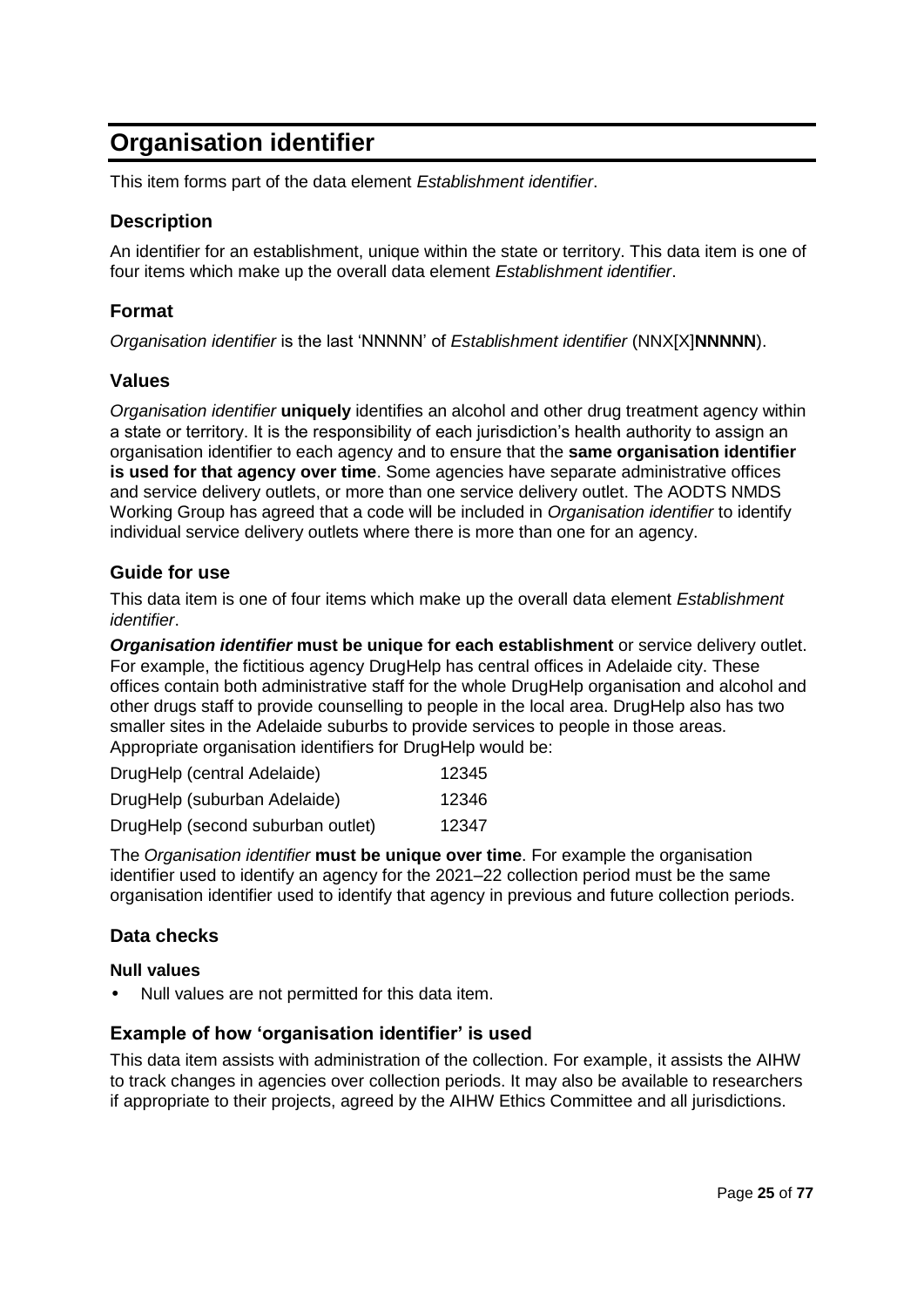# Organisation identifier

This item forms part of the data element *Establishment identifier*.

## Description

An identifier for an establishment, unique within the state or territory. This data item is one of four items which make up the overall data element *Establishment identifier*.

## Format

*Organisation identifier* is the last 'NNNNN' of *Establishment identifier* (NNX[X]**NNNNN**).

## Values

*Organisation identifier* **uniquely** identifies an alcohol and other drug treatment agency within a state or territory. It is the responsibility of each jurisdiction's health authority to assign an organisation identifier to each agency and to ensure that the **same organisation identifier is used for that agency over time**. Some agencies have separate administrative offices and service delivery outlets, or more than one service delivery outlet. The AODTS NMDS Working Group has agreed that a code will be included in *Organisation identifier* to identify individual service delivery outlets where there is more than one for an agency.

## Guide for use

This data item is one of four items which make up the overall data element *Establishment identifier*.

***Organisation identifier*** **must be unique for each establishment** or service delivery outlet. For example, the fictitious agency DrugHelp has central offices in Adelaide city. These offices contain both administrative staff for the whole DrugHelp organisation and alcohol and other drugs staff to provide counselling to people in the local area. DrugHelp also has two smaller sites in the Adelaide suburbs to provide services to people in those areas. Appropriate organisation identifiers for DrugHelp would be:

| | |
|---|---|
| DrugHelp (central Adelaide) | 12345 |
| DrugHelp (suburban Adelaide) | 12346 |
| DrugHelp (second suburban outlet) | 12347 |

The *Organisation identifier* **must be unique over time**. For example the organisation identifier used to identify an agency for the 2021–22 collection period must be the same organisation identifier used to identify that agency in previous and future collection periods.

## Data checks

### Null values

- Null values are not permitted for this data item.

## Example of how 'organisation identifier' is used

This data item assists with administration of the collection. For example, it assists the AIHW to track changes in agencies over collection periods. It may also be available to researchers if appropriate to their projects, agreed by the AIHW Ethics Committee and all jurisdictions.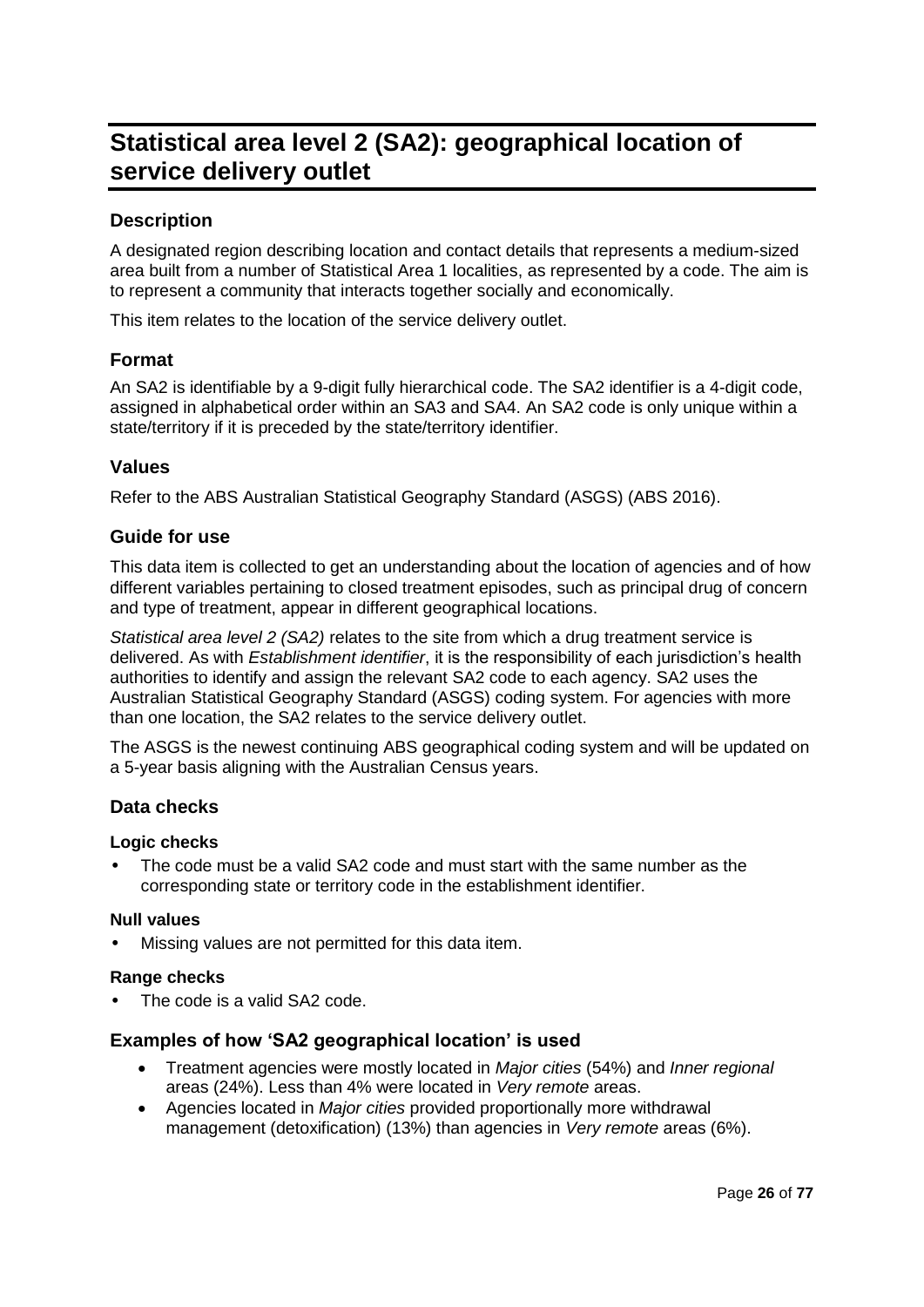# Statistical area level 2 (SA2): geographical location of service delivery outlet

## Description

A designated region describing location and contact details that represents a medium-sized area built from a number of Statistical Area 1 localities, as represented by a code. The aim is to represent a community that interacts together socially and economically.

This item relates to the location of the service delivery outlet.

## Format

An SA2 is identifiable by a 9-digit fully hierarchical code. The SA2 identifier is a 4-digit code, assigned in alphabetical order within an SA3 and SA4. An SA2 code is only unique within a state/territory if it is preceded by the state/territory identifier.

## Values

Refer to the ABS Australian Statistical Geography Standard (ASGS) (ABS 2016).

## Guide for use

This data item is collected to get an understanding about the location of agencies and of how different variables pertaining to closed treatment episodes, such as principal drug of concern and type of treatment, appear in different geographical locations.

*Statistical area level 2 (SA2)* relates to the site from which a drug treatment service is delivered. As with *Establishment identifier*, it is the responsibility of each jurisdiction's health authorities to identify and assign the relevant SA2 code to each agency. SA2 uses the Australian Statistical Geography Standard (ASGS) coding system. For agencies with more than one location, the SA2 relates to the service delivery outlet.

The ASGS is the newest continuing ABS geographical coding system and will be updated on a 5-year basis aligning with the Australian Census years.

## Data checks

### Logic checks

- The code must be a valid SA2 code and must start with the same number as the corresponding state or territory code in the establishment identifier.

### Null values

- Missing values are not permitted for this data item.

### Range checks

- The code is a valid SA2 code.

## Examples of how 'SA2 geographical location' is used

- Treatment agencies were mostly located in *Major cities* (54%) and *Inner regional* areas (24%). Less than 4% were located in *Very remote* areas.
- Agencies located in *Major cities* provided proportionally more withdrawal management (detoxification) (13%) than agencies in *Very remote* areas (6%).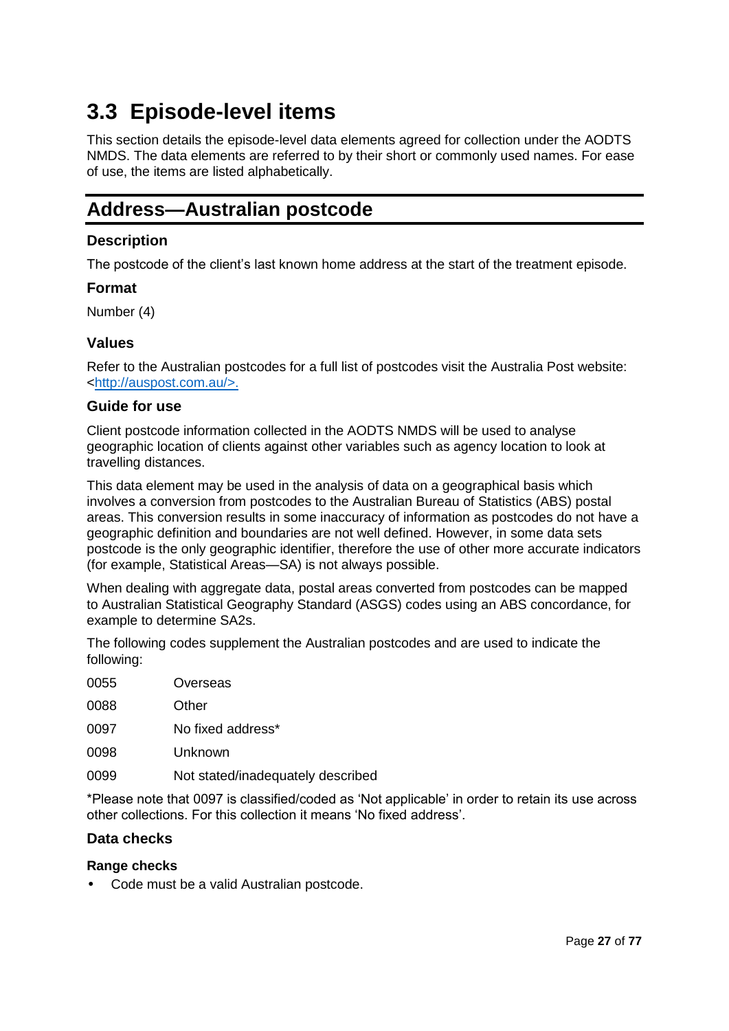# 3.3 Episode-level items

This section details the episode-level data elements agreed for collection under the AODTS NMDS. The data elements are referred to by their short or commonly used names. For ease of use, the items are listed alphabetically.

## Address—Australian postcode

### Description

The postcode of the client's last known home address at the start of the treatment episode.

### Format

Number (4)

### Values

Refer to the Australian postcodes for a full list of postcodes visit the Australia Post website: <http://auspost.com.au/>.

### Guide for use

Client postcode information collected in the AODTS NMDS will be used to analyse geographic location of clients against other variables such as agency location to look at travelling distances.

This data element may be used in the analysis of data on a geographical basis which involves a conversion from postcodes to the Australian Bureau of Statistics (ABS) postal areas. This conversion results in some inaccuracy of information as postcodes do not have a geographic definition and boundaries are not well defined. However, in some data sets postcode is the only geographic identifier, therefore the use of other more accurate indicators (for example, Statistical Areas—SA) is not always possible.

When dealing with aggregate data, postal areas converted from postcodes can be mapped to Australian Statistical Geography Standard (ASGS) codes using an ABS concordance, for example to determine SA2s.

The following codes supplement the Australian postcodes and are used to indicate the following:

| | |
|---|---|
| 0055 | Overseas |
| 0088 | Other |
| 0097 | No fixed address* |
| 0098 | Unknown |
| 0099 | Not stated/inadequately described |

*Please note that 0097 is classified/coded as 'Not applicable' in order to retain its use across other collections. For this collection it means 'No fixed address'.

### Data checks

#### Range checks

- Code must be a valid Australian postcode.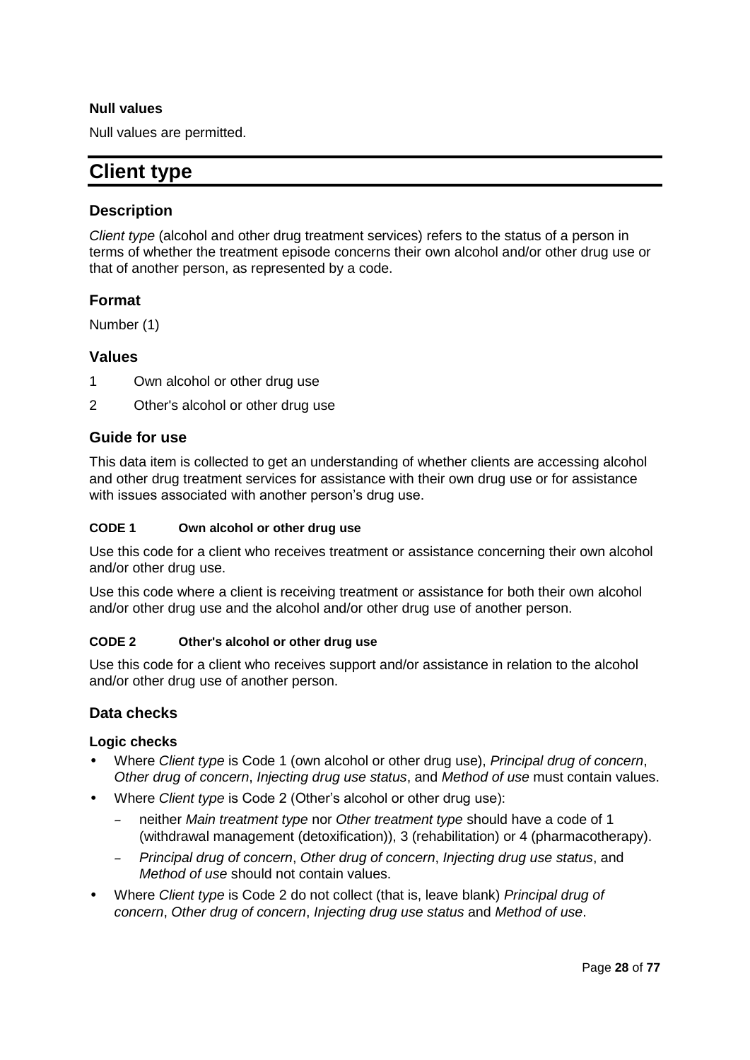#### Null values

Null values are permitted.

## Client type

### Description

*Client type* (alcohol and other drug treatment services) refers to the status of a person in terms of whether the treatment episode concerns their own alcohol and/or other drug use or that of another person, as represented by a code.

### Format

Number (1)

### Values

1 Own alcohol or other drug use

2 Other's alcohol or other drug use

### Guide for use

This data item is collected to get an understanding of whether clients are accessing alcohol and other drug treatment services for assistance with their own drug use or for assistance with issues associated with another person's drug use.

##### CODE 1 Own alcohol or other drug use

Use this code for a client who receives treatment or assistance concerning their own alcohol and/or other drug use.

Use this code where a client is receiving treatment or assistance for both their own alcohol and/or other drug use and the alcohol and/or other drug use of another person.

##### CODE 2 Other's alcohol or other drug use

Use this code for a client who receives support and/or assistance in relation to the alcohol and/or other drug use of another person.

### Data checks

#### Logic checks

- Where *Client type* is Code 1 (own alcohol or other drug use), *Principal drug of concern*, *Other drug of concern*, *Injecting drug use status*, and *Method of use* must contain values.
- Where *Client type* is Code 2 (Other's alcohol or other drug use):
  - neither *Main treatment type* nor *Other treatment type* should have a code of 1 (withdrawal management (detoxification)), 3 (rehabilitation) or 4 (pharmacotherapy).
  - *Principal drug of concern*, *Other drug of concern*, *Injecting drug use status*, and *Method of use* should not contain values.
- Where *Client type* is Code 2 do not collect (that is, leave blank) *Principal drug of concern*, *Other drug of concern*, *Injecting drug use status* and *Method of use*.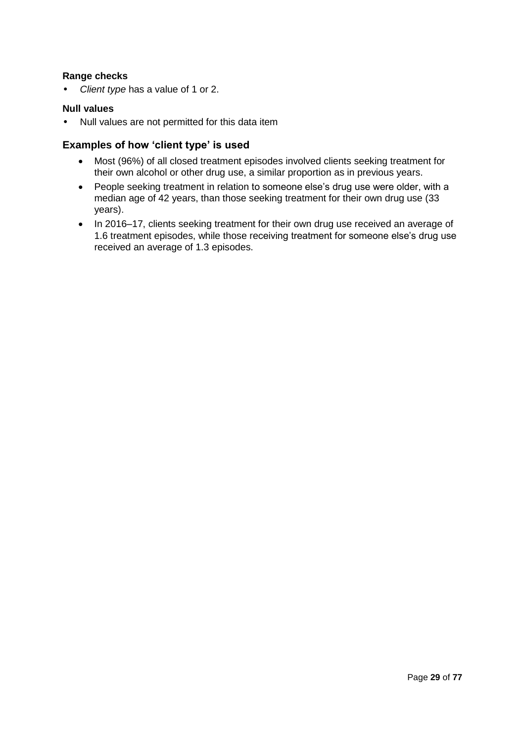**Range checks**

- *Client type* has a value of 1 or 2.

**Null values**

- Null values are not permitted for this data item

### Examples of how 'client type' is used

- Most (96%) of all closed treatment episodes involved clients seeking treatment for their own alcohol or other drug use, a similar proportion as in previous years.
- People seeking treatment in relation to someone else's drug use were older, with a median age of 42 years, than those seeking treatment for their own drug use (33 years).
- In 2016–17, clients seeking treatment for their own drug use received an average of 1.6 treatment episodes, while those receiving treatment for someone else's drug use received an average of 1.3 episodes.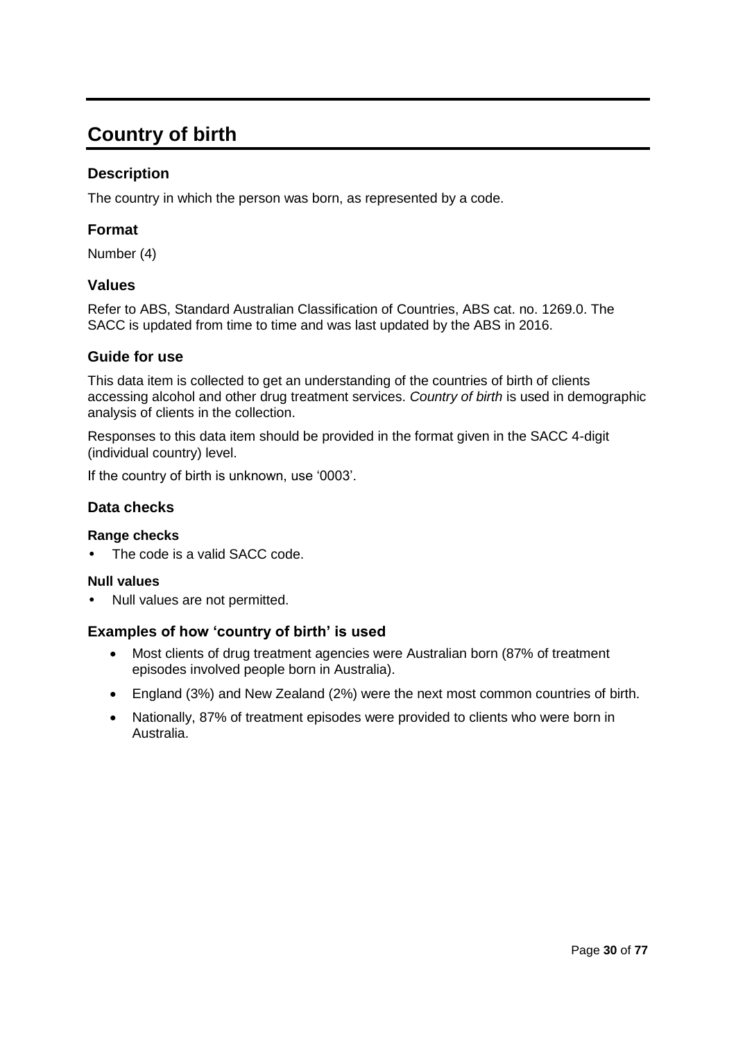# Country of birth

### Description

The country in which the person was born, as represented by a code.

### Format

Number (4)

### Values

Refer to ABS, Standard Australian Classification of Countries, ABS cat. no. 1269.0. The SACC is updated from time to time and was last updated by the ABS in 2016.

### Guide for use

This data item is collected to get an understanding of the countries of birth of clients accessing alcohol and other drug treatment services. *Country of birth* is used in demographic analysis of clients in the collection.

Responses to this data item should be provided in the format given in the SACC 4-digit (individual country) level.

If the country of birth is unknown, use ‘0003’.

### Data checks

#### Range checks

- The code is a valid SACC code.

#### Null values

- Null values are not permitted.

### Examples of how ‘country of birth’ is used

- Most clients of drug treatment agencies were Australian born (87% of treatment episodes involved people born in Australia).
- England (3%) and New Zealand (2%) were the next most common countries of birth.
- Nationally, 87% of treatment episodes were provided to clients who were born in Australia.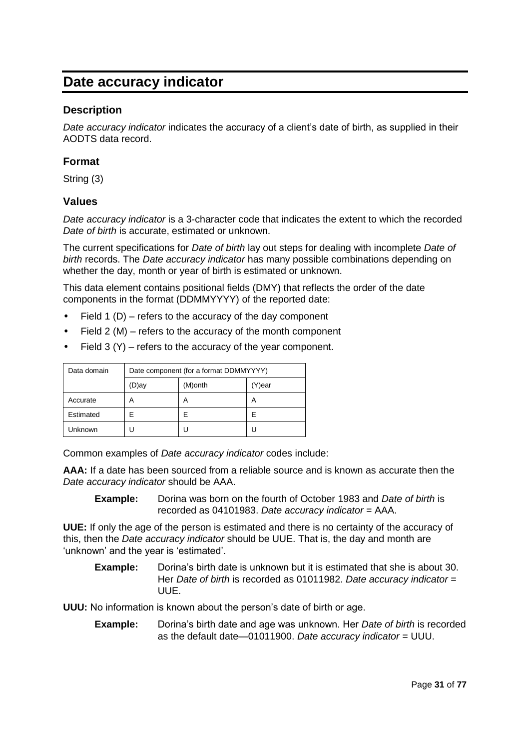# Date accuracy indicator

### Description

*Date accuracy indicator* indicates the accuracy of a client's date of birth, as supplied in their AODTS data record.

### Format

String (3)

### Values

*Date accuracy indicator* is a 3-character code that indicates the extent to which the recorded *Date of birth* is accurate, estimated or unknown.

The current specifications for *Date of birth* lay out steps for dealing with incomplete *Date of birth* records. The *Date accuracy indicator* has many possible combinations depending on whether the day, month or year of birth is estimated or unknown.

This data element contains positional fields (DMY) that reflects the order of the date components in the format (DDMMYYYY) of the reported date:

- Field 1 (D) – refers to the accuracy of the day component
- Field 2 (M) – refers to the accuracy of the month component
- Field 3 (Y) – refers to the accuracy of the year component.

| Data domain | Date component (for a format DDMMYYYY) | | |
|---|---|---|---|
| | (D)ay | (M)onth | (Y)ear |
| Accurate | A | A | A |
| Estimated | E | E | E |
| Unknown | U | U | U |

Common examples of *Date accuracy indicator* codes include:

**AAA:** If a date has been sourced from a reliable source and is known as accurate then the *Date accuracy indicator* should be AAA.

> **Example:** Dorina was born on the fourth of October 1983 and *Date of birth* is recorded as 04101983. *Date accuracy indicator* = AAA.

**UUE:** If only the age of the person is estimated and there is no certainty of the accuracy of this, then the *Date accuracy indicator* should be UUE. That is, the day and month are 'unknown' and the year is 'estimated'.

> **Example:** Dorina's birth date is unknown but it is estimated that she is about 30. Her *Date of birth* is recorded as 01011982. *Date accuracy indicator* = UUE.

**UUU:** No information is known about the person's date of birth or age.

> **Example:** Dorina's birth date and age was unknown. Her *Date of birth* is recorded as the default date—01011900. *Date accuracy indicator* = UUU.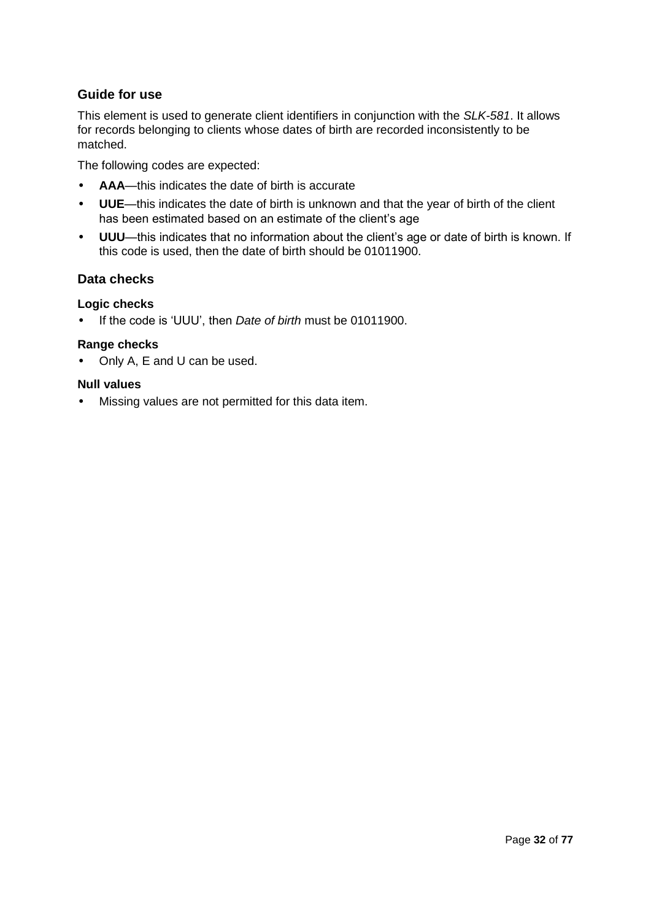## Guide for use

This element is used to generate client identifiers in conjunction with the *SLK-581*. It allows for records belonging to clients whose dates of birth are recorded inconsistently to be matched.

The following codes are expected:

- **AAA**—this indicates the date of birth is accurate
- **UUE**—this indicates the date of birth is unknown and that the year of birth of the client has been estimated based on an estimate of the client's age
- **UUU**—this indicates that no information about the client's age or date of birth is known. If this code is used, then the date of birth should be 01011900.

## Data checks

### Logic checks

- If the code is 'UUU', then *Date of birth* must be 01011900.

### Range checks

- Only A, E and U can be used.

### Null values

- Missing values are not permitted for this data item.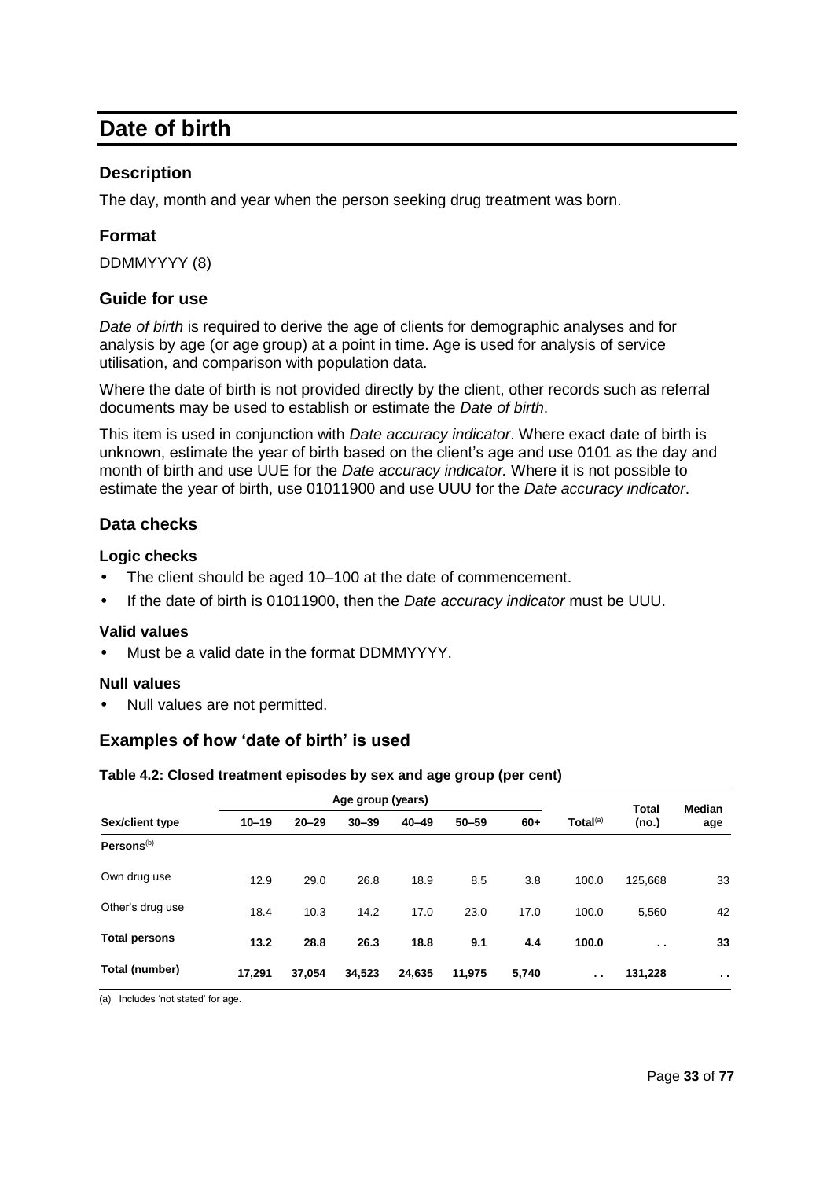# Date of birth

## Description

The day, month and year when the person seeking drug treatment was born.

## Format

DDMMYYYY (8)

## Guide for use

*Date of birth* is required to derive the age of clients for demographic analyses and for analysis by age (or age group) at a point in time. Age is used for analysis of service utilisation, and comparison with population data.

Where the date of birth is not provided directly by the client, other records such as referral documents may be used to establish or estimate the *Date of birth*.

This item is used in conjunction with *Date accuracy indicator*. Where exact date of birth is unknown, estimate the year of birth based on the client's age and use 0101 as the day and month of birth and use UUE for the *Date accuracy indicator.* Where it is not possible to estimate the year of birth, use 01011900 and use UUU for the *Date accuracy indicator*.

## Data checks

### Logic checks

- The client should be aged 10–100 at the date of commencement.
- If the date of birth is 01011900, then the *Date accuracy indicator* must be UUU.

### Valid values

- Must be a valid date in the format DDMMYYYY.

### Null values

- Null values are not permitted.

## Examples of how 'date of birth' is used

**Table 4.2: Closed treatment episodes by sex and age group (per cent)**

| | Age group (years) | | | | | | | | |
|---|---|---|---|---|---|---|---|---|---|
| **Sex/client type** | **10–19** | **20–29** | **30–39** | **40–49** | **50–59** | **60+** | **Total[(a)]** | **Total (no.)** | **Median age** |
| **Persons[(b)]** | | | | | | | | | |
| Own drug use | 12.9 | 29.0 | 26.8 | 18.9 | 8.5 | 3.8 | 100.0 | 125,668 | 33 |
| Other's drug use | 18.4 | 10.3 | 14.2 | 17.0 | 23.0 | 17.0 | 100.0 | 5,560 | 42 |
| **Total persons** | **13.2** | **28.8** | **26.3** | **18.8** | **9.1** | **4.4** | **100.0** | **. .** | **33** |
| **Total (number)** | **17,291** | **37,054** | **34,523** | **24,635** | **11,975** | **5,740** | **. .** | **131,228** | **. .** |

(a) Includes 'not stated' for age.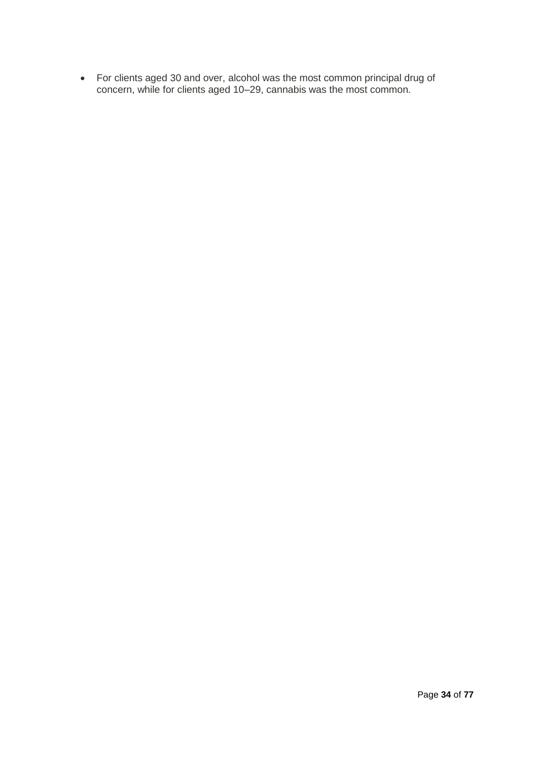- For clients aged 30 and over, alcohol was the most common principal drug of concern, while for clients aged 10–29, cannabis was the most common.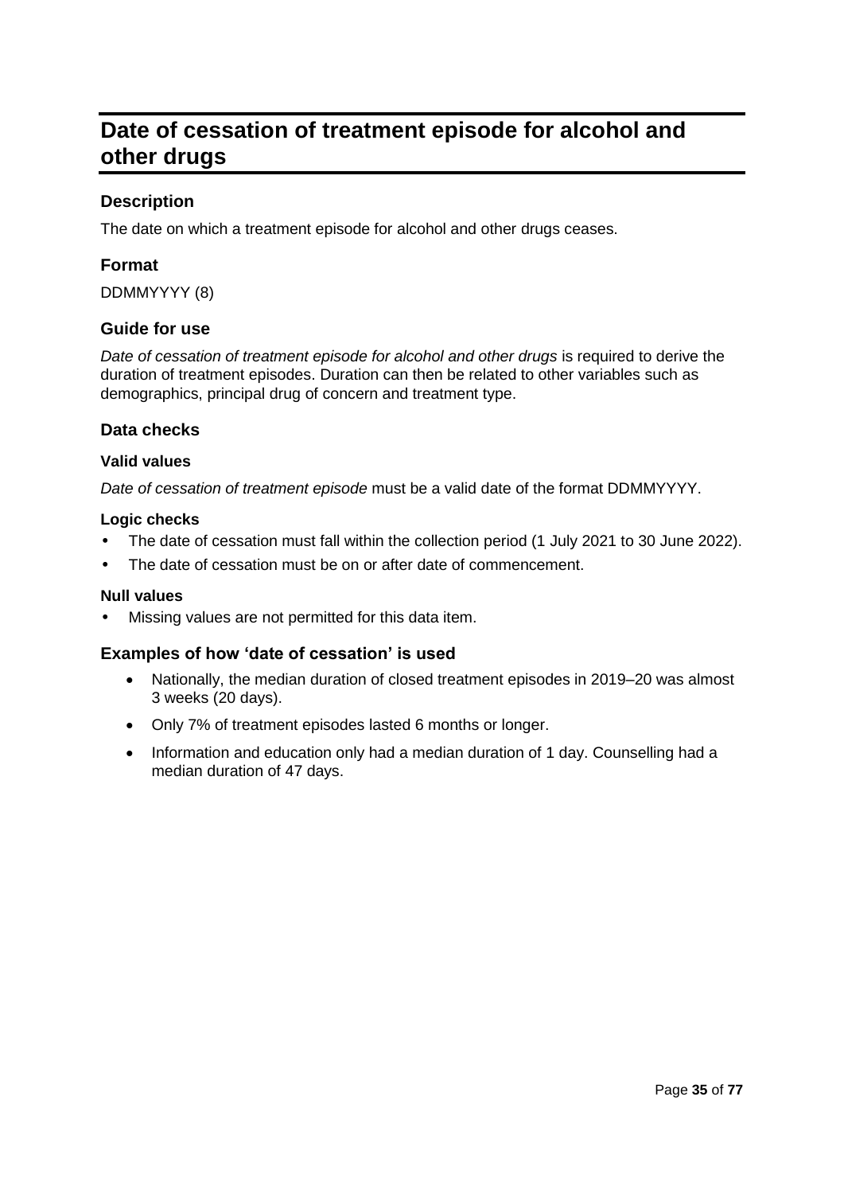# Date of cessation of treatment episode for alcohol and other drugs

## Description

The date on which a treatment episode for alcohol and other drugs ceases.

## Format

DDMMYYYY (8)

## Guide for use

*Date of cessation of treatment episode for alcohol and other drugs* is required to derive the duration of treatment episodes. Duration can then be related to other variables such as demographics, principal drug of concern and treatment type.

## Data checks

### Valid values

*Date of cessation of treatment episode* must be a valid date of the format DDMMYYYY.

### Logic checks

- The date of cessation must fall within the collection period (1 July 2021 to 30 June 2022).
- The date of cessation must be on or after date of commencement.

### Null values

- Missing values are not permitted for this data item.

## Examples of how 'date of cessation' is used

- Nationally, the median duration of closed treatment episodes in 2019–20 was almost 3 weeks (20 days).
- Only 7% of treatment episodes lasted 6 months or longer.
- Information and education only had a median duration of 1 day. Counselling had a median duration of 47 days.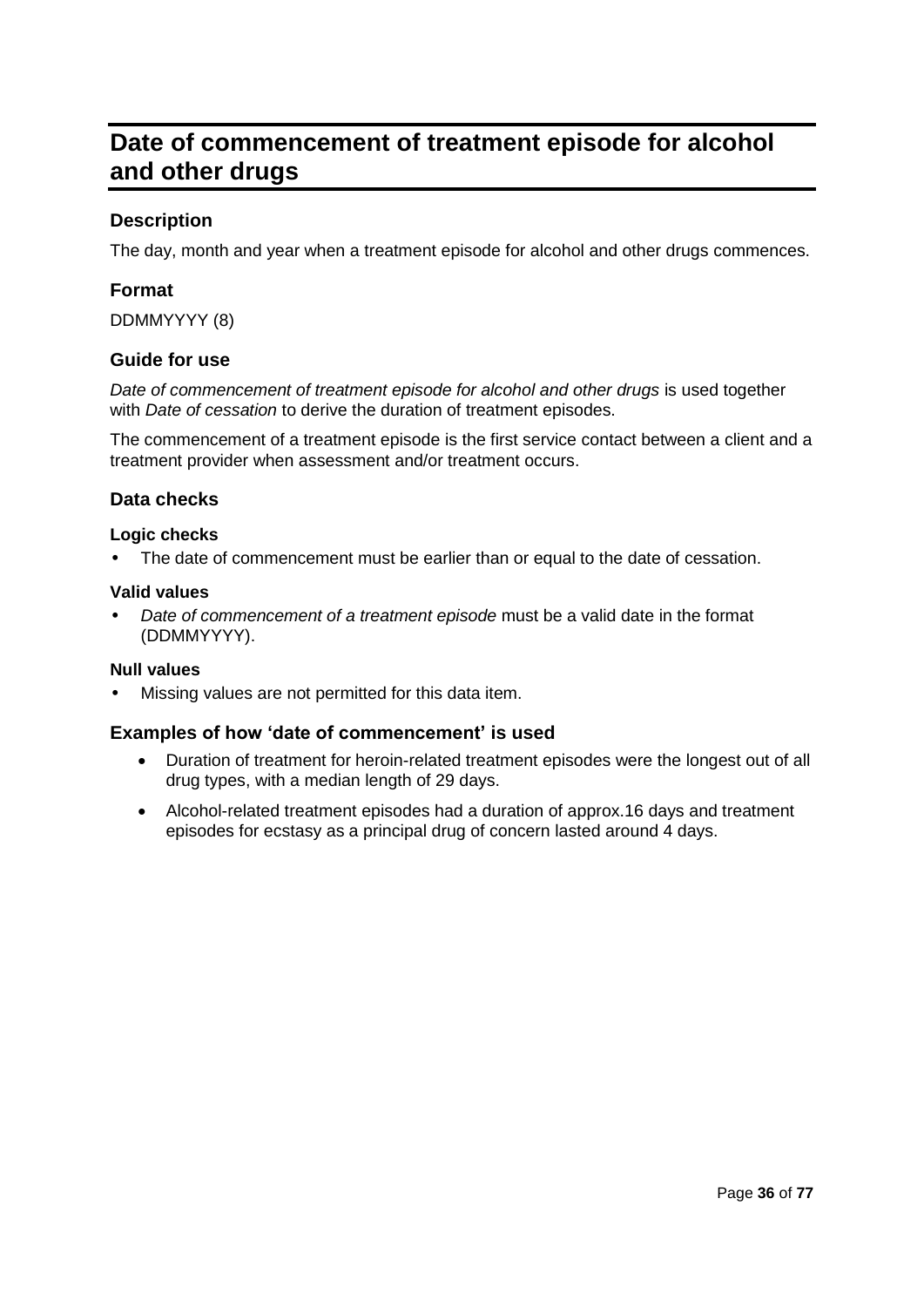# Date of commencement of treatment episode for alcohol and other drugs

## Description

The day, month and year when a treatment episode for alcohol and other drugs commences.

## Format

DDMMYYYY (8)

## Guide for use

*Date of commencement of treatment episode for alcohol and other drugs* is used together with *Date of cessation* to derive the duration of treatment episodes.

The commencement of a treatment episode is the first service contact between a client and a treatment provider when assessment and/or treatment occurs.

## Data checks

### Logic checks

- The date of commencement must be earlier than or equal to the date of cessation.

### Valid values

- *Date of commencement of a treatment episode* must be a valid date in the format (DDMMYYYY).

### Null values

- Missing values are not permitted for this data item.

## Examples of how 'date of commencement' is used

- Duration of treatment for heroin-related treatment episodes were the longest out of all drug types, with a median length of 29 days.
- Alcohol-related treatment episodes had a duration of approx.16 days and treatment episodes for ecstasy as a principal drug of concern lasted around 4 days.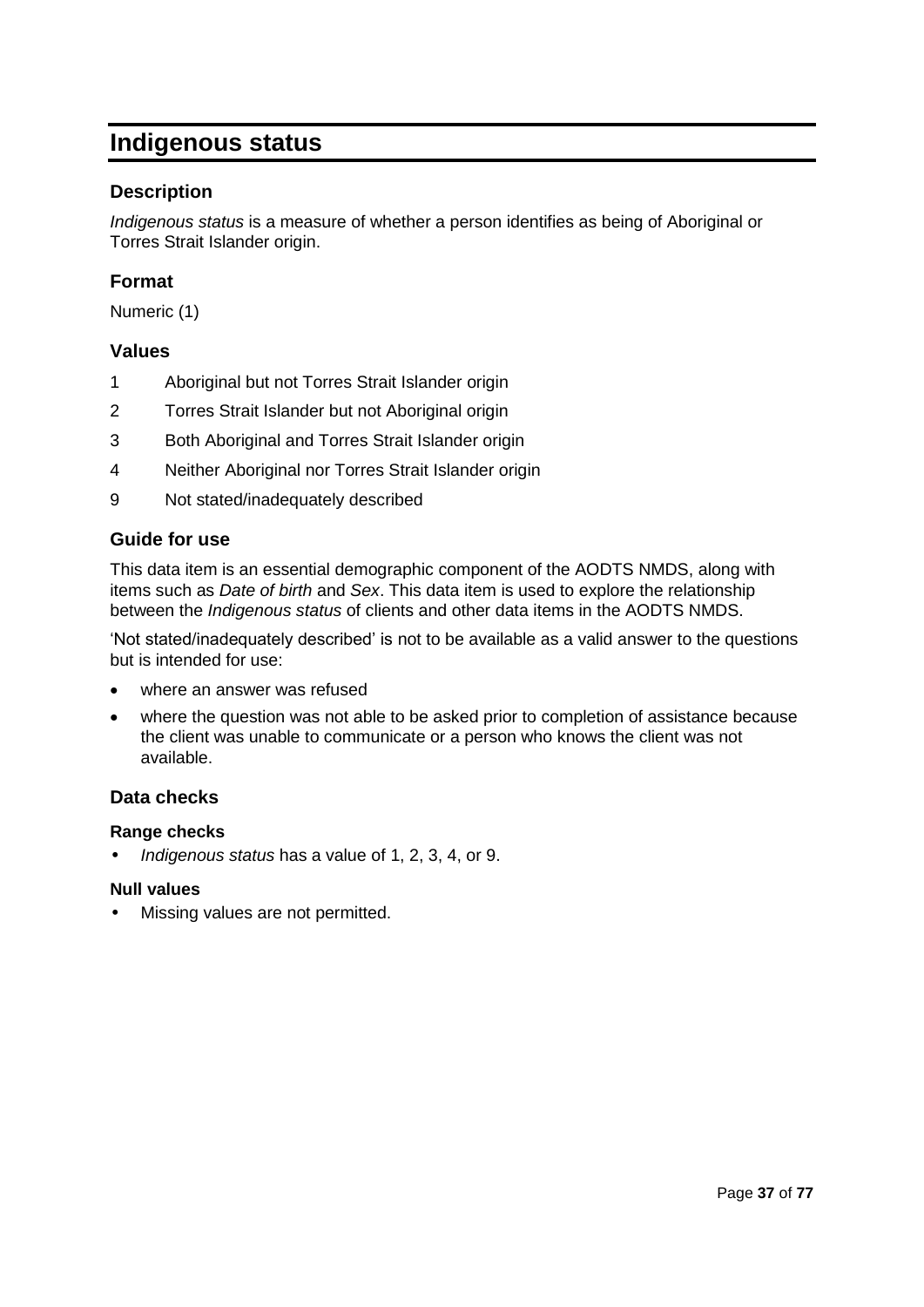# Indigenous status

## Description

*Indigenous status* is a measure of whether a person identifies as being of Aboriginal or Torres Strait Islander origin.

## Format

Numeric (1)

## Values

| | |
|---|---|
| 1 | Aboriginal but not Torres Strait Islander origin |
| 2 | Torres Strait Islander but not Aboriginal origin |
| 3 | Both Aboriginal and Torres Strait Islander origin |
| 4 | Neither Aboriginal nor Torres Strait Islander origin |
| 9 | Not stated/inadequately described |

## Guide for use

This data item is an essential demographic component of the AODTS NMDS, along with items such as *Date of birth* and *Sex*. This data item is used to explore the relationship between the *Indigenous status* of clients and other data items in the AODTS NMDS.

'Not stated/inadequately described' is not to be available as a valid answer to the questions but is intended for use:

- where an answer was refused
- where the question was not able to be asked prior to completion of assistance because the client was unable to communicate or a person who knows the client was not available.

## Data checks

### Range checks

- *Indigenous status* has a value of 1, 2, 3, 4, or 9.

### Null values

- Missing values are not permitted.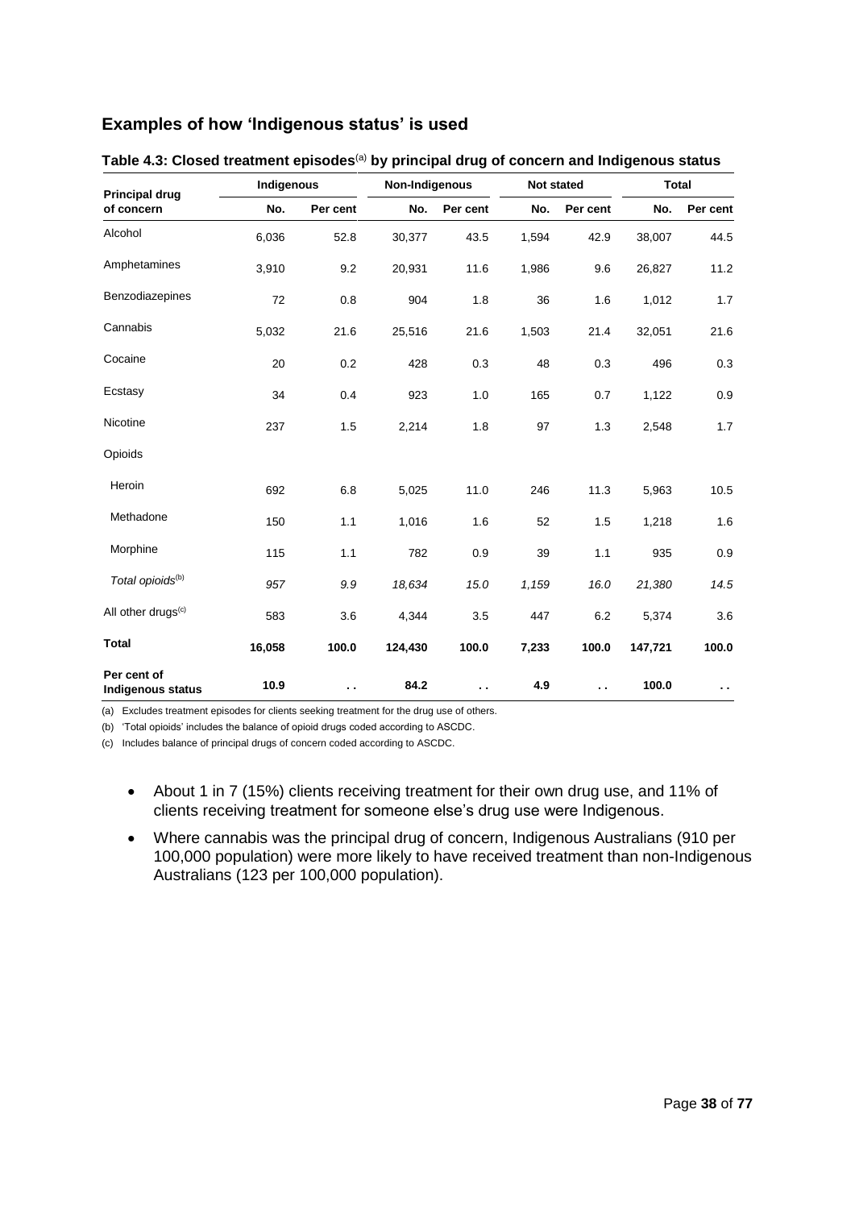## Examples of how 'Indigenous status' is used

**Table 4.3: Closed treatment episodes[(a)] by principal drug of concern and Indigenous status**

| Principal drug of concern | Indigenous | | Non-Indigenous | | Not stated | | Total | |
|---|---|---|---|---|---|---|---|---|
| | No. | Per cent | No. | Per cent | No. | Per cent | No. | Per cent |
| Alcohol | 6,036 | 52.8 | 30,377 | 43.5 | 1,594 | 42.9 | 38,007 | 44.5 |
| Amphetamines | 3,910 | 9.2 | 20,931 | 11.6 | 1,986 | 9.6 | 26,827 | 11.2 |
| Benzodiazepines | 72 | 0.8 | 904 | 1.8 | 36 | 1.6 | 1,012 | 1.7 |
| Cannabis | 5,032 | 21.6 | 25,516 | 21.6 | 1,503 | 21.4 | 32,051 | 21.6 |
| Cocaine | 20 | 0.2 | 428 | 0.3 | 48 | 0.3 | 496 | 0.3 |
| Ecstasy | 34 | 0.4 | 923 | 1.0 | 165 | 0.7 | 1,122 | 0.9 |
| Nicotine | 237 | 1.5 | 2,214 | 1.8 | 97 | 1.3 | 2,548 | 1.7 |
| Opioids | | | | | | | | |
| Heroin | 692 | 6.8 | 5,025 | 11.0 | 246 | 11.3 | 5,963 | 10.5 |
| Methadone | 150 | 1.1 | 1,016 | 1.6 | 52 | 1.5 | 1,218 | 1.6 |
| Morphine | 115 | 1.1 | 782 | 0.9 | 39 | 1.1 | 935 | 0.9 |
| *Total opioids[(b)]* | *957* | *9.9* | *18,634* | *15.0* | *1,159* | *16.0* | *21,380* | *14.5* |
| All other drugs[(c)] | 583 | 3.6 | 4,344 | 3.5 | 447 | 6.2 | 5,374 | 3.6 |
| **Total** | **16,058** | **100.0** | **124,430** | **100.0** | **7,233** | **100.0** | **147,721** | **100.0** |
| **Per cent of Indigenous status** | **10.9** | . . | **84.2** | . . | **4.9** | . . | **100.0** | . . |

(a) Excludes treatment episodes for clients seeking treatment for the drug use of others.

(b) 'Total opioids' includes the balance of opioid drugs coded according to ASCDC.

(c) Includes balance of principal drugs of concern coded according to ASCDC.

- About 1 in 7 (15%) clients receiving treatment for their own drug use, and 11% of clients receiving treatment for someone else's drug use were Indigenous.
- Where cannabis was the principal drug of concern, Indigenous Australians (910 per 100,000 population) were more likely to have received treatment than non-Indigenous Australians (123 per 100,000 population).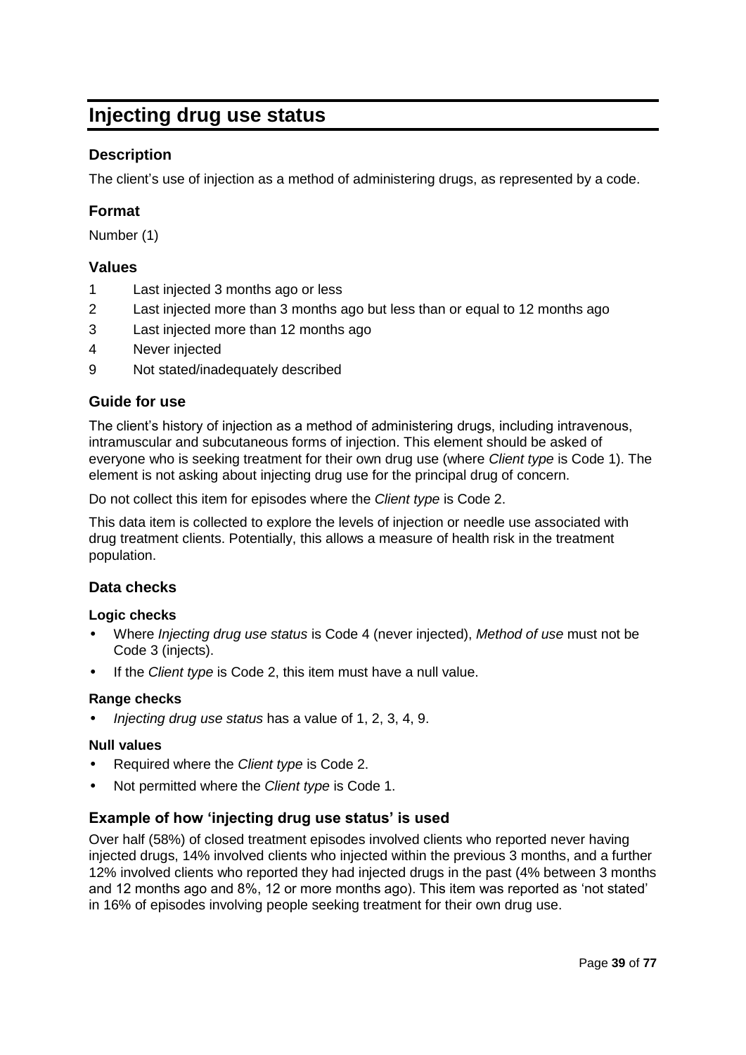# Injecting drug use status

## Description

The client's use of injection as a method of administering drugs, as represented by a code.

## Format

Number (1)

## Values

1 Last injected 3 months ago or less

2 Last injected more than 3 months ago but less than or equal to 12 months ago

3 Last injected more than 12 months ago

4 Never injected

9 Not stated/inadequately described

## Guide for use

The client's history of injection as a method of administering drugs, including intravenous, intramuscular and subcutaneous forms of injection. This element should be asked of everyone who is seeking treatment for their own drug use (where *Client type* is Code 1). The element is not asking about injecting drug use for the principal drug of concern.

Do not collect this item for episodes where the *Client type* is Code 2.

This data item is collected to explore the levels of injection or needle use associated with drug treatment clients. Potentially, this allows a measure of health risk in the treatment population.

## Data checks

### Logic checks

- Where *Injecting drug use status* is Code 4 (never injected), *Method of use* must not be Code 3 (injects).
- If the *Client type* is Code 2, this item must have a null value.

### Range checks

- *Injecting drug use status* has a value of 1, 2, 3, 4, 9.

### Null values

- Required where the *Client type* is Code 2.
- Not permitted where the *Client type* is Code 1.

## Example of how 'injecting drug use status' is used

Over half (58%) of closed treatment episodes involved clients who reported never having injected drugs, 14% involved clients who injected within the previous 3 months, and a further 12% involved clients who reported they had injected drugs in the past (4% between 3 months and 12 months ago and 8%, 12 or more months ago). This item was reported as 'not stated' in 16% of episodes involving people seeking treatment for their own drug use.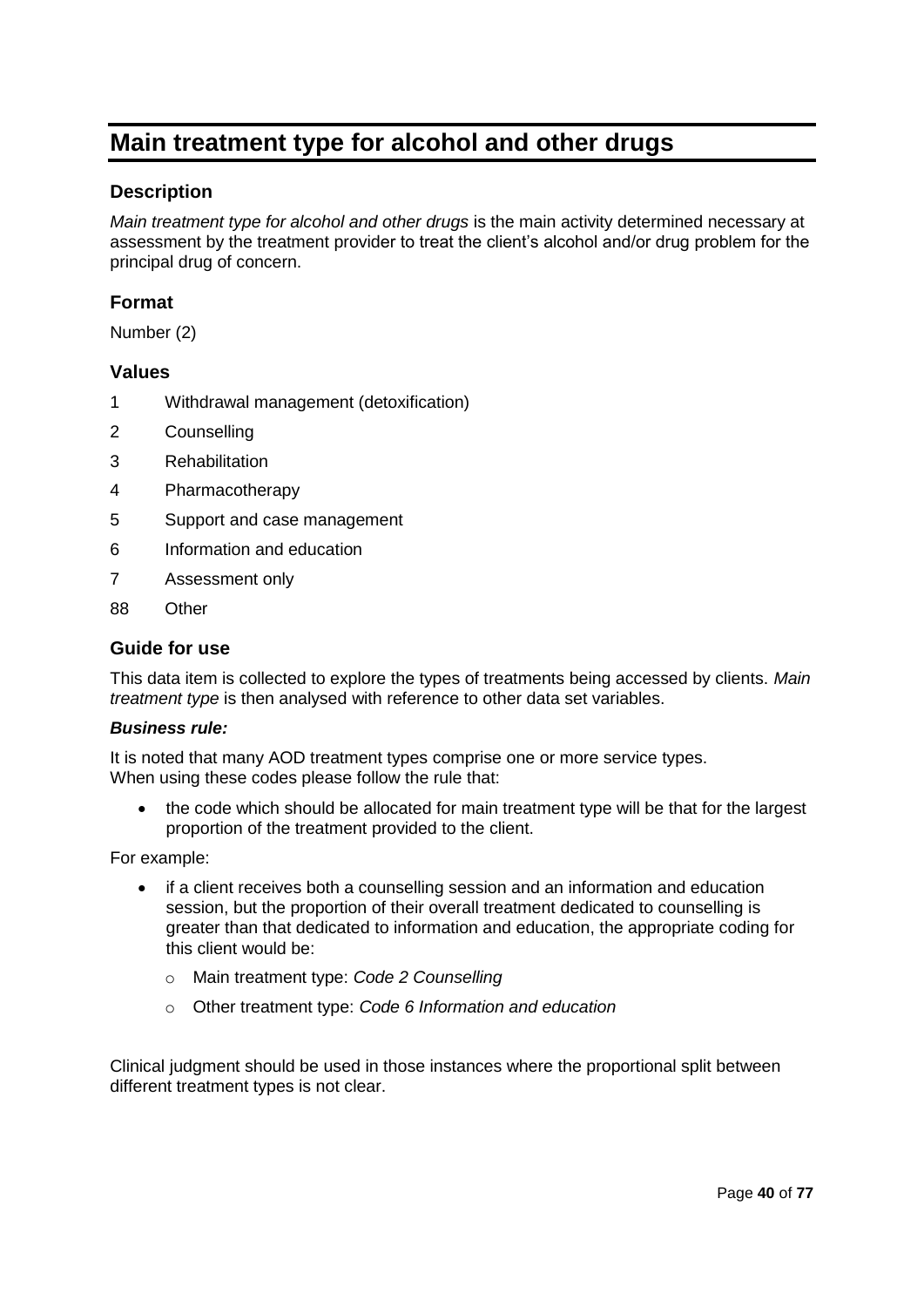# Main treatment type for alcohol and other drugs

## Description

*Main treatment type for alcohol and other drugs* is the main activity determined necessary at assessment by the treatment provider to treat the client's alcohol and/or drug problem for the principal drug of concern.

## Format

Number (2)

## Values

| | |
|---|---|
| 1 | Withdrawal management (detoxification) |
| 2 | Counselling |
| 3 | Rehabilitation |
| 4 | Pharmacotherapy |
| 5 | Support and case management |
| 6 | Information and education |
| 7 | Assessment only |
| 88 | Other |

## Guide for use

This data item is collected to explore the types of treatments being accessed by clients. *Main treatment type* is then analysed with reference to other data set variables.

***Business rule:***

It is noted that many AOD treatment types comprise one or more service types.
When using these codes please follow the rule that:

- the code which should be allocated for main treatment type will be that for the largest proportion of the treatment provided to the client.

For example:

- if a client receives both a counselling session and an information and education session, but the proportion of their overall treatment dedicated to counselling is greater than that dedicated to information and education, the appropriate coding for this client would be:
  - Main treatment type: *Code 2 Counselling*
  - Other treatment type: *Code 6 Information and education*

Clinical judgment should be used in those instances where the proportional split between different treatment types is not clear.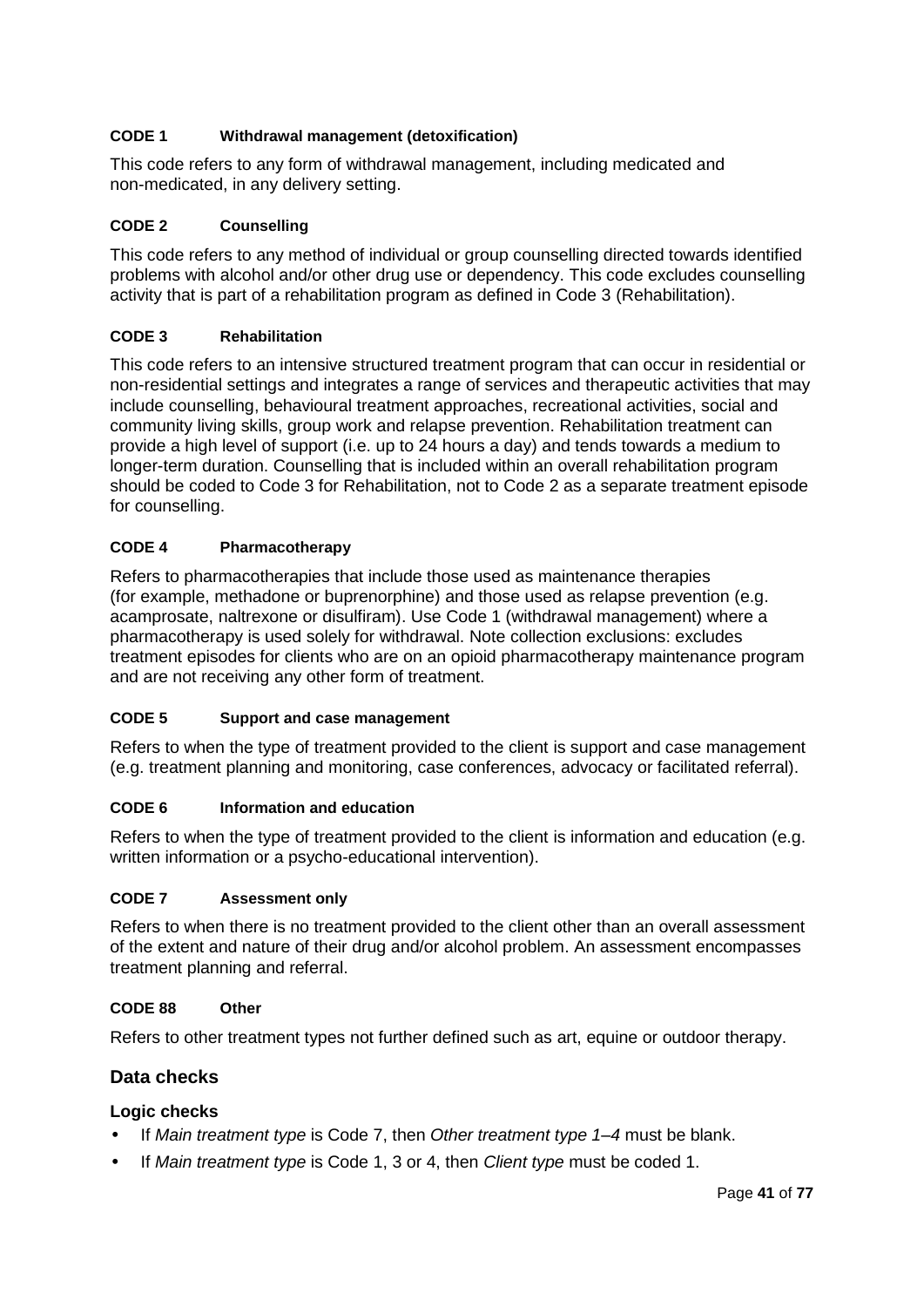**CODE 1 Withdrawal management (detoxification)**

This code refers to any form of withdrawal management, including medicated and non-medicated, in any delivery setting.

**CODE 2 Counselling**

This code refers to any method of individual or group counselling directed towards identified problems with alcohol and/or other drug use or dependency. This code excludes counselling activity that is part of a rehabilitation program as defined in Code 3 (Rehabilitation).

**CODE 3 Rehabilitation**

This code refers to an intensive structured treatment program that can occur in residential or non-residential settings and integrates a range of services and therapeutic activities that may include counselling, behavioural treatment approaches, recreational activities, social and community living skills, group work and relapse prevention. Rehabilitation treatment can provide a high level of support (i.e. up to 24 hours a day) and tends towards a medium to longer-term duration. Counselling that is included within an overall rehabilitation program should be coded to Code 3 for Rehabilitation, not to Code 2 as a separate treatment episode for counselling.

**CODE 4 Pharmacotherapy**

Refers to pharmacotherapies that include those used as maintenance therapies (for example, methadone or buprenorphine) and those used as relapse prevention (e.g. acamprosate, naltrexone or disulfiram). Use Code 1 (withdrawal management) where a pharmacotherapy is used solely for withdrawal. Note collection exclusions: excludes treatment episodes for clients who are on an opioid pharmacotherapy maintenance program and are not receiving any other form of treatment.

**CODE 5 Support and case management**

Refers to when the type of treatment provided to the client is support and case management (e.g. treatment planning and monitoring, case conferences, advocacy or facilitated referral).

**CODE 6 Information and education**

Refers to when the type of treatment provided to the client is information and education (e.g. written information or a psycho-educational intervention).

**CODE 7 Assessment only**

Refers to when there is no treatment provided to the client other than an overall assessment of the extent and nature of their drug and/or alcohol problem. An assessment encompasses treatment planning and referral.

**CODE 88 Other**

Refers to other treatment types not further defined such as art, equine or outdoor therapy.

## Data checks

### Logic checks

- If *Main treatment type* is Code 7, then *Other treatment type 1–4* must be blank.
- If *Main treatment type* is Code 1, 3 or 4, then *Client type* must be coded 1.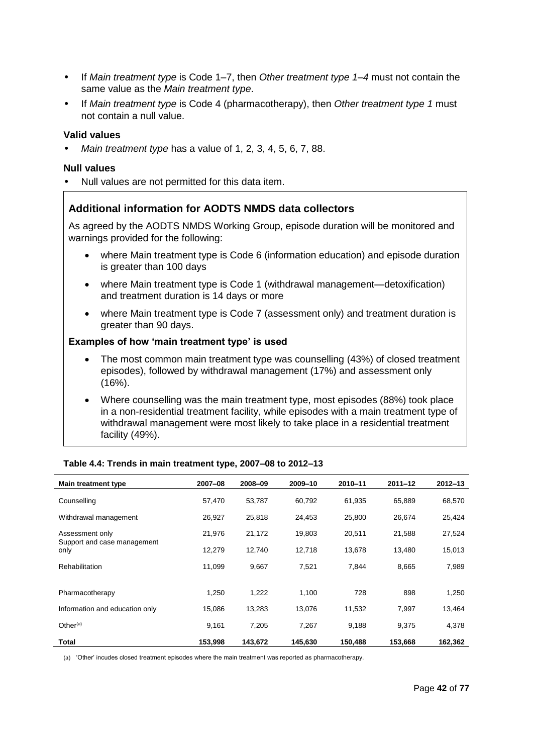- If *Main treatment type* is Code 1–7, then *Other treatment type 1–4* must not contain the same value as the *Main treatment type*.
- If *Main treatment type* is Code 4 (pharmacotherapy), then *Other treatment type 1* must not contain a null value.

**Valid values**

- *Main treatment type* has a value of 1, 2, 3, 4, 5, 6, 7, 88.

**Null values**

- Null values are not permitted for this data item.

### Additional information for AODTS NMDS data collectors

As agreed by the AODTS NMDS Working Group, episode duration will be monitored and warnings provided for the following:

- where Main treatment type is Code 6 (information education) and episode duration is greater than 100 days
- where Main treatment type is Code 1 (withdrawal management—detoxification) and treatment duration is 14 days or more
- where Main treatment type is Code 7 (assessment only) and treatment duration is greater than 90 days.

**Examples of how 'main treatment type' is used**

- The most common main treatment type was counselling (43%) of closed treatment episodes), followed by withdrawal management (17%) and assessment only (16%).
- Where counselling was the main treatment type, most episodes (88%) took place in a non-residential treatment facility, while episodes with a main treatment type of withdrawal management were most likely to take place in a residential treatment facility (49%).

**Table 4.4: Trends in main treatment type, 2007–08 to 2012–13**

| Main treatment type | 2007–08 | 2008–09 | 2009–10 | 2010–11 | 2011–12 | 2012–13 |
|---|---|---|---|---|---|---|
| Counselling | 57,470 | 53,787 | 60,792 | 61,935 | 65,889 | 68,570 |
| Withdrawal management | 26,927 | 25,818 | 24,453 | 25,800 | 26,674 | 25,424 |
| Assessment only | 21,976 | 21,172 | 19,803 | 20,511 | 21,588 | 27,524 |
| Support and case management only | 12,279 | 12,740 | 12,718 | 13,678 | 13,480 | 15,013 |
| Rehabilitation | 11,099 | 9,667 | 7,521 | 7,844 | 8,665 | 7,989 |
| Pharmacotherapy | 1,250 | 1,222 | 1,100 | 728 | 898 | 1,250 |
| Information and education only | 15,086 | 13,283 | 13,076 | 11,532 | 7,997 | 13,464 |
| Other[(a)] | 9,161 | 7,205 | 7,267 | 9,188 | 9,375 | 4,378 |
| **Total** | **153,998** | **143,672** | **145,630** | **150,488** | **153,668** | **162,362** |

(a) 'Other' incudes closed treatment episodes where the main treatment was reported as pharmacotherapy.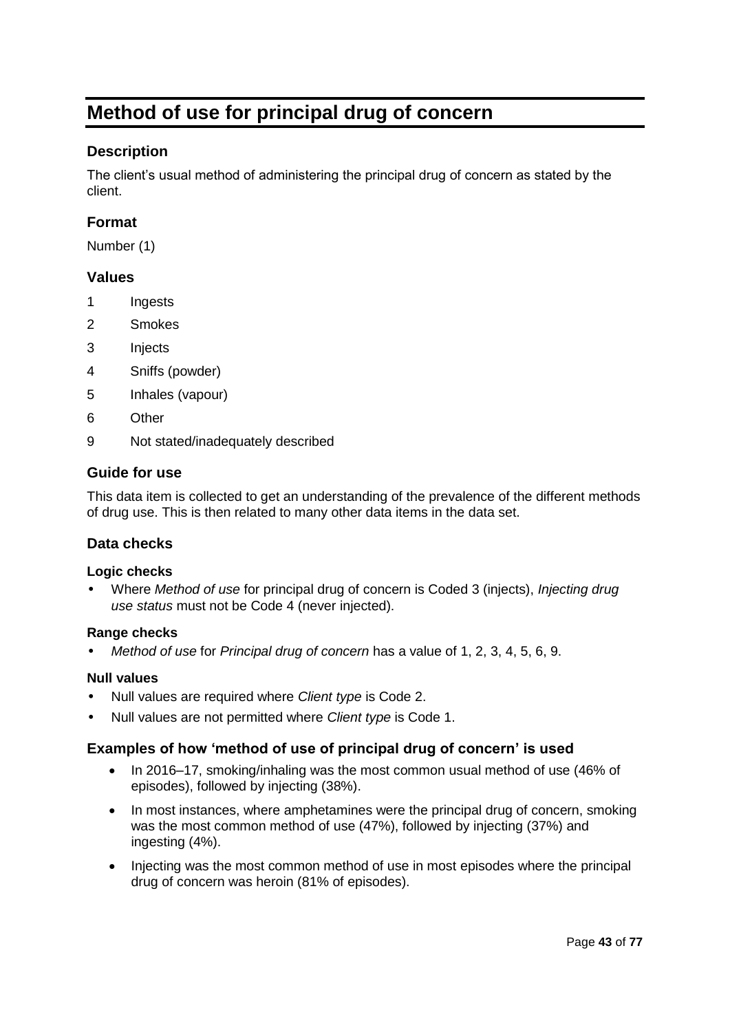# Method of use for principal drug of concern

## Description

The client's usual method of administering the principal drug of concern as stated by the client.

## Format

Number (1)

## Values

| | |
|---|---|
| 1 | Ingests |
| 2 | Smokes |
| 3 | Injects |
| 4 | Sniffs (powder) |
| 5 | Inhales (vapour) |
| 6 | Other |
| 9 | Not stated/inadequately described |

## Guide for use

This data item is collected to get an understanding of the prevalence of the different methods of drug use. This is then related to many other data items in the data set.

## Data checks

#### Logic checks

- Where *Method of use* for principal drug of concern is Coded 3 (injects), *Injecting drug use status* must not be Code 4 (never injected).

#### Range checks

- *Method of use* for *Principal drug of concern* has a value of 1, 2, 3, 4, 5, 6, 9.

#### Null values

- Null values are required where *Client type* is Code 2.
- Null values are not permitted where *Client type* is Code 1.

## Examples of how 'method of use of principal drug of concern' is used

- In 2016–17, smoking/inhaling was the most common usual method of use (46% of episodes), followed by injecting (38%).
- In most instances, where amphetamines were the principal drug of concern, smoking was the most common method of use (47%), followed by injecting (37%) and ingesting (4%).
- Injecting was the most common method of use in most episodes where the principal drug of concern was heroin (81% of episodes).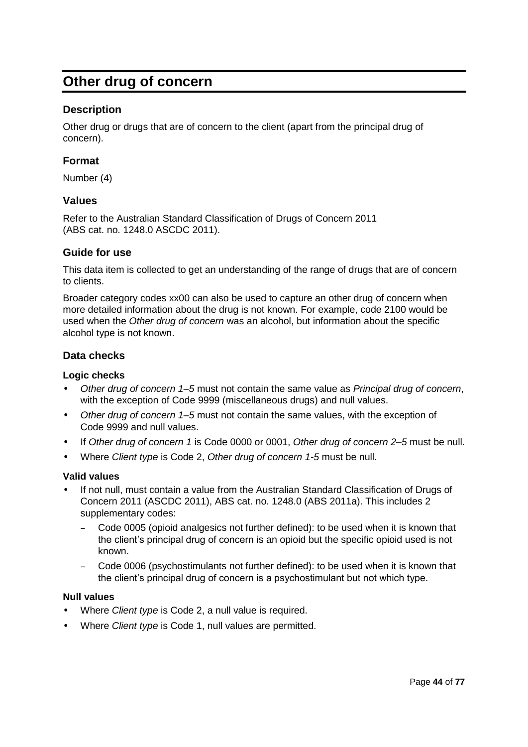# Other drug of concern

## Description

Other drug or drugs that are of concern to the client (apart from the principal drug of concern).

## Format

Number (4)

## Values

Refer to the Australian Standard Classification of Drugs of Concern 2011 (ABS cat. no. 1248.0 ASCDC 2011).

## Guide for use

This data item is collected to get an understanding of the range of drugs that are of concern to clients.

Broader category codes xx00 can also be used to capture an other drug of concern when more detailed information about the drug is not known. For example, code 2100 would be used when the *Other drug of concern* was an alcohol, but information about the specific alcohol type is not known.

## Data checks

### Logic checks

- *Other drug of concern 1–5* must not contain the same value as *Principal drug of concern*, with the exception of Code 9999 (miscellaneous drugs) and null values.
- *Other drug of concern 1–5* must not contain the same values, with the exception of Code 9999 and null values.
- If *Other drug of concern 1* is Code 0000 or 0001, *Other drug of concern 2–5* must be null.
- Where *Client type* is Code 2, *Other drug of concern 1-5* must be null.

### Valid values

- If not null, must contain a value from the Australian Standard Classification of Drugs of Concern 2011 (ASCDC 2011), ABS cat. no. 1248.0 (ABS 2011a). This includes 2 supplementary codes:
  - Code 0005 (opioid analgesics not further defined): to be used when it is known that the client's principal drug of concern is an opioid but the specific opioid used is not known.
  - Code 0006 (psychostimulants not further defined): to be used when it is known that the client's principal drug of concern is a psychostimulant but not which type.

### Null values

- Where *Client type* is Code 2, a null value is required.
- Where *Client type* is Code 1, null values are permitted.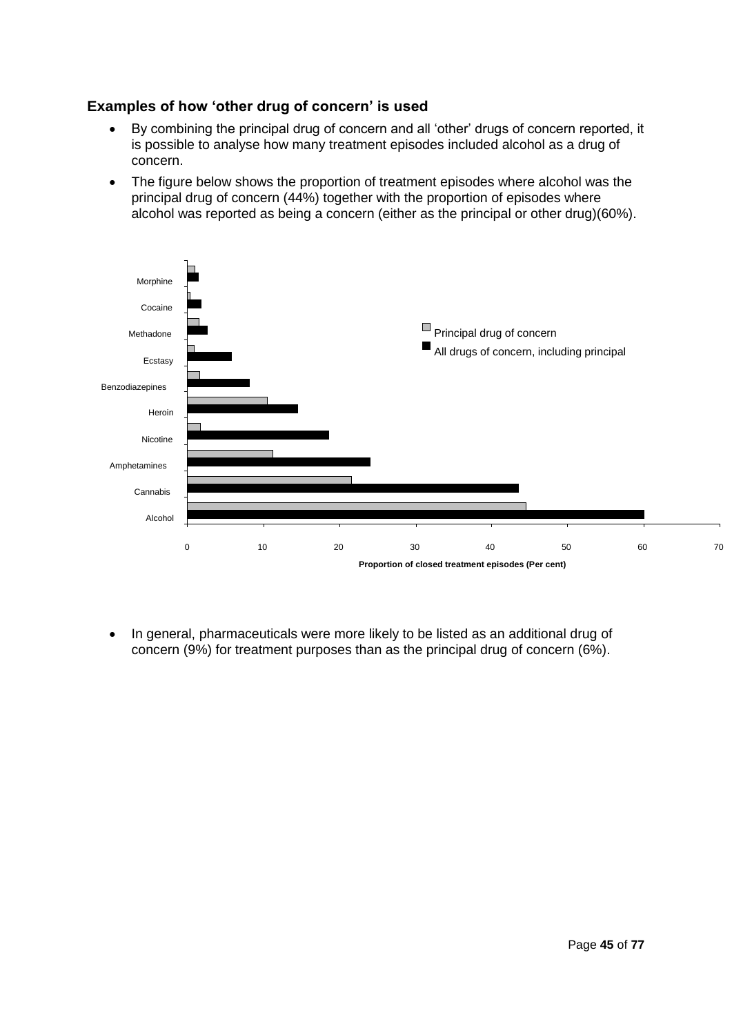### Examples of how 'other drug of concern' is used

- By combining the principal drug of concern and all 'other' drugs of concern reported, it is possible to analyse how many treatment episodes included alcohol as a drug of concern.
- The figure below shows the proportion of treatment episodes where alcohol was the principal drug of concern (44%) together with the proportion of episodes where alcohol was reported as being a concern (either as the principal or other drug)(60%).

- In general, pharmaceuticals were more likely to be listed as an additional drug of concern (9%) for treatment purposes than as the principal drug of concern (6%).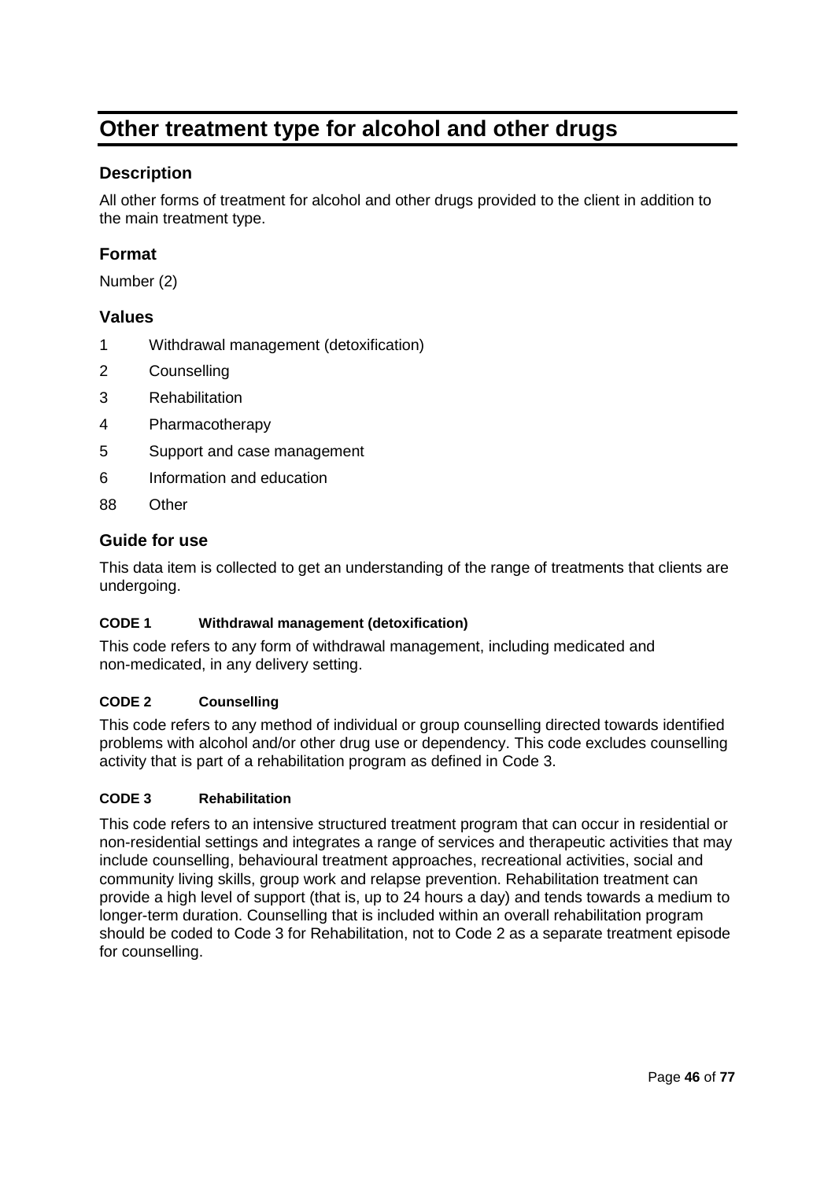# Other treatment type for alcohol and other drugs

## Description

All other forms of treatment for alcohol and other drugs provided to the client in addition to the main treatment type.

## Format

Number (2)

## Values

1 Withdrawal management (detoxification)

2 Counselling

3 Rehabilitation

4 Pharmacotherapy

5 Support and case management

6 Information and education

88 Other

## Guide for use

This data item is collected to get an understanding of the range of treatments that clients are undergoing.

#### CODE 1 Withdrawal management (detoxification)

This code refers to any form of withdrawal management, including medicated and non-medicated, in any delivery setting.

#### CODE 2 Counselling

This code refers to any method of individual or group counselling directed towards identified problems with alcohol and/or other drug use or dependency. This code excludes counselling activity that is part of a rehabilitation program as defined in Code 3.

#### CODE 3 Rehabilitation

This code refers to an intensive structured treatment program that can occur in residential or non-residential settings and integrates a range of services and therapeutic activities that may include counselling, behavioural treatment approaches, recreational activities, social and community living skills, group work and relapse prevention. Rehabilitation treatment can provide a high level of support (that is, up to 24 hours a day) and tends towards a medium to longer-term duration. Counselling that is included within an overall rehabilitation program should be coded to Code 3 for Rehabilitation, not to Code 2 as a separate treatment episode for counselling.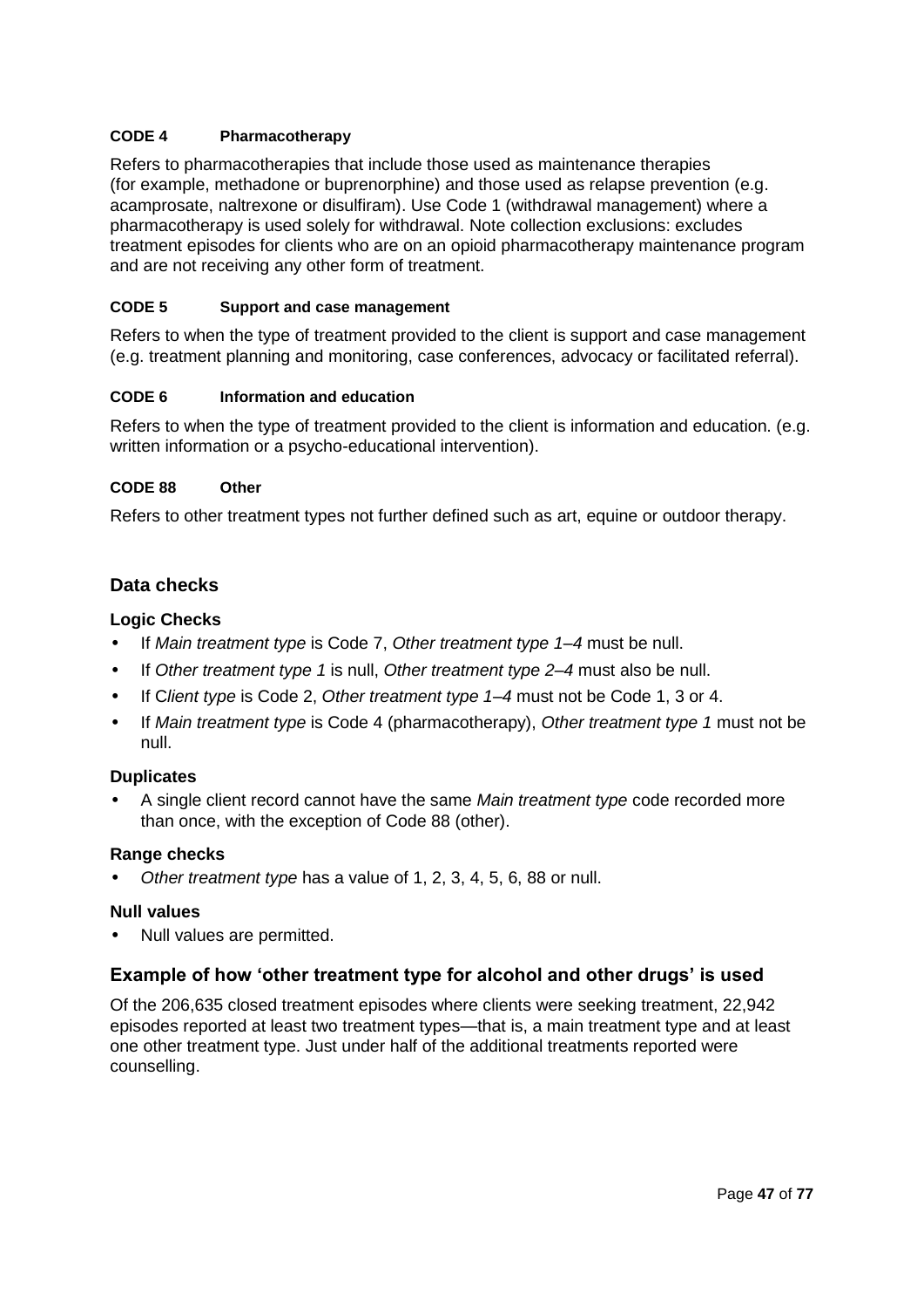**CODE 4 Pharmacotherapy**

Refers to pharmacotherapies that include those used as maintenance therapies (for example, methadone or buprenorphine) and those used as relapse prevention (e.g. acamprosate, naltrexone or disulfiram). Use Code 1 (withdrawal management) where a pharmacotherapy is used solely for withdrawal. Note collection exclusions: excludes treatment episodes for clients who are on an opioid pharmacotherapy maintenance program and are not receiving any other form of treatment.

**CODE 5 Support and case management**

Refers to when the type of treatment provided to the client is support and case management (e.g. treatment planning and monitoring, case conferences, advocacy or facilitated referral).

**CODE 6 Information and education**

Refers to when the type of treatment provided to the client is information and education. (e.g. written information or a psycho-educational intervention).

**CODE 88 Other**

Refers to other treatment types not further defined such as art, equine or outdoor therapy.

## Data checks

### Logic Checks

- If *Main treatment type* is Code 7, *Other treatment type 1–4* must be null.
- If *Other treatment type 1* is null, *Other treatment type 2–4* must also be null.
- If C*lient type* is Code 2, *Other treatment type 1–4* must not be Code 1, 3 or 4.
- If *Main treatment type* is Code 4 (pharmacotherapy), *Other treatment type 1* must not be null.

### Duplicates

- A single client record cannot have the same *Main treatment type* code recorded more than once, with the exception of Code 88 (other).

### Range checks

- *Other treatment type* has a value of 1, 2, 3, 4, 5, 6, 88 or null.

### Null values

- Null values are permitted.

## Example of how 'other treatment type for alcohol and other drugs' is used

Of the 206,635 closed treatment episodes where clients were seeking treatment, 22,942 episodes reported at least two treatment types—that is, a main treatment type and at least one other treatment type. Just under half of the additional treatments reported were counselling.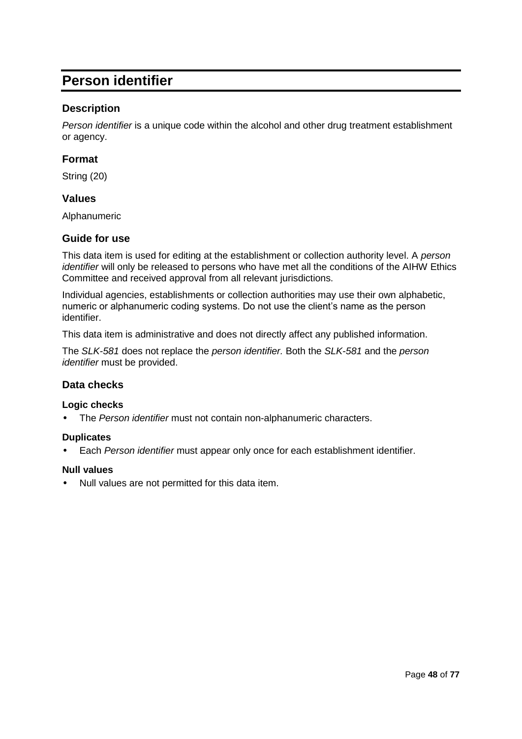# Person identifier

## Description

*Person identifier* is a unique code within the alcohol and other drug treatment establishment or agency.

## Format

String (20)

## Values

Alphanumeric

## Guide for use

This data item is used for editing at the establishment or collection authority level. A *person identifier* will only be released to persons who have met all the conditions of the AIHW Ethics Committee and received approval from all relevant jurisdictions.

Individual agencies, establishments or collection authorities may use their own alphabetic, numeric or alphanumeric coding systems. Do not use the client's name as the person identifier.

This data item is administrative and does not directly affect any published information.

The *SLK-581* does not replace the *person identifier.* Both the *SLK-581* and the *person identifier* must be provided.

## Data checks

### Logic checks

- The *Person identifier* must not contain non-alphanumeric characters.

### Duplicates

- Each *Person identifier* must appear only once for each establishment identifier.

### Null values

- Null values are not permitted for this data item.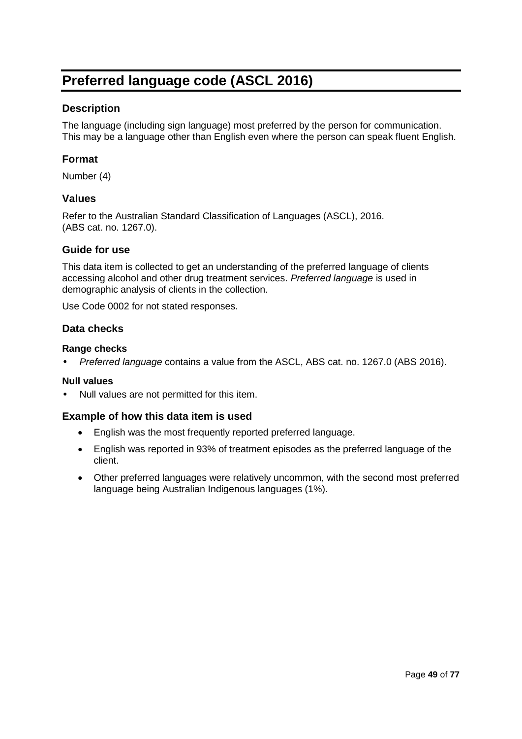# Preferred language code (ASCL 2016)

## Description

The language (including sign language) most preferred by the person for communication. This may be a language other than English even where the person can speak fluent English.

## Format

Number (4)

## Values

Refer to the Australian Standard Classification of Languages (ASCL), 2016.
(ABS cat. no. 1267.0).

## Guide for use

This data item is collected to get an understanding of the preferred language of clients accessing alcohol and other drug treatment services. *Preferred language* is used in demographic analysis of clients in the collection.

Use Code 0002 for not stated responses.

## Data checks

### Range checks

- *Preferred language* contains a value from the ASCL, ABS cat. no. 1267.0 (ABS 2016).

### Null values

- Null values are not permitted for this item.

## Example of how this data item is used

- English was the most frequently reported preferred language.
- English was reported in 93% of treatment episodes as the preferred language of the client.
- Other preferred languages were relatively uncommon, with the second most preferred language being Australian Indigenous languages (1%).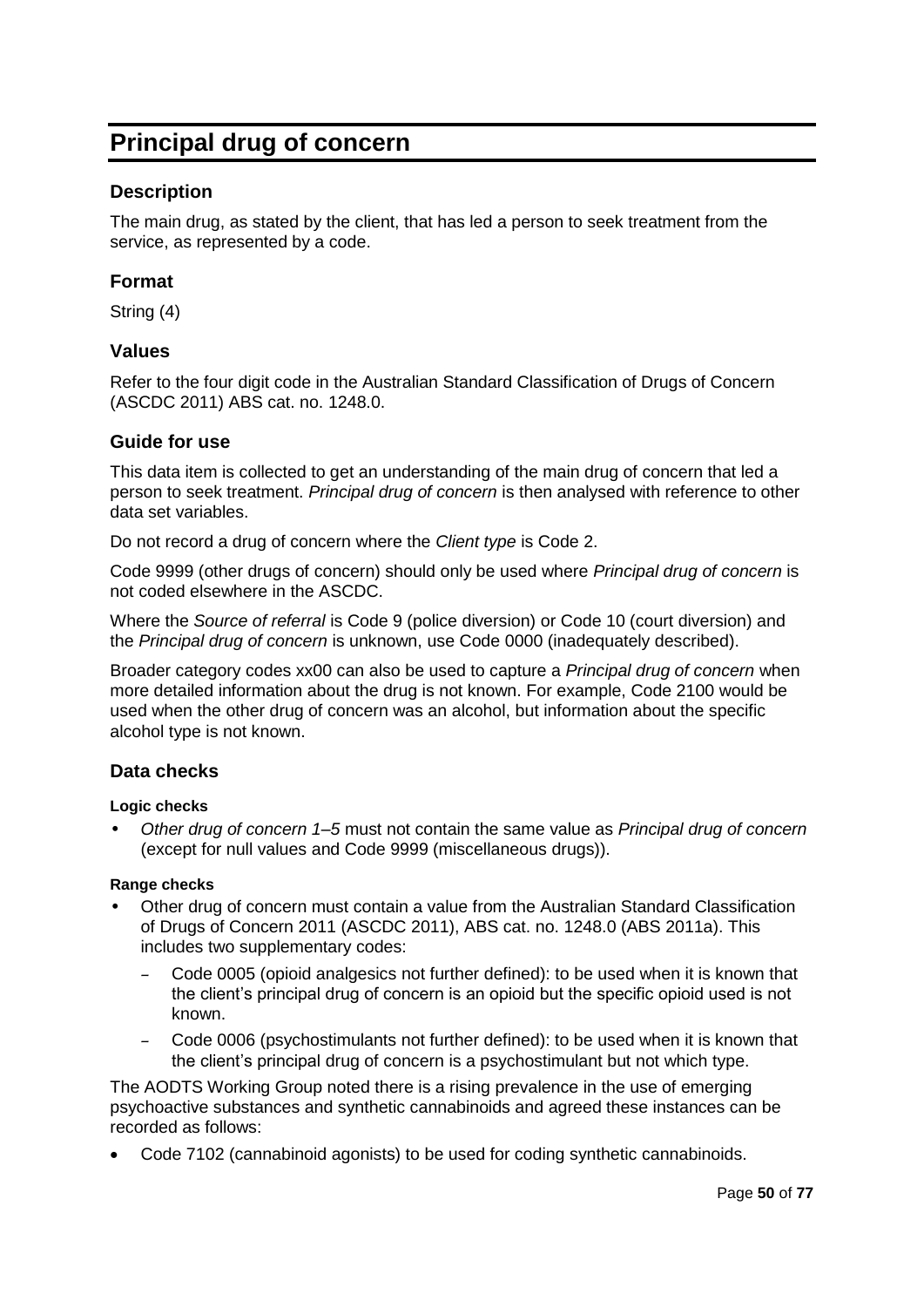# Principal drug of concern

### Description

The main drug, as stated by the client, that has led a person to seek treatment from the service, as represented by a code.

### Format

String (4)

### Values

Refer to the four digit code in the Australian Standard Classification of Drugs of Concern (ASCDC 2011) ABS cat. no. 1248.0.

### Guide for use

This data item is collected to get an understanding of the main drug of concern that led a person to seek treatment. *Principal drug of concern* is then analysed with reference to other data set variables.

Do not record a drug of concern where the *Client type* is Code 2.

Code 9999 (other drugs of concern) should only be used where *Principal drug of concern* is not coded elsewhere in the ASCDC.

Where the *Source of referral* is Code 9 (police diversion) or Code 10 (court diversion) and the *Principal drug of concern* is unknown, use Code 0000 (inadequately described).

Broader category codes xx00 can also be used to capture a *Principal drug of concern* when more detailed information about the drug is not known. For example, Code 2100 would be used when the other drug of concern was an alcohol, but information about the specific alcohol type is not known.

### Data checks

#### Logic checks

- *Other drug of concern 1–5* must not contain the same value as *Principal drug of concern* (except for null values and Code 9999 (miscellaneous drugs)).

#### Range checks

- Other drug of concern must contain a value from the Australian Standard Classification of Drugs of Concern 2011 (ASCDC 2011), ABS cat. no. 1248.0 (ABS 2011a). This includes two supplementary codes:
  - Code 0005 (opioid analgesics not further defined): to be used when it is known that the client's principal drug of concern is an opioid but the specific opioid used is not known.
  - Code 0006 (psychostimulants not further defined): to be used when it is known that the client's principal drug of concern is a psychostimulant but not which type.

The AODTS Working Group noted there is a rising prevalence in the use of emerging psychoactive substances and synthetic cannabinoids and agreed these instances can be recorded as follows:

- Code 7102 (cannabinoid agonists) to be used for coding synthetic cannabinoids.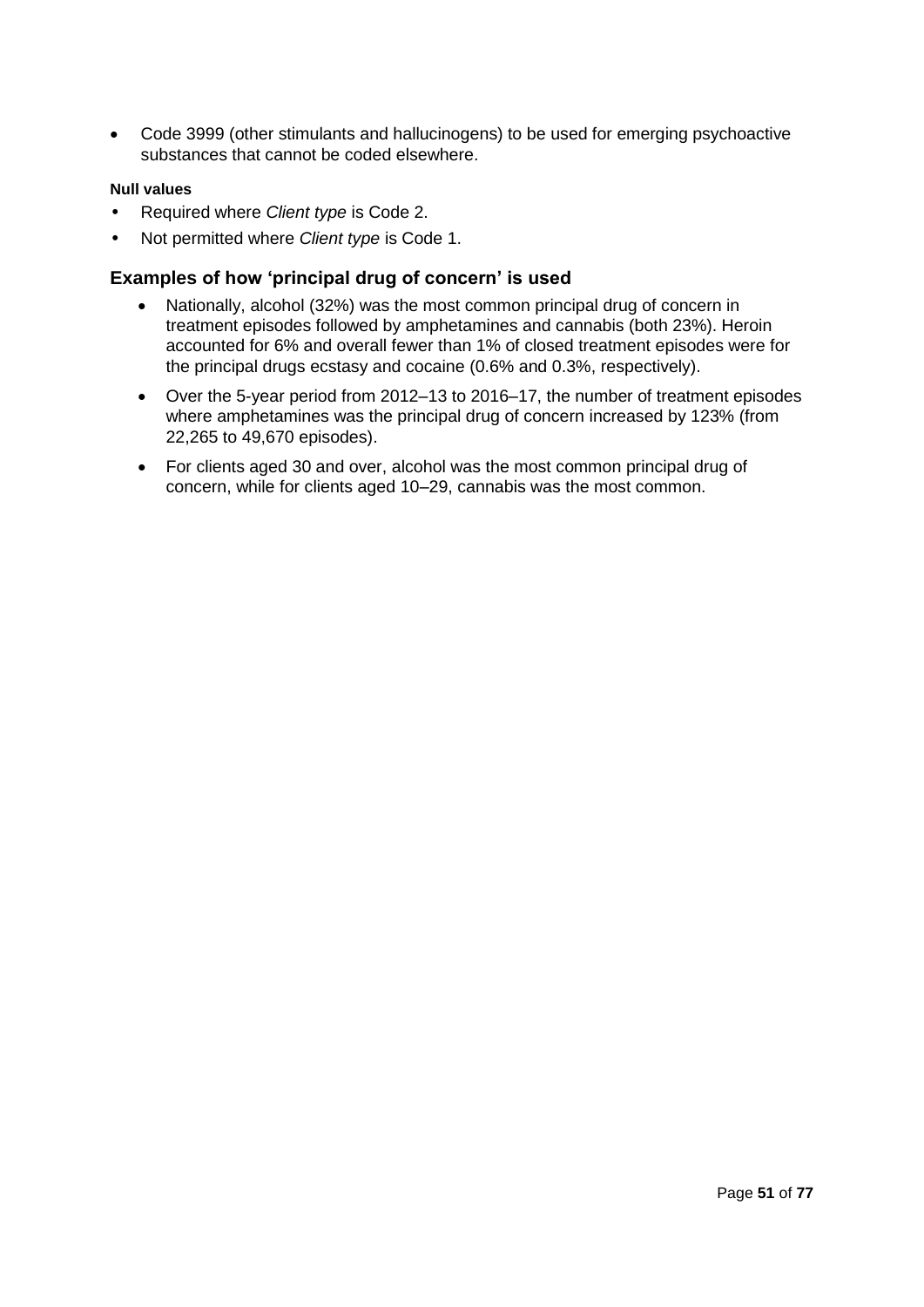- Code 3999 (other stimulants and hallucinogens) to be used for emerging psychoactive substances that cannot be coded elsewhere.

**Null values**

- Required where *Client type* is Code 2.
- Not permitted where *Client type* is Code 1.

### Examples of how ‘principal drug of concern’ is used

- Nationally, alcohol (32%) was the most common principal drug of concern in treatment episodes followed by amphetamines and cannabis (both 23%). Heroin accounted for 6% and overall fewer than 1% of closed treatment episodes were for the principal drugs ecstasy and cocaine (0.6% and 0.3%, respectively).
- Over the 5-year period from 2012–13 to 2016–17, the number of treatment episodes where amphetamines was the principal drug of concern increased by 123% (from 22,265 to 49,670 episodes).
- For clients aged 30 and over, alcohol was the most common principal drug of concern, while for clients aged 10–29, cannabis was the most common.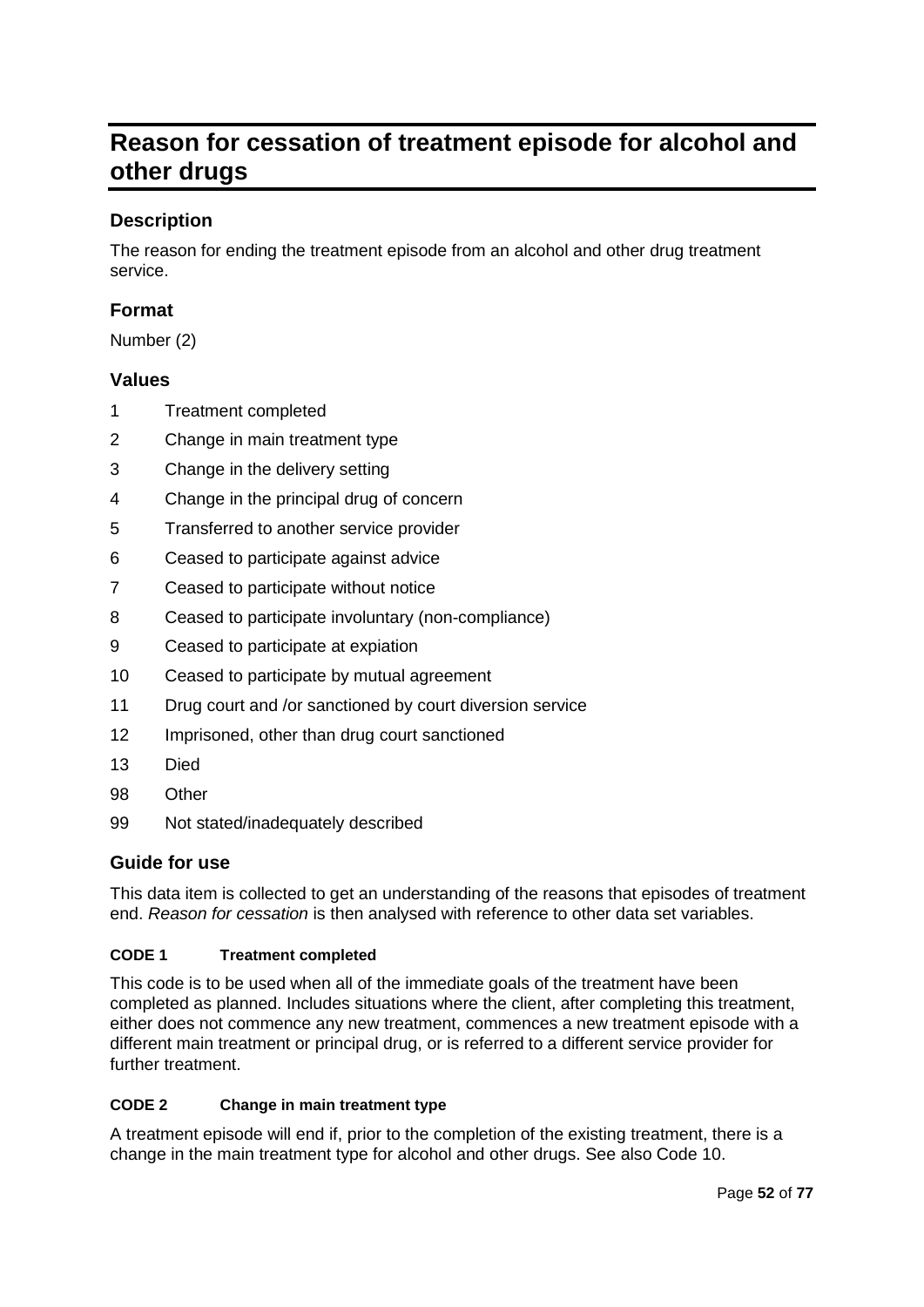# Reason for cessation of treatment episode for alcohol and other drugs

## Description

The reason for ending the treatment episode from an alcohol and other drug treatment service.

## Format

Number (2)

## Values

| | |
|---|---|
| 1 | Treatment completed |
| 2 | Change in main treatment type |
| 3 | Change in the delivery setting |
| 4 | Change in the principal drug of concern |
| 5 | Transferred to another service provider |
| 6 | Ceased to participate against advice |
| 7 | Ceased to participate without notice |
| 8 | Ceased to participate involuntary (non-compliance) |
| 9 | Ceased to participate at expiation |
| 10 | Ceased to participate by mutual agreement |
| 11 | Drug court and /or sanctioned by court diversion service |
| 12 | Imprisoned, other than drug court sanctioned |
| 13 | Died |
| 98 | Other |
| 99 | Not stated/inadequately described |

## Guide for use

This data item is collected to get an understanding of the reasons that episodes of treatment end. *Reason for cessation* is then analysed with reference to other data set variables.

#### CODE 1 Treatment completed

This code is to be used when all of the immediate goals of the treatment have been completed as planned. Includes situations where the client, after completing this treatment, either does not commence any new treatment, commences a new treatment episode with a different main treatment or principal drug, or is referred to a different service provider for further treatment.

#### CODE 2 Change in main treatment type

A treatment episode will end if, prior to the completion of the existing treatment, there is a change in the main treatment type for alcohol and other drugs. See also Code 10.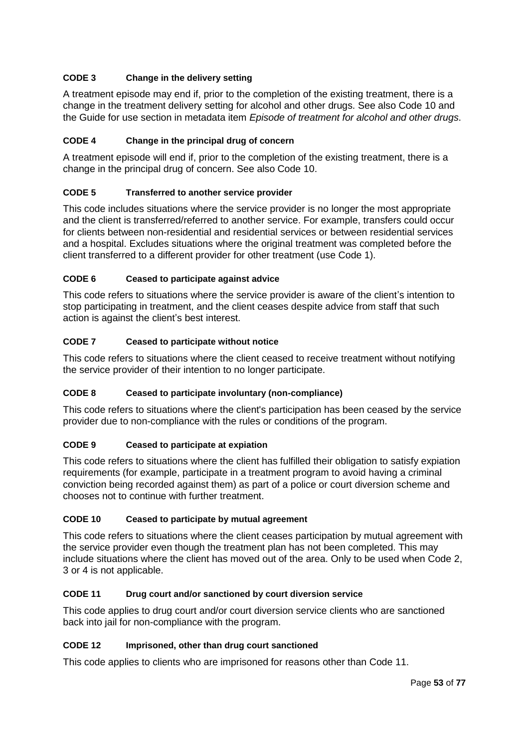**CODE 3 Change in the delivery setting**

A treatment episode may end if, prior to the completion of the existing treatment, there is a change in the treatment delivery setting for alcohol and other drugs. See also Code 10 and the Guide for use section in metadata item *Episode of treatment for alcohol and other drugs*.

**CODE 4 Change in the principal drug of concern**

A treatment episode will end if, prior to the completion of the existing treatment, there is a change in the principal drug of concern. See also Code 10.

**CODE 5 Transferred to another service provider**

This code includes situations where the service provider is no longer the most appropriate and the client is transferred/referred to another service. For example, transfers could occur for clients between non-residential and residential services or between residential services and a hospital. Excludes situations where the original treatment was completed before the client transferred to a different provider for other treatment (use Code 1).

**CODE 6 Ceased to participate against advice**

This code refers to situations where the service provider is aware of the client's intention to stop participating in treatment, and the client ceases despite advice from staff that such action is against the client's best interest.

**CODE 7 Ceased to participate without notice**

This code refers to situations where the client ceased to receive treatment without notifying the service provider of their intention to no longer participate.

**CODE 8 Ceased to participate involuntary (non-compliance)**

This code refers to situations where the client's participation has been ceased by the service provider due to non-compliance with the rules or conditions of the program.

**CODE 9 Ceased to participate at expiation**

This code refers to situations where the client has fulfilled their obligation to satisfy expiation requirements (for example, participate in a treatment program to avoid having a criminal conviction being recorded against them) as part of a police or court diversion scheme and chooses not to continue with further treatment.

**CODE 10 Ceased to participate by mutual agreement**

This code refers to situations where the client ceases participation by mutual agreement with the service provider even though the treatment plan has not been completed. This may include situations where the client has moved out of the area. Only to be used when Code 2, 3 or 4 is not applicable.

**CODE 11 Drug court and/or sanctioned by court diversion service**

This code applies to drug court and/or court diversion service clients who are sanctioned back into jail for non-compliance with the program.

**CODE 12 Imprisoned, other than drug court sanctioned**

This code applies to clients who are imprisoned for reasons other than Code 11.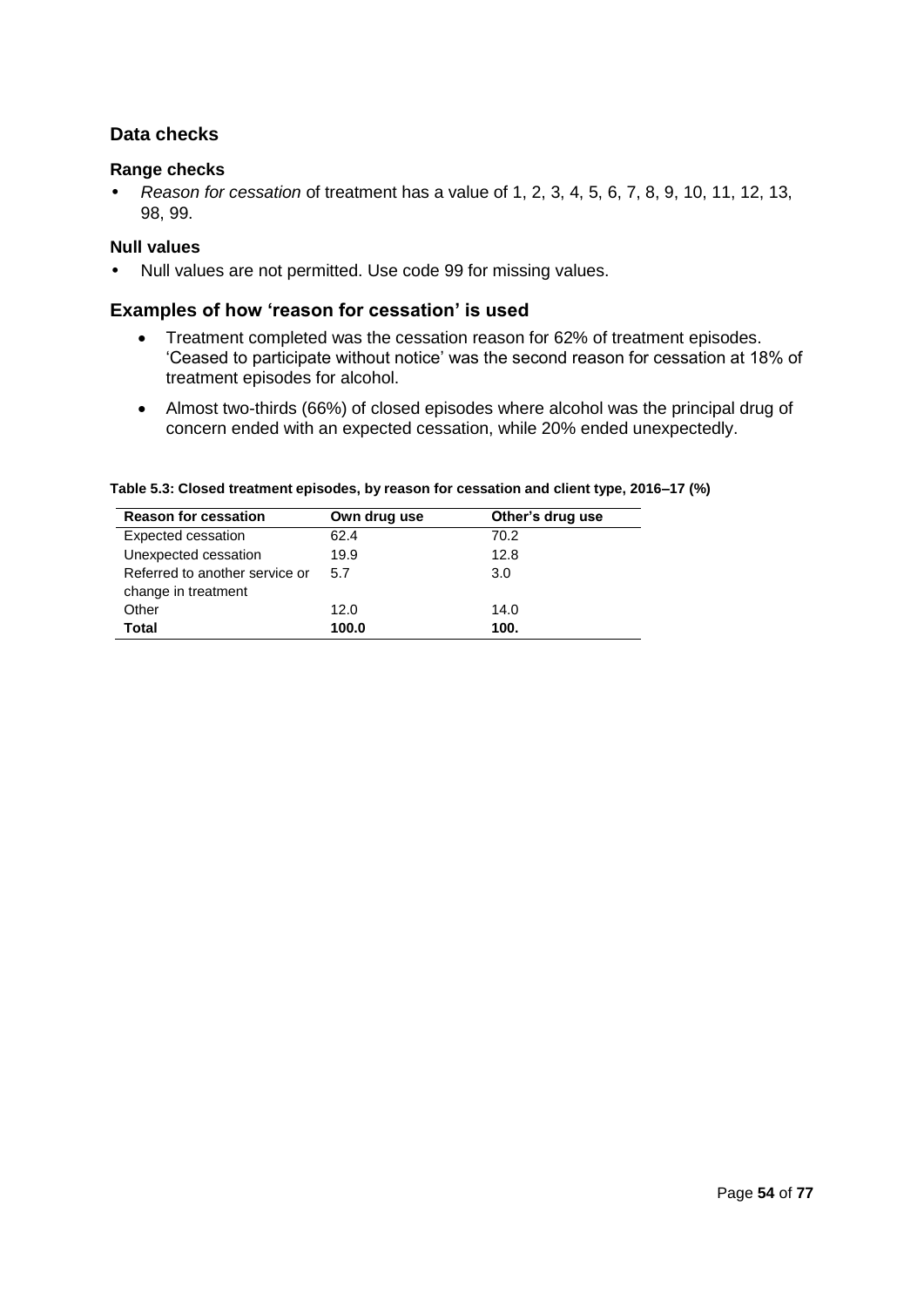## Data checks

### Range checks

- *Reason for cessation* of treatment has a value of 1, 2, 3, 4, 5, 6, 7, 8, 9, 10, 11, 12, 13, 98, 99.

### Null values

- Null values are not permitted. Use code 99 for missing values.

## Examples of how 'reason for cessation' is used

- Treatment completed was the cessation reason for 62% of treatment episodes. 'Ceased to participate without notice' was the second reason for cessation at 18% of treatment episodes for alcohol.
- Almost two-thirds (66%) of closed episodes where alcohol was the principal drug of concern ended with an expected cessation, while 20% ended unexpectedly.

**Table 5.3: Closed treatment episodes, by reason for cessation and client type, 2016–17 (%)**

| Reason for cessation | Own drug use | Other's drug use |
|---|---|---|
| Expected cessation | 62.4 | 70.2 |
| Unexpected cessation | 19.9 | 12.8 |
| Referred to another service or change in treatment | 5.7 | 3.0 |
| Other | 12.0 | 14.0 |
| **Total** | **100.0** | **100.** |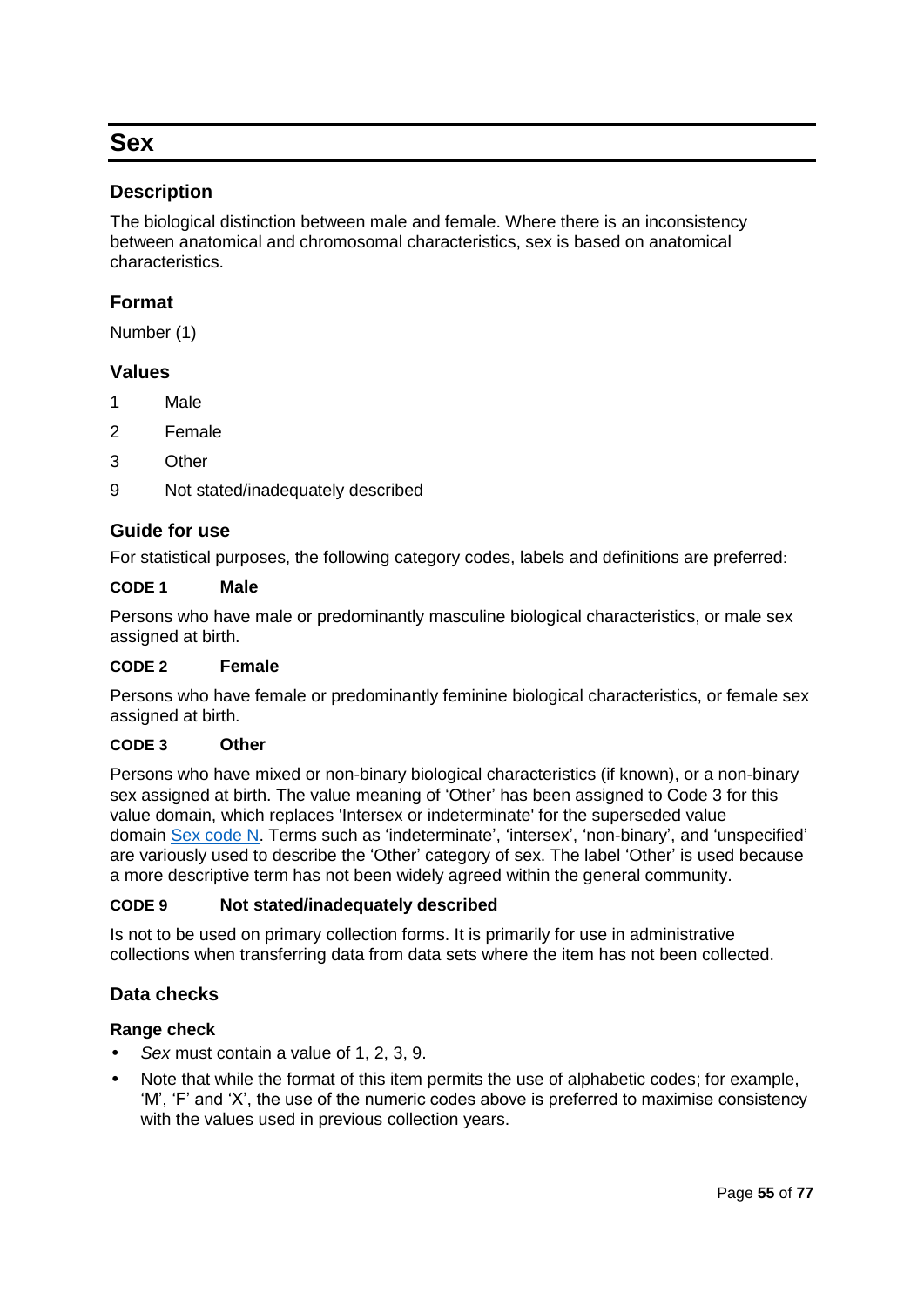# Sex

## Description

The biological distinction between male and female. Where there is an inconsistency between anatomical and chromosomal characteristics, sex is based on anatomical characteristics.

## Format

Number (1)

## Values

| | |
|---|---|
| 1 | Male |
| 2 | Female |
| 3 | Other |
| 9 | Not stated/inadequately described |

## Guide for use

For statistical purposes, the following category codes, labels and definitions are preferred:

#### CODE 1 Male

Persons who have male or predominantly masculine biological characteristics, or male sex assigned at birth.

#### CODE 2 Female

Persons who have female or predominantly feminine biological characteristics, or female sex assigned at birth.

#### CODE 3 Other

Persons who have mixed or non-binary biological characteristics (if known), or a non-binary sex assigned at birth. The value meaning of 'Other' has been assigned to Code 3 for this value domain, which replaces 'Intersex or indeterminate' for the superseded value domain Sex code N. Terms such as 'indeterminate', 'intersex', 'non-binary', and 'unspecified' are variously used to describe the 'Other' category of sex. The label 'Other' is used because a more descriptive term has not been widely agreed within the general community.

#### CODE 9 Not stated/inadequately described

Is not to be used on primary collection forms. It is primarily for use in administrative collections when transferring data from data sets where the item has not been collected.

## Data checks

### Range check

- *Sex* must contain a value of 1, 2, 3, 9.
- Note that while the format of this item permits the use of alphabetic codes; for example, 'M', 'F' and 'X', the use of the numeric codes above is preferred to maximise consistency with the values used in previous collection years.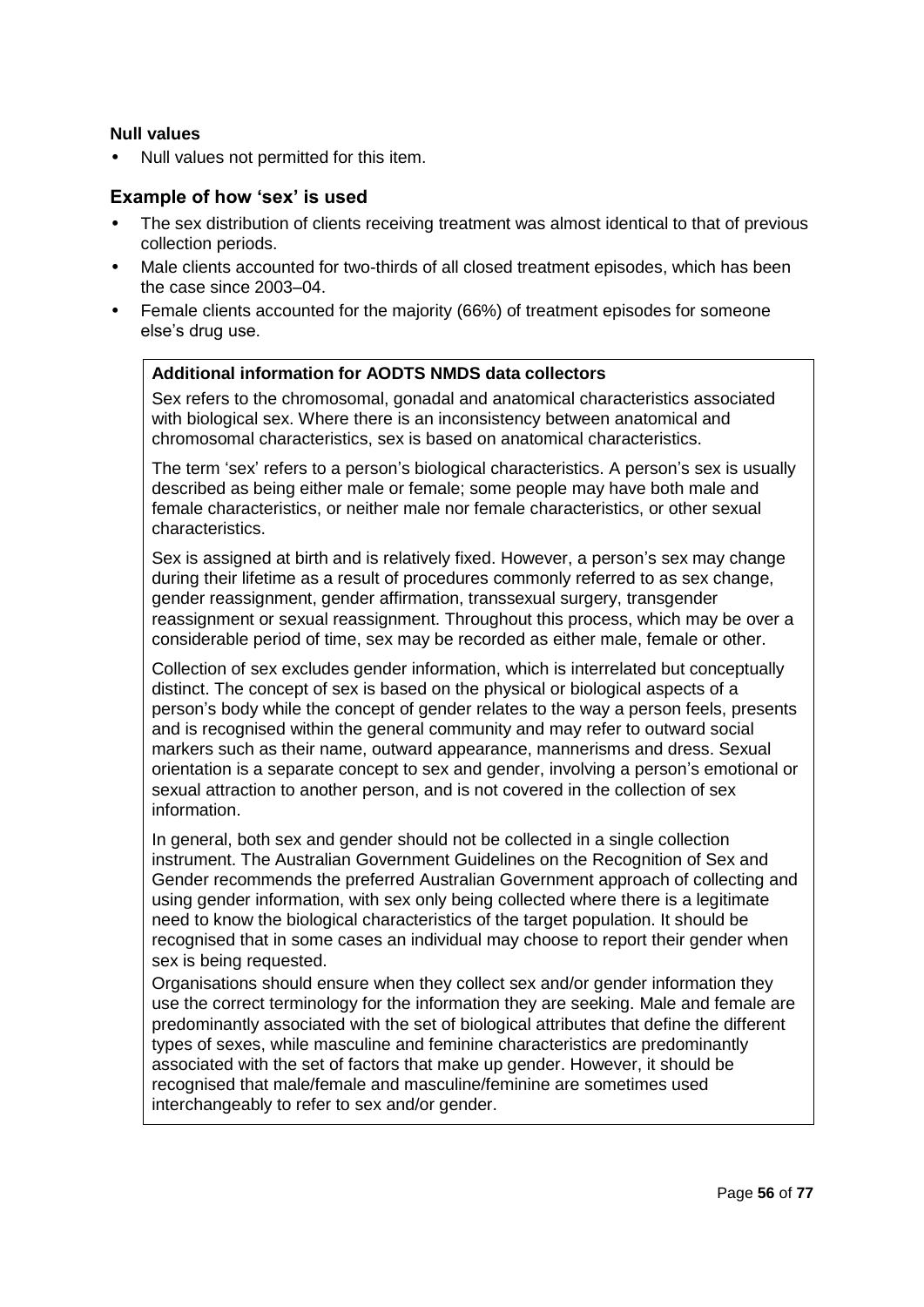**Null values**

- Null values not permitted for this item.

### Example of how 'sex' is used

- The sex distribution of clients receiving treatment was almost identical to that of previous collection periods.
- Male clients accounted for two-thirds of all closed treatment episodes, which has been the case since 2003–04.
- Female clients accounted for the majority (66%) of treatment episodes for someone else's drug use.

**Additional information for AODTS NMDS data collectors**

Sex refers to the chromosomal, gonadal and anatomical characteristics associated with biological sex. Where there is an inconsistency between anatomical and chromosomal characteristics, sex is based on anatomical characteristics.

The term 'sex' refers to a person's biological characteristics. A person's sex is usually described as being either male or female; some people may have both male and female characteristics, or neither male nor female characteristics, or other sexual characteristics.

Sex is assigned at birth and is relatively fixed. However, a person's sex may change during their lifetime as a result of procedures commonly referred to as sex change, gender reassignment, gender affirmation, transsexual surgery, transgender reassignment or sexual reassignment. Throughout this process, which may be over a considerable period of time, sex may be recorded as either male, female or other.

Collection of sex excludes gender information, which is interrelated but conceptually distinct. The concept of sex is based on the physical or biological aspects of a person's body while the concept of gender relates to the way a person feels, presents and is recognised within the general community and may refer to outward social markers such as their name, outward appearance, mannerisms and dress. Sexual orientation is a separate concept to sex and gender, involving a person's emotional or sexual attraction to another person, and is not covered in the collection of sex information.

In general, both sex and gender should not be collected in a single collection instrument. The Australian Government Guidelines on the Recognition of Sex and Gender recommends the preferred Australian Government approach of collecting and using gender information, with sex only being collected where there is a legitimate need to know the biological characteristics of the target population. It should be recognised that in some cases an individual may choose to report their gender when sex is being requested.

Organisations should ensure when they collect sex and/or gender information they use the correct terminology for the information they are seeking. Male and female are predominantly associated with the set of biological attributes that define the different types of sexes, while masculine and feminine characteristics are predominantly associated with the set of factors that make up gender. However, it should be recognised that male/female and masculine/feminine are sometimes used interchangeably to refer to sex and/or gender.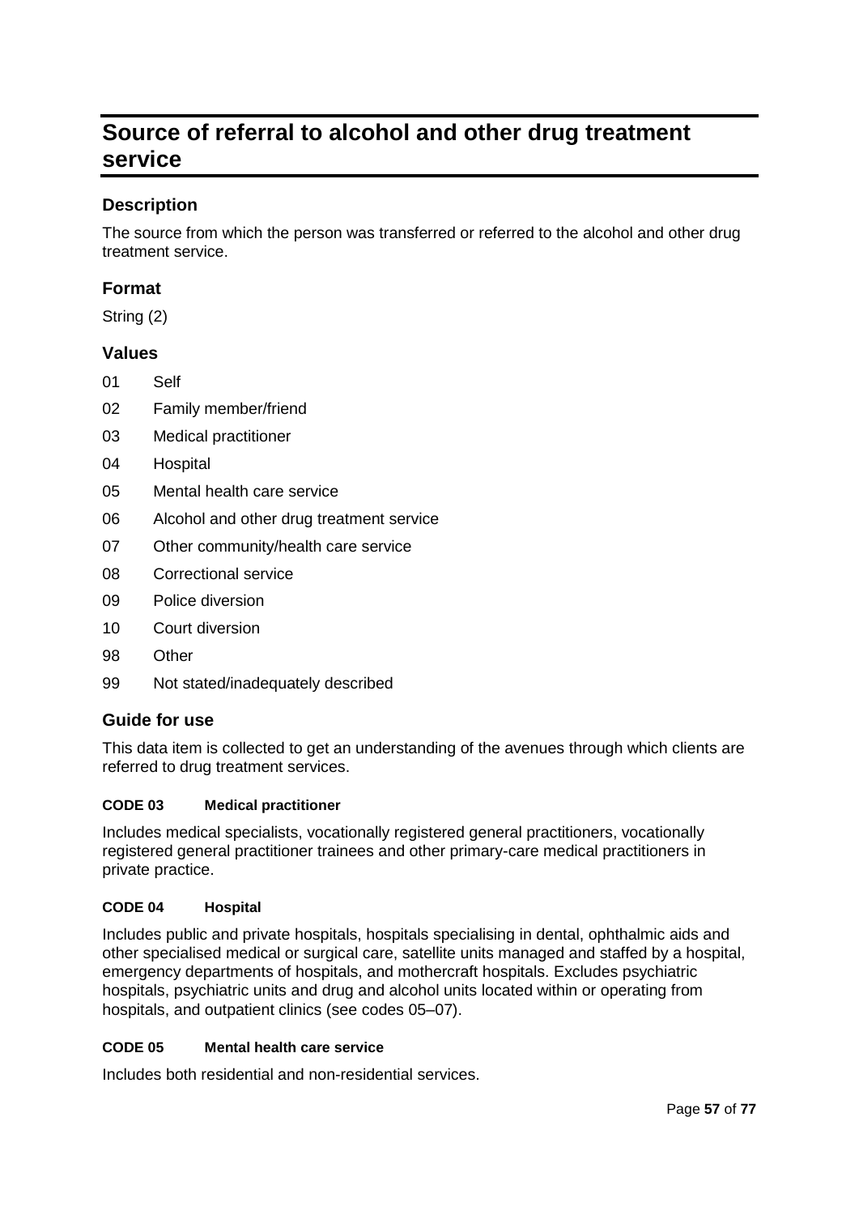# Source of referral to alcohol and other drug treatment service

## Description

The source from which the person was transferred or referred to the alcohol and other drug treatment service.

## Format

String (2)

## Values

| | |
|---|---|
| 01 | Self |
| 02 | Family member/friend |
| 03 | Medical practitioner |
| 04 | Hospital |
| 05 | Mental health care service |
| 06 | Alcohol and other drug treatment service |
| 07 | Other community/health care service |
| 08 | Correctional service |
| 09 | Police diversion |
| 10 | Court diversion |
| 98 | Other |
| 99 | Not stated/inadequately described |

## Guide for use

This data item is collected to get an understanding of the avenues through which clients are referred to drug treatment services.

#### CODE 03 Medical practitioner

Includes medical specialists, vocationally registered general practitioners, vocationally registered general practitioner trainees and other primary-care medical practitioners in private practice.

#### CODE 04 Hospital

Includes public and private hospitals, hospitals specialising in dental, ophthalmic aids and other specialised medical or surgical care, satellite units managed and staffed by a hospital, emergency departments of hospitals, and mothercraft hospitals. Excludes psychiatric hospitals, psychiatric units and drug and alcohol units located within or operating from hospitals, and outpatient clinics (see codes 05–07).

#### CODE 05 Mental health care service

Includes both residential and non-residential services.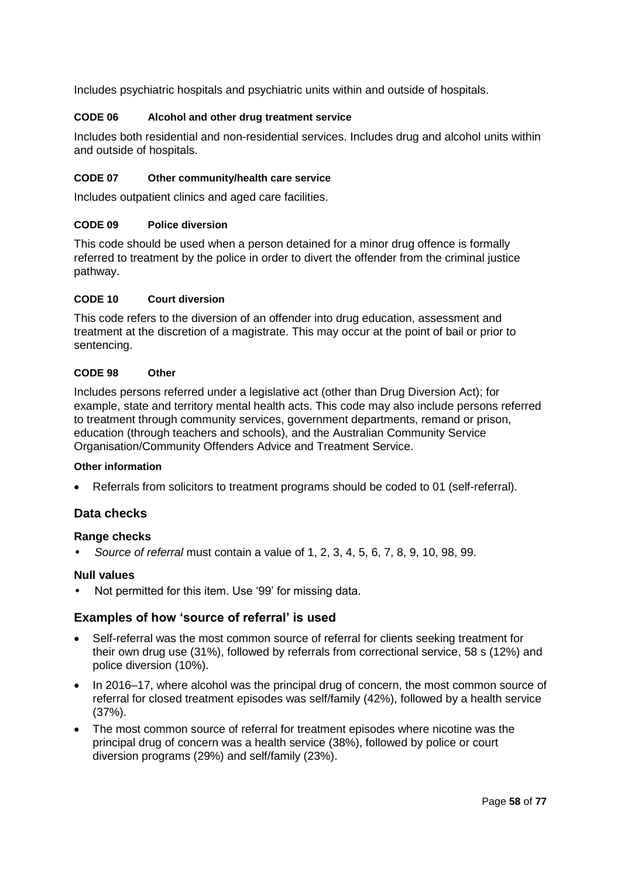Includes psychiatric hospitals and psychiatric units within and outside of hospitals.

**CODE 06 Alcohol and other drug treatment service**

Includes both residential and non-residential services. Includes drug and alcohol units within and outside of hospitals.

**CODE 07 Other community/health care service**

Includes outpatient clinics and aged care facilities.

**CODE 09 Police diversion**

This code should be used when a person detained for a minor drug offence is formally referred to treatment by the police in order to divert the offender from the criminal justice pathway.

**CODE 10 Court diversion**

This code refers to the diversion of an offender into drug education, assessment and treatment at the discretion of a magistrate. This may occur at the point of bail or prior to sentencing.

**CODE 98 Other**

Includes persons referred under a legislative act (other than Drug Diversion Act); for example, state and territory mental health acts. This code may also include persons referred to treatment through community services, government departments, remand or prison, education (through teachers and schools), and the Australian Community Service Organisation/Community Offenders Advice and Treatment Service.

**Other information**

- Referrals from solicitors to treatment programs should be coded to 01 (self-referral).

## Data checks

### Range checks

- *Source of referral* must contain a value of 1, 2, 3, 4, 5, 6, 7, 8, 9, 10, 98, 99.

### Null values

- Not permitted for this item. Use '99' for missing data.

## Examples of how 'source of referral' is used

- Self-referral was the most common source of referral for clients seeking treatment for their own drug use (31%), followed by referrals from correctional service, 58 s (12%) and police diversion (10%).
- In 2016–17, where alcohol was the principal drug of concern, the most common source of referral for closed treatment episodes was self/family (42%), followed by a health service (37%).
- The most common source of referral for treatment episodes where nicotine was the principal drug of concern was a health service (38%), followed by police or court diversion programs (29%) and self/family (23%).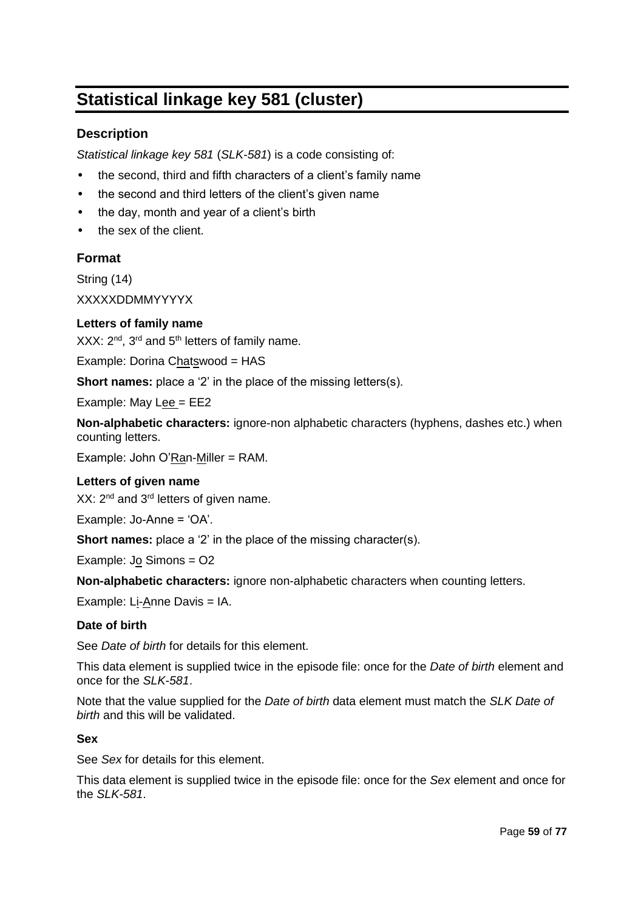# Statistical linkage key 581 (cluster)

## Description

*Statistical linkage key 581* (*SLK-581*) is a code consisting of:

- the second, third and fifth characters of a client's family name
- the second and third letters of the client's given name
- the day, month and year of a client's birth
- the sex of the client.

## Format

String (14)

XXXXXDDMMYYYYX

### Letters of family name

XXX: 2nd, 3rd and 5th letters of family name.

Example: Dorina Chatswood = HAS

**Short names:** place a '2' in the place of the missing letters(s).

Example: May Lee = EE2

**Non-alphabetic characters:** ignore-non alphabetic characters (hyphens, dashes etc.) when counting letters.

Example: John O'Ran-Miller = RAM.

### Letters of given name

XX: 2nd and 3rd letters of given name.

Example: Jo-Anne = 'OA'.

**Short names:** place a '2' in the place of the missing character(s).

Example: Jo Simons = O2

**Non-alphabetic characters:** ignore non-alphabetic characters when counting letters.

Example: Li-Anne Davis = IA.

### Date of birth

See *Date of birth* for details for this element.

This data element is supplied twice in the episode file: once for the *Date of birth* element and once for the *SLK-581*.

Note that the value supplied for the *Date of birth* data element must match the *SLK Date of birth* and this will be validated.

### Sex

See *Sex* for details for this element.

This data element is supplied twice in the episode file: once for the *Sex* element and once for the *SLK-581*.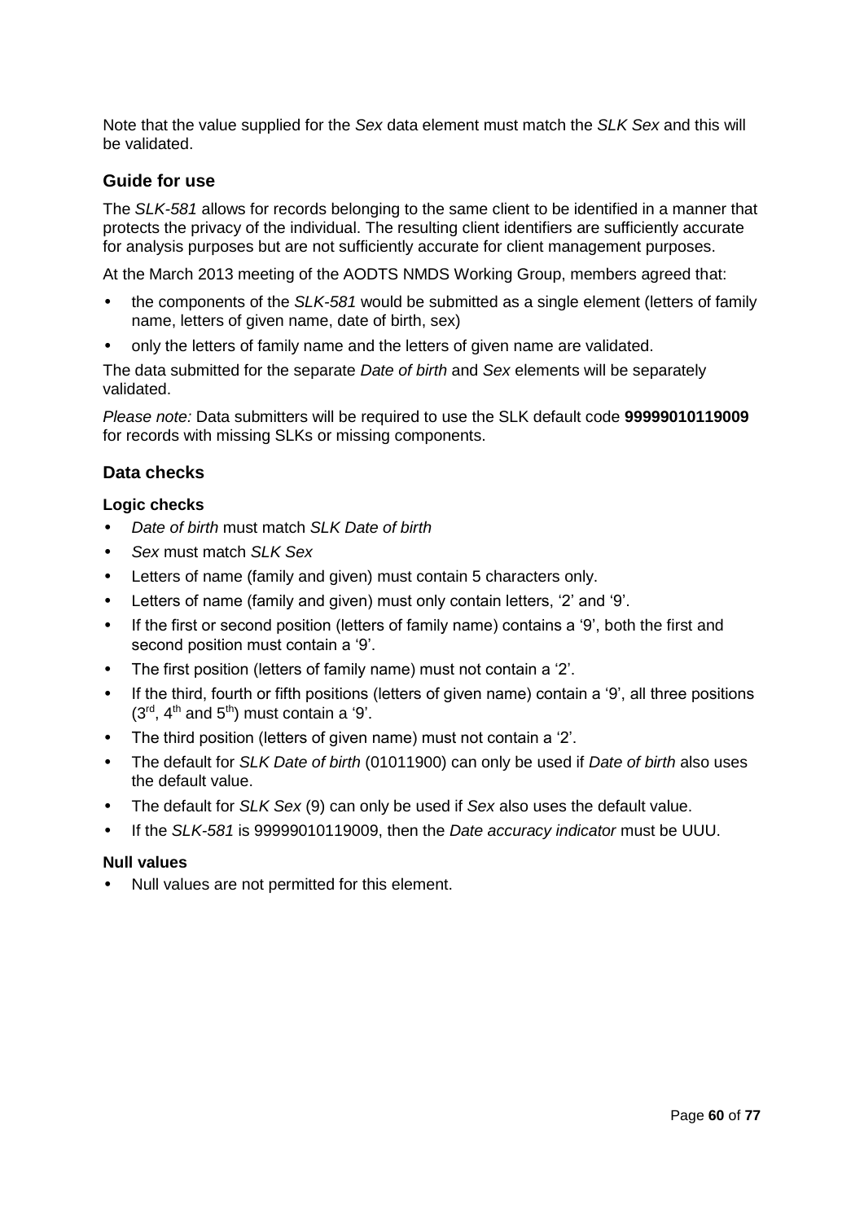Note that the value supplied for the *Sex* data element must match the *SLK Sex* and this will be validated.

### Guide for use

The *SLK-581* allows for records belonging to the same client to be identified in a manner that protects the privacy of the individual. The resulting client identifiers are sufficiently accurate for analysis purposes but are not sufficiently accurate for client management purposes.

At the March 2013 meeting of the AODTS NMDS Working Group, members agreed that:

- the components of the *SLK-581* would be submitted as a single element (letters of family name, letters of given name, date of birth, sex)
- only the letters of family name and the letters of given name are validated.

The data submitted for the separate *Date of birth* and *Sex* elements will be separately validated.

*Please note:* Data submitters will be required to use the SLK default code **99999010119009** for records with missing SLKs or missing components.

### Data checks

#### Logic checks

- *Date of birth* must match *SLK Date of birth*
- *Sex* must match *SLK Sex*
- Letters of name (family and given) must contain 5 characters only.
- Letters of name (family and given) must only contain letters, '2' and '9'.
- If the first or second position (letters of family name) contains a '9', both the first and second position must contain a '9'.
- The first position (letters of family name) must not contain a '2'.
- If the third, fourth or fifth positions (letters of given name) contain a '9', all three positions ($3^{rd}$, $4^{th}$ and $5^{th}$) must contain a '9'.
- The third position (letters of given name) must not contain a '2'.
- The default for *SLK Date of birth* (01011900) can only be used if *Date of birth* also uses the default value.
- The default for *SLK Sex* (9) can only be used if *Sex* also uses the default value.
- If the *SLK-581* is 99999010119009, then the *Date accuracy indicator* must be UUU.

#### Null values

- Null values are not permitted for this element.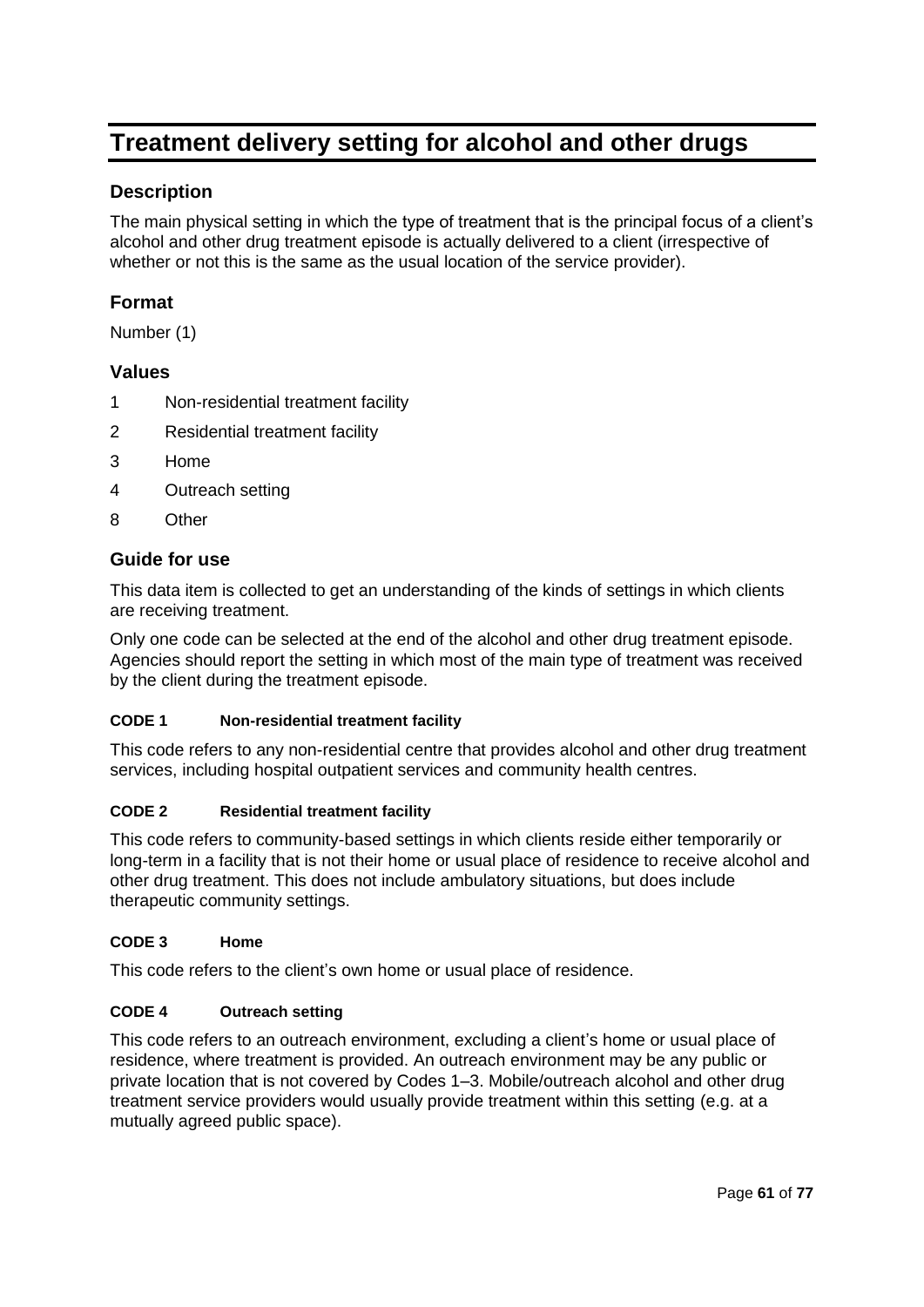# Treatment delivery setting for alcohol and other drugs

## Description

The main physical setting in which the type of treatment that is the principal focus of a client's alcohol and other drug treatment episode is actually delivered to a client (irrespective of whether or not this is the same as the usual location of the service provider).

## Format

Number (1)

## Values

| | |
|---|---|
| 1 | Non-residential treatment facility |
| 2 | Residential treatment facility |
| 3 | Home |
| 4 | Outreach setting |
| 8 | Other |

## Guide for use

This data item is collected to get an understanding of the kinds of settings in which clients are receiving treatment.

Only one code can be selected at the end of the alcohol and other drug treatment episode. Agencies should report the setting in which most of the main type of treatment was received by the client during the treatment episode.

#### CODE 1 Non-residential treatment facility

This code refers to any non-residential centre that provides alcohol and other drug treatment services, including hospital outpatient services and community health centres.

#### CODE 2 Residential treatment facility

This code refers to community-based settings in which clients reside either temporarily or long-term in a facility that is not their home or usual place of residence to receive alcohol and other drug treatment. This does not include ambulatory situations, but does include therapeutic community settings.

#### CODE 3 Home

This code refers to the client's own home or usual place of residence.

#### CODE 4 Outreach setting

This code refers to an outreach environment, excluding a client's home or usual place of residence, where treatment is provided. An outreach environment may be any public or private location that is not covered by Codes 1–3. Mobile/outreach alcohol and other drug treatment service providers would usually provide treatment within this setting (e.g. at a mutually agreed public space).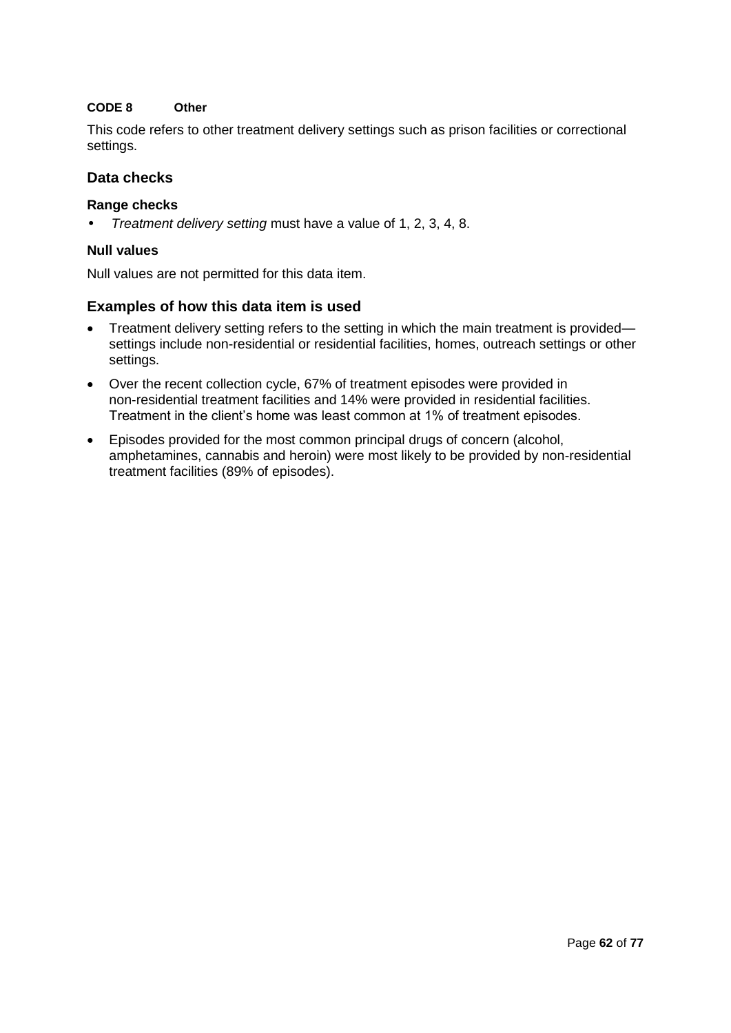**CODE 8 Other**

This code refers to other treatment delivery settings such as prison facilities or correctional settings.

## Data checks

### Range checks

- *Treatment delivery setting* must have a value of 1, 2, 3, 4, 8.

### Null values

Null values are not permitted for this data item.

## Examples of how this data item is used

- Treatment delivery setting refers to the setting in which the main treatment is provided—settings include non-residential or residential facilities, homes, outreach settings or other settings.
- Over the recent collection cycle, 67% of treatment episodes were provided in non-residential treatment facilities and 14% were provided in residential facilities. Treatment in the client's home was least common at 1% of treatment episodes.
- Episodes provided for the most common principal drugs of concern (alcohol, amphetamines, cannabis and heroin) were most likely to be provided by non-residential treatment facilities (89% of episodes).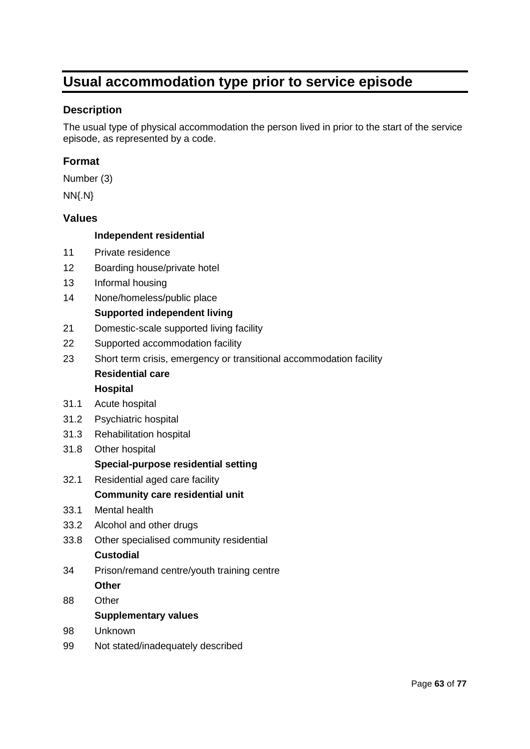# Usual accommodation type prior to service episode

## Description

The usual type of physical accommodation the person lived in prior to the start of the service episode, as represented by a code.

## Format

Number (3)

NN{.N}

## Values

**Independent residential**

11 Private residence

12 Boarding house/private hotel

13 Informal housing

14 None/homeless/public place

**Supported independent living**

21 Domestic-scale supported living facility

22 Supported accommodation facility

23 Short term crisis, emergency or transitional accommodation facility

**Residential care**

**Hospital**

31.1 Acute hospital

31.2 Psychiatric hospital

31.3 Rehabilitation hospital

31.8 Other hospital

**Special-purpose residential setting**

32.1 Residential aged care facility

**Community care residential unit**

33.1 Mental health

33.2 Alcohol and other drugs

33.8 Other specialised community residential

**Custodial**

34 Prison/remand centre/youth training centre

**Other**

88 Other

**Supplementary values**

98 Unknown

99 Not stated/inadequately described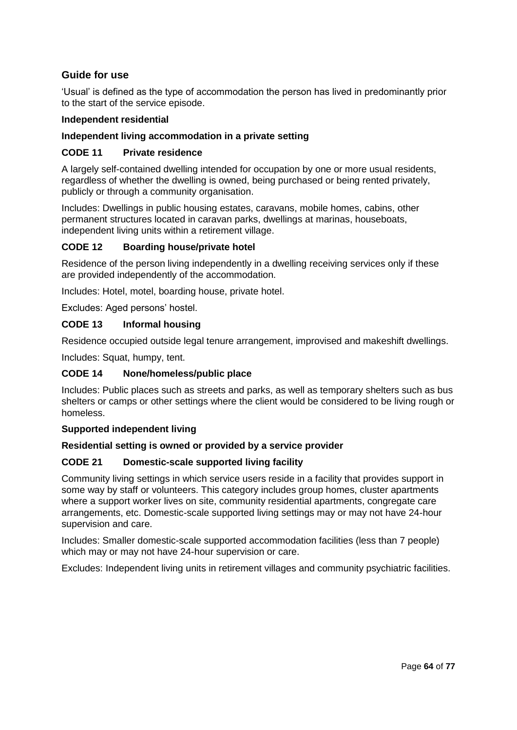## Guide for use

'Usual' is defined as the type of accommodation the person has lived in predominantly prior to the start of the service episode.

**Independent residential**

**Independent living accommodation in a private setting**

**CODE 11 Private residence**

A largely self-contained dwelling intended for occupation by one or more usual residents, regardless of whether the dwelling is owned, being purchased or being rented privately, publicly or through a community organisation.

Includes: Dwellings in public housing estates, caravans, mobile homes, cabins, other permanent structures located in caravan parks, dwellings at marinas, houseboats, independent living units within a retirement village.

**CODE 12 Boarding house/private hotel**

Residence of the person living independently in a dwelling receiving services only if these are provided independently of the accommodation.

Includes: Hotel, motel, boarding house, private hotel.

Excludes: Aged persons' hostel.

**CODE 13 Informal housing**

Residence occupied outside legal tenure arrangement, improvised and makeshift dwellings.

Includes: Squat, humpy, tent.

**CODE 14 None/homeless/public place**

Includes: Public places such as streets and parks, as well as temporary shelters such as bus shelters or camps or other settings where the client would be considered to be living rough or homeless.

**Supported independent living**

**Residential setting is owned or provided by a service provider**

**CODE 21 Domestic-scale supported living facility**

Community living settings in which service users reside in a facility that provides support in some way by staff or volunteers. This category includes group homes, cluster apartments where a support worker lives on site, community residential apartments, congregate care arrangements, etc. Domestic-scale supported living settings may or may not have 24-hour supervision and care.

Includes: Smaller domestic-scale supported accommodation facilities (less than 7 people) which may or may not have 24-hour supervision or care.

Excludes: Independent living units in retirement villages and community psychiatric facilities.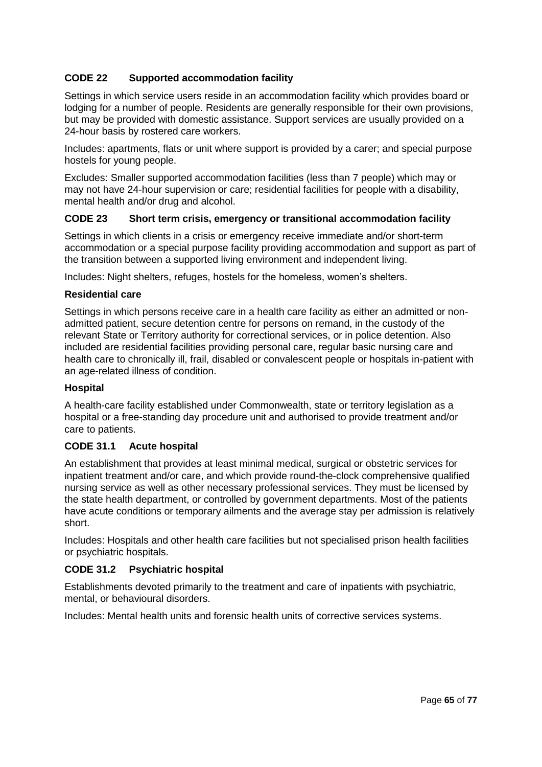### CODE 22 Supported accommodation facility

Settings in which service users reside in an accommodation facility which provides board or lodging for a number of people. Residents are generally responsible for their own provisions, but may be provided with domestic assistance. Support services are usually provided on a 24-hour basis by rostered care workers.

Includes: apartments, flats or unit where support is provided by a carer; and special purpose hostels for young people.

Excludes: Smaller supported accommodation facilities (less than 7 people) which may or may not have 24-hour supervision or care; residential facilities for people with a disability, mental health and/or drug and alcohol.

### CODE 23 Short term crisis, emergency or transitional accommodation facility

Settings in which clients in a crisis or emergency receive immediate and/or short-term accommodation or a special purpose facility providing accommodation and support as part of the transition between a supported living environment and independent living.

Includes: Night shelters, refuges, hostels for the homeless, women's shelters.

### Residential care

Settings in which persons receive care in a health care facility as either an admitted or non-admitted patient, secure detention centre for persons on remand, in the custody of the relevant State or Territory authority for correctional services, or in police detention. Also included are residential facilities providing personal care, regular basic nursing care and health care to chronically ill, frail, disabled or convalescent people or hospitals in-patient with an age-related illness of condition.

### Hospital

A health-care facility established under Commonwealth, state or territory legislation as a hospital or a free-standing day procedure unit and authorised to provide treatment and/or care to patients.

### CODE 31.1 Acute hospital

An establishment that provides at least minimal medical, surgical or obstetric services for inpatient treatment and/or care, and which provide round-the-clock comprehensive qualified nursing service as well as other necessary professional services. They must be licensed by the state health department, or controlled by government departments. Most of the patients have acute conditions or temporary ailments and the average stay per admission is relatively short.

Includes: Hospitals and other health care facilities but not specialised prison health facilities or psychiatric hospitals.

### CODE 31.2 Psychiatric hospital

Establishments devoted primarily to the treatment and care of inpatients with psychiatric, mental, or behavioural disorders.

Includes: Mental health units and forensic health units of corrective services systems.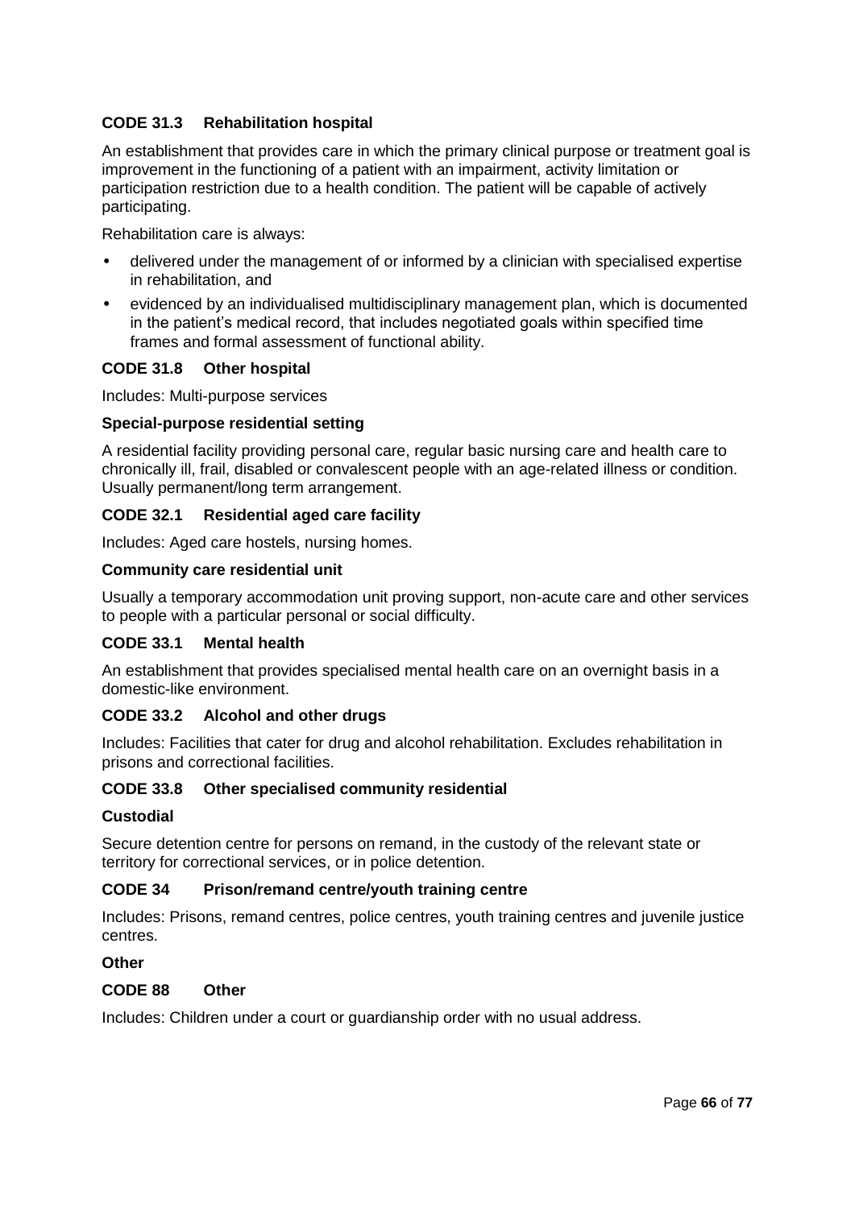**CODE 31.3 Rehabilitation hospital**

An establishment that provides care in which the primary clinical purpose or treatment goal is improvement in the functioning of a patient with an impairment, activity limitation or participation restriction due to a health condition. The patient will be capable of actively participating.

Rehabilitation care is always:

- delivered under the management of or informed by a clinician with specialised expertise in rehabilitation, and
- evidenced by an individualised multidisciplinary management plan, which is documented in the patient's medical record, that includes negotiated goals within specified time frames and formal assessment of functional ability.

**CODE 31.8 Other hospital**

Includes: Multi-purpose services

**Special-purpose residential setting**

A residential facility providing personal care, regular basic nursing care and health care to chronically ill, frail, disabled or convalescent people with an age-related illness or condition. Usually permanent/long term arrangement.

**CODE 32.1 Residential aged care facility**

Includes: Aged care hostels, nursing homes.

**Community care residential unit**

Usually a temporary accommodation unit proving support, non-acute care and other services to people with a particular personal or social difficulty.

**CODE 33.1 Mental health**

An establishment that provides specialised mental health care on an overnight basis in a domestic-like environment.

**CODE 33.2 Alcohol and other drugs**

Includes: Facilities that cater for drug and alcohol rehabilitation. Excludes rehabilitation in prisons and correctional facilities.

**CODE 33.8 Other specialised community residential**

**Custodial**

Secure detention centre for persons on remand, in the custody of the relevant state or territory for correctional services, or in police detention.

**CODE 34 Prison/remand centre/youth training centre**

Includes: Prisons, remand centres, police centres, youth training centres and juvenile justice centres.

**Other**

**CODE 88 Other**

Includes: Children under a court or guardianship order with no usual address.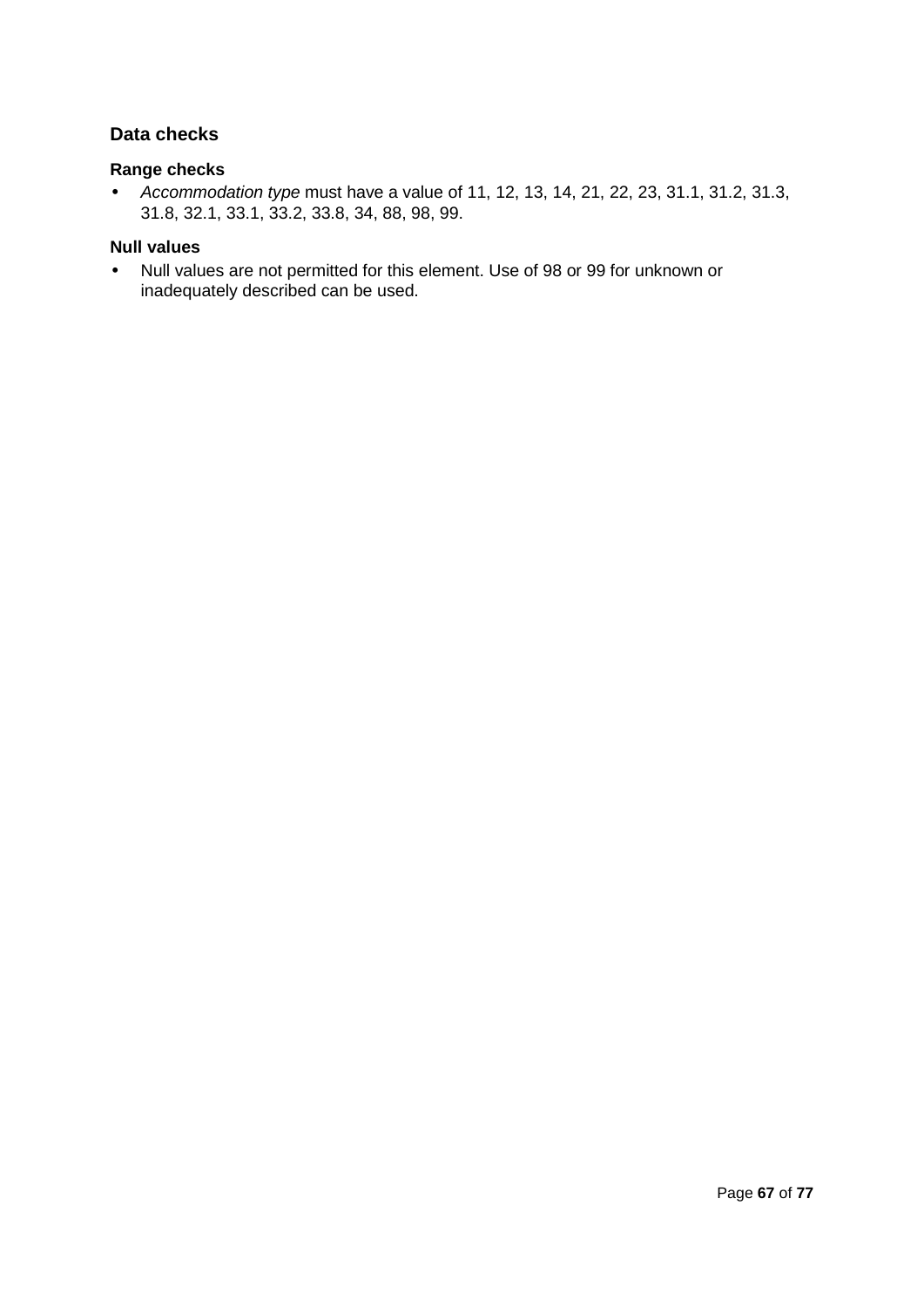### Data checks

#### Range checks

- *Accommodation type* must have a value of 11, 12, 13, 14, 21, 22, 23, 31.1, 31.2, 31.3, 31.8, 32.1, 33.1, 33.2, 33.8, 34, 88, 98, 99.

#### Null values

- Null values are not permitted for this element. Use of 98 or 99 for unknown or inadequately described can be used.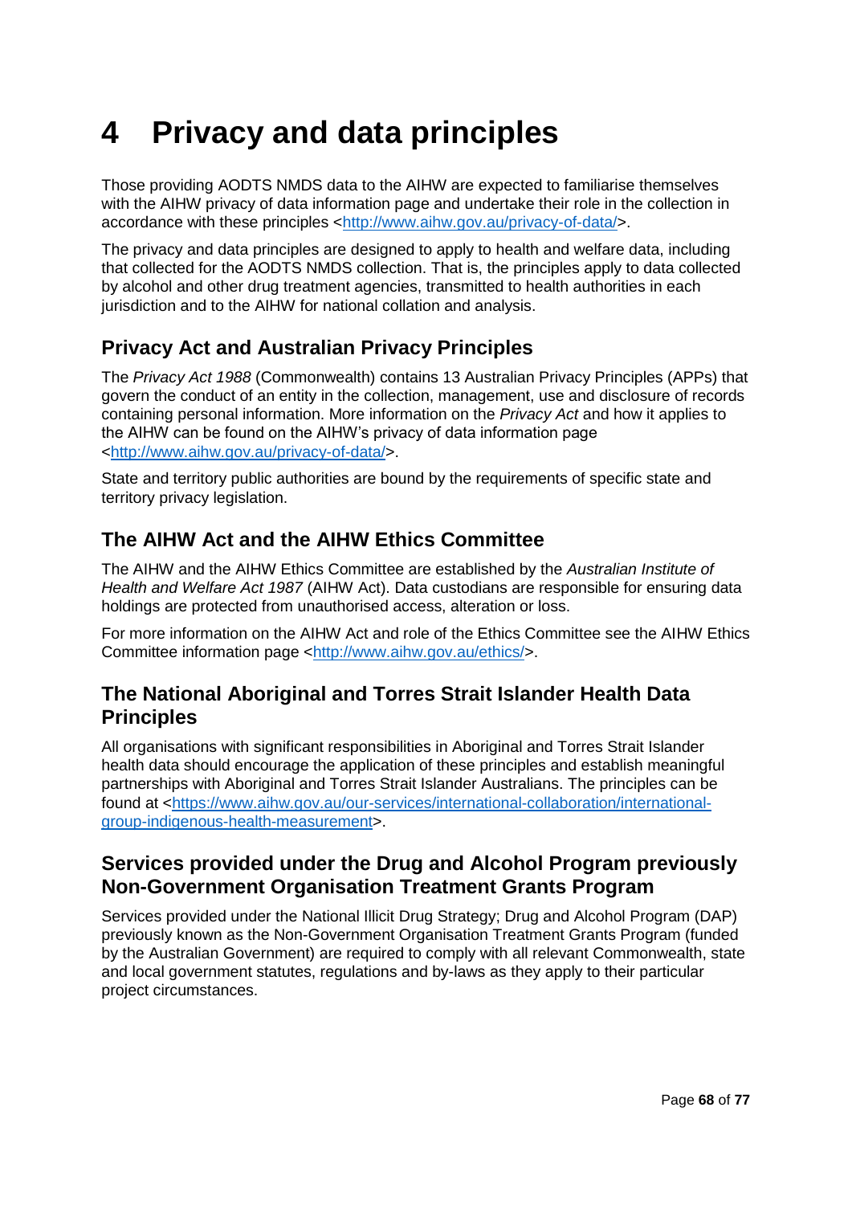# 4 Privacy and data principles

Those providing AODTS NMDS data to the AIHW are expected to familiarise themselves with the AIHW privacy of data information page and undertake their role in the collection in accordance with these principles <http://www.aihw.gov.au/privacy-of-data/>.

The privacy and data principles are designed to apply to health and welfare data, including that collected for the AODTS NMDS collection. That is, the principles apply to data collected by alcohol and other drug treatment agencies, transmitted to health authorities in each jurisdiction and to the AIHW for national collation and analysis.

## Privacy Act and Australian Privacy Principles

The *Privacy Act 1988* (Commonwealth) contains 13 Australian Privacy Principles (APPs) that govern the conduct of an entity in the collection, management, use and disclosure of records containing personal information. More information on the *Privacy Act* and how it applies to the AIHW can be found on the AIHW's privacy of data information page <http://www.aihw.gov.au/privacy-of-data/>.

State and territory public authorities are bound by the requirements of specific state and territory privacy legislation.

## The AIHW Act and the AIHW Ethics Committee

The AIHW and the AIHW Ethics Committee are established by the *Australian Institute of Health and Welfare Act 1987* (AIHW Act). Data custodians are responsible for ensuring data holdings are protected from unauthorised access, alteration or loss.

For more information on the AIHW Act and role of the Ethics Committee see the AIHW Ethics Committee information page <http://www.aihw.gov.au/ethics/>.

## The National Aboriginal and Torres Strait Islander Health Data Principles

All organisations with significant responsibilities in Aboriginal and Torres Strait Islander health data should encourage the application of these principles and establish meaningful partnerships with Aboriginal and Torres Strait Islander Australians. The principles can be found at <https://www.aihw.gov.au/our-services/international-collaboration/international-group-indigenous-health-measurement>.

## Services provided under the Drug and Alcohol Program previously Non-Government Organisation Treatment Grants Program

Services provided under the National Illicit Drug Strategy; Drug and Alcohol Program (DAP) previously known as the Non-Government Organisation Treatment Grants Program (funded by the Australian Government) are required to comply with all relevant Commonwealth, state and local government statutes, regulations and by-laws as they apply to their particular project circumstances.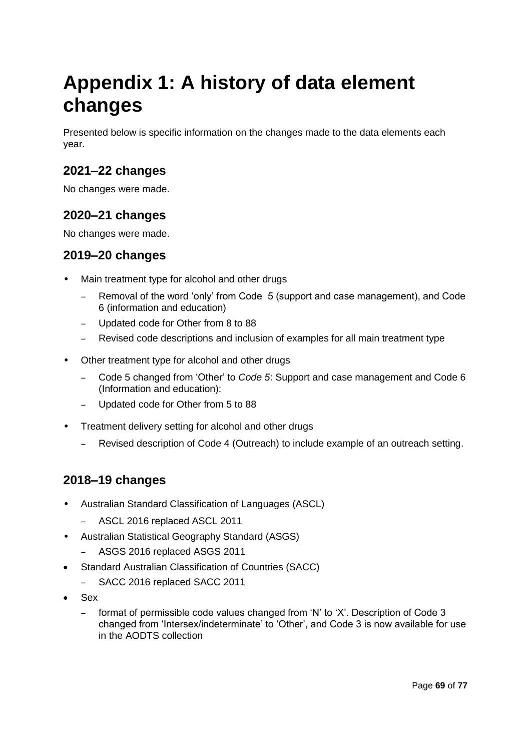# Appendix 1: A history of data element changes

Presented below is specific information on the changes made to the data elements each year.

## 2021–22 changes

No changes were made.

## 2020–21 changes

No changes were made.

## 2019–20 changes

- Main treatment type for alcohol and other drugs
  - Removal of the word 'only' from Code 5 (support and case management), and Code 6 (information and education)
  - Updated code for Other from 8 to 88
  - Revised code descriptions and inclusion of examples for all main treatment type
- Other treatment type for alcohol and other drugs
  - Code 5 changed from 'Other' to *Code 5*: Support and case management and Code 6 (Information and education):
  - Updated code for Other from 5 to 88
- Treatment delivery setting for alcohol and other drugs
  - Revised description of Code 4 (Outreach) to include example of an outreach setting.

## 2018–19 changes

- Australian Standard Classification of Languages (ASCL)
  - ASCL 2016 replaced ASCL 2011
- Australian Statistical Geography Standard (ASGS)
  - ASGS 2016 replaced ASGS 2011
- Standard Australian Classification of Countries (SACC)
  - SACC 2016 replaced SACC 2011
- Sex
  - format of permissible code values changed from 'N' to 'X'. Description of Code 3 changed from 'Intersex/indeterminate' to 'Other', and Code 3 is now available for use in the AODTS collection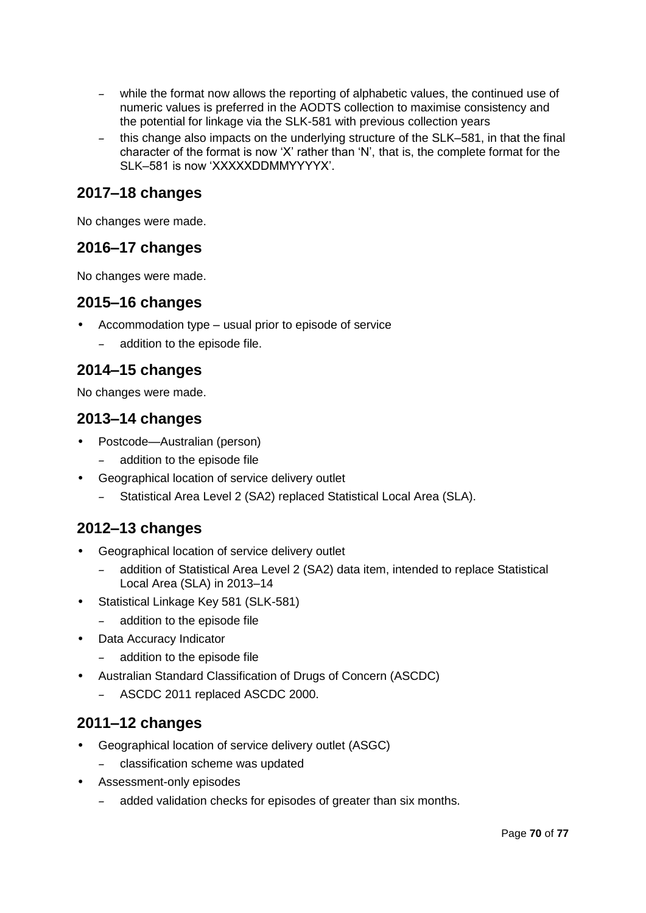- while the format now allows the reporting of alphabetic values, the continued use of numeric values is preferred in the AODTS collection to maximise consistency and the potential for linkage via the SLK-581 with previous collection years
  - this change also impacts on the underlying structure of the SLK–581, in that the final character of the format is now 'X' rather than 'N', that is, the complete format for the SLK–581 is now 'XXXXXDDMMYYYYX'.

## 2017–18 changes

No changes were made.

## 2016–17 changes

No changes were made.

## 2015–16 changes

- Accommodation type – usual prior to episode of service
  - addition to the episode file.

## 2014–15 changes

No changes were made.

## 2013–14 changes

- Postcode—Australian (person)
  - addition to the episode file
- Geographical location of service delivery outlet
  - Statistical Area Level 2 (SA2) replaced Statistical Local Area (SLA).

## 2012–13 changes

- Geographical location of service delivery outlet
  - addition of Statistical Area Level 2 (SA2) data item, intended to replace Statistical Local Area (SLA) in 2013–14
- Statistical Linkage Key 581 (SLK-581)
  - addition to the episode file
- Data Accuracy Indicator
  - addition to the episode file
- Australian Standard Classification of Drugs of Concern (ASCDC)
  - ASCDC 2011 replaced ASCDC 2000.

## 2011–12 changes

- Geographical location of service delivery outlet (ASGC)
  - classification scheme was updated
- Assessment-only episodes
  - added validation checks for episodes of greater than six months.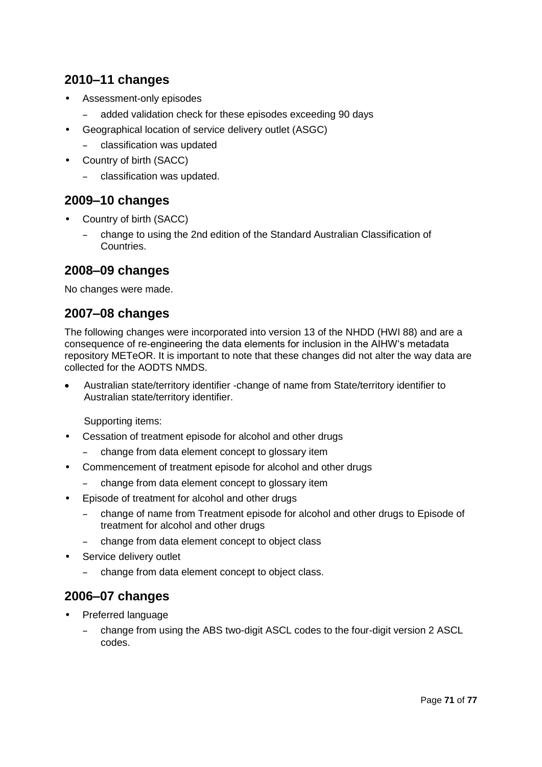## 2010–11 changes

- Assessment-only episodes
  - added validation check for these episodes exceeding 90 days
- Geographical location of service delivery outlet (ASGC)
  - classification was updated
- Country of birth (SACC)
  - classification was updated.

## 2009–10 changes

- Country of birth (SACC)
  - change to using the 2nd edition of the Standard Australian Classification of Countries.

## 2008–09 changes

No changes were made.

## 2007–08 changes

The following changes were incorporated into version 13 of the NHDD (HWI 88) and are a consequence of re-engineering the data elements for inclusion in the AIHW's metadata repository METeOR. It is important to note that these changes did not alter the way data are collected for the AODTS NMDS.

- Australian state/territory identifier -change of name from State/territory identifier to Australian state/territory identifier.

  Supporting items:

- Cessation of treatment episode for alcohol and other drugs
  - change from data element concept to glossary item
- Commencement of treatment episode for alcohol and other drugs
  - change from data element concept to glossary item
- Episode of treatment for alcohol and other drugs
  - change of name from Treatment episode for alcohol and other drugs to Episode of treatment for alcohol and other drugs
  - change from data element concept to object class
- Service delivery outlet
  - change from data element concept to object class.

## 2006–07 changes

- Preferred language
  - change from using the ABS two-digit ASCL codes to the four-digit version 2 ASCL codes.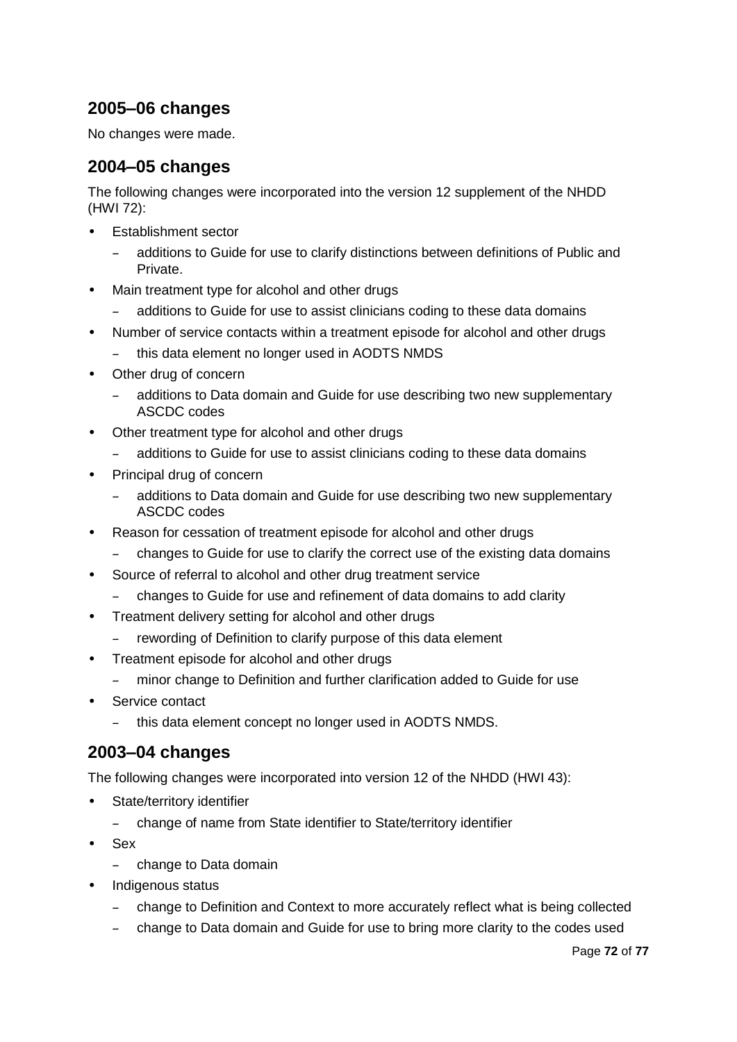## 2005–06 changes

No changes were made.

## 2004–05 changes

The following changes were incorporated into the version 12 supplement of the NHDD (HWI 72):

- Establishment sector
  - additions to Guide for use to clarify distinctions between definitions of Public and Private.
- Main treatment type for alcohol and other drugs
  - additions to Guide for use to assist clinicians coding to these data domains
- Number of service contacts within a treatment episode for alcohol and other drugs
  - this data element no longer used in AODTS NMDS
- Other drug of concern
  - additions to Data domain and Guide for use describing two new supplementary ASCDC codes
- Other treatment type for alcohol and other drugs
  - additions to Guide for use to assist clinicians coding to these data domains
- Principal drug of concern
  - additions to Data domain and Guide for use describing two new supplementary ASCDC codes
- Reason for cessation of treatment episode for alcohol and other drugs
  - changes to Guide for use to clarify the correct use of the existing data domains
- Source of referral to alcohol and other drug treatment service
  - changes to Guide for use and refinement of data domains to add clarity
- Treatment delivery setting for alcohol and other drugs
  - rewording of Definition to clarify purpose of this data element
- Treatment episode for alcohol and other drugs
  - minor change to Definition and further clarification added to Guide for use
- Service contact
  - this data element concept no longer used in AODTS NMDS.

## 2003–04 changes

The following changes were incorporated into version 12 of the NHDD (HWI 43):

- State/territory identifier
  - change of name from State identifier to State/territory identifier
- Sex
  - change to Data domain
- Indigenous status
  - change to Definition and Context to more accurately reflect what is being collected
  - change to Data domain and Guide for use to bring more clarity to the codes used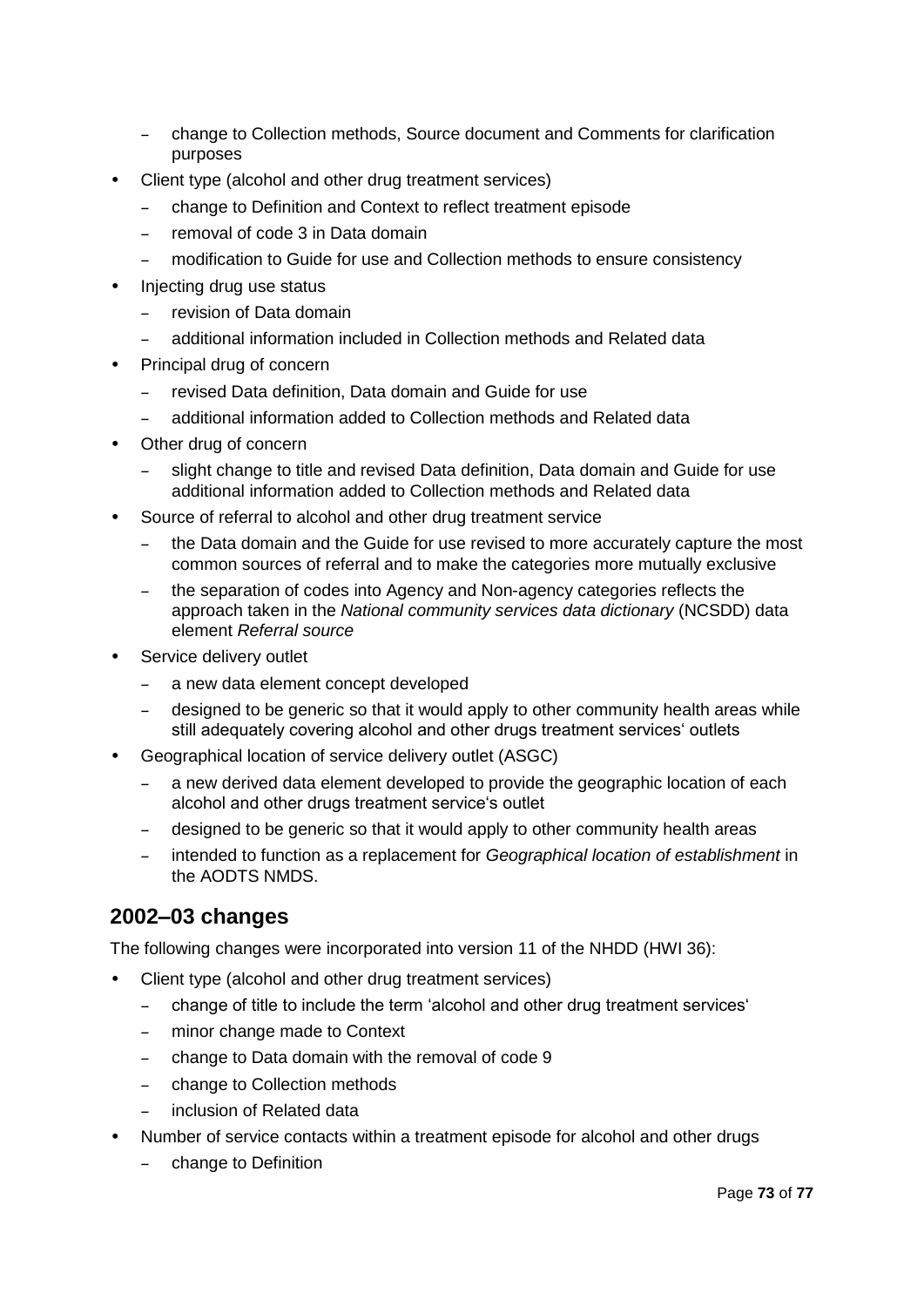- change to Collection methods, Source document and Comments for clarification purposes
- Client type (alcohol and other drug treatment services)
  - change to Definition and Context to reflect treatment episode
  - removal of code 3 in Data domain
  - modification to Guide for use and Collection methods to ensure consistency
- Injecting drug use status
  - revision of Data domain
  - additional information included in Collection methods and Related data
- Principal drug of concern
  - revised Data definition, Data domain and Guide for use
  - additional information added to Collection methods and Related data
- Other drug of concern
  - slight change to title and revised Data definition, Data domain and Guide for use additional information added to Collection methods and Related data
- Source of referral to alcohol and other drug treatment service
  - the Data domain and the Guide for use revised to more accurately capture the most common sources of referral and to make the categories more mutually exclusive
  - the separation of codes into Agency and Non-agency categories reflects the approach taken in the *National community services data dictionary* (NCSDD) data element *Referral source*
- Service delivery outlet
  - a new data element concept developed
  - designed to be generic so that it would apply to other community health areas while still adequately covering alcohol and other drugs treatment services' outlets
- Geographical location of service delivery outlet (ASGC)
  - a new derived data element developed to provide the geographic location of each alcohol and other drugs treatment service's outlet
  - designed to be generic so that it would apply to other community health areas
  - intended to function as a replacement for *Geographical location of establishment* in the AODTS NMDS.

## 2002–03 changes

The following changes were incorporated into version 11 of the NHDD (HWI 36):

- Client type (alcohol and other drug treatment services)
  - change of title to include the term 'alcohol and other drug treatment services'
  - minor change made to Context
  - change to Data domain with the removal of code 9
  - change to Collection methods
  - inclusion of Related data
- Number of service contacts within a treatment episode for alcohol and other drugs
  - change to Definition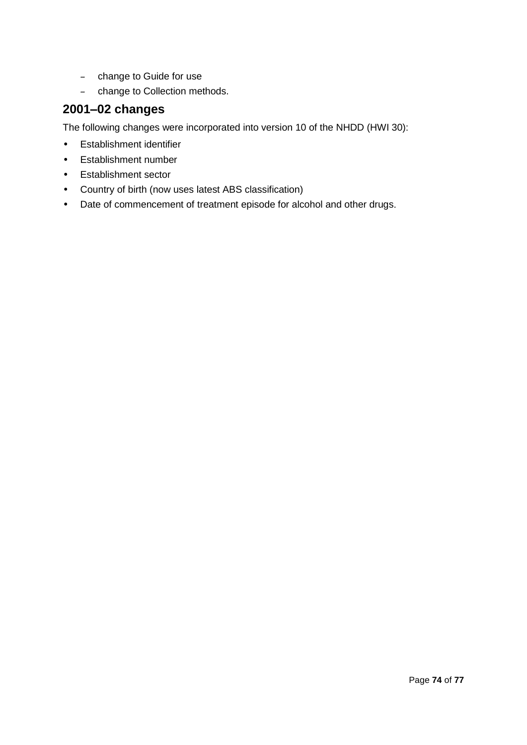- change to Guide for use
  - change to Collection methods.

## 2001–02 changes

The following changes were incorporated into version 10 of the NHDD (HWI 30):

- Establishment identifier
- Establishment number
- Establishment sector
- Country of birth (now uses latest ABS classification)
- Date of commencement of treatment episode for alcohol and other drugs.